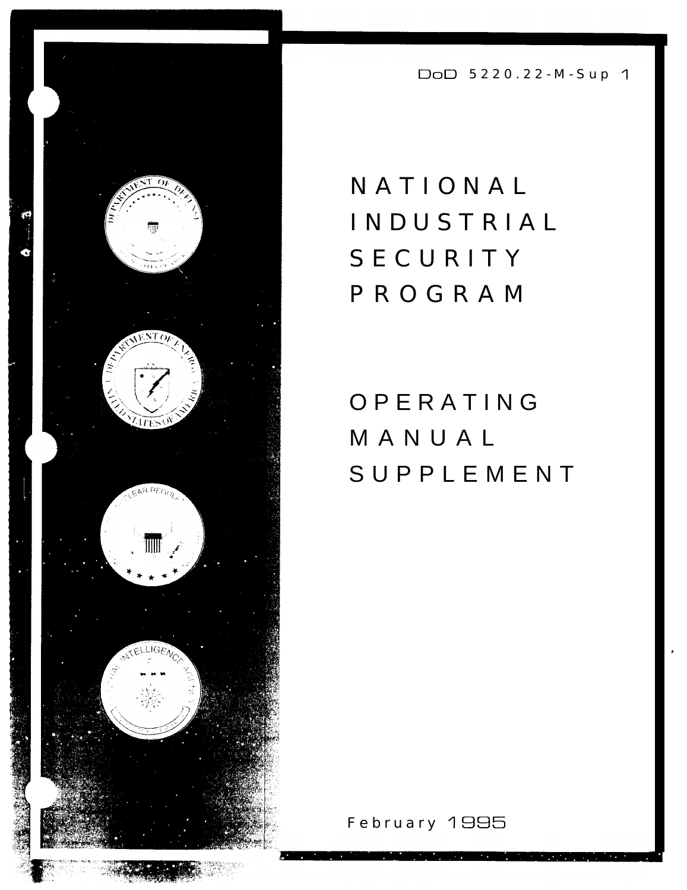DoD 5220.22-M-Sup 1

# NATIONAL INDUSTRIAL SECURITY PROGRAM

# OPERATING MANUAL SUPPLEMENT

February 1995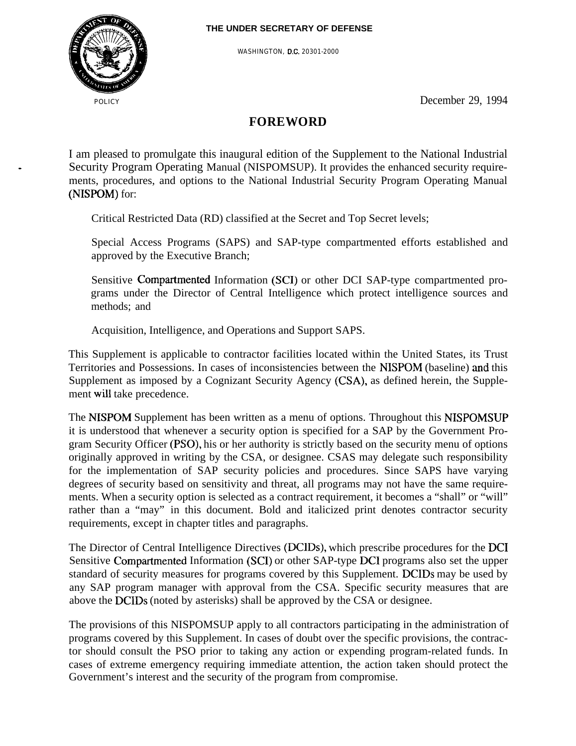**THE UNDER SECRETARY OF DEFENSE**

WASHINGTON, D.C. 20301-2000

POLICY

December 29, 1994

# FOREWORD

I am pleased to promulgate this inaugural edition of the Supplement to the National Industrial Security Program Operating Manual (NISPOMSUP). It provides the enhanced security requirements, procedures, and options to the National Industrial Security Program Operating Manual (NISPOM) for:

Critical Restricted Data (RD) classified at the Secret and Top Secret levels;

Special Access Programs (SAPS) and SAP-type compartmented efforts established and approved by the Executive Branch;

Sensitive Compartmented Information (SCI) or other DCI SAP-type compartmented programs under the Director of Central Intelligence which protect intelligence sources and methods; and

Acquisition, Intelligence, and Operations and Support SAPS.

This Supplement is applicable to contractor facilities located within the United States, its Trust Territories and Possessions. In cases of inconsistencies between the NISPOM (baseline) and this Supplement as imposed by a Cognizant Security Agency (CSA), as defined herein, the Supplement will take precedence.

The NISPOM Supplement has been written as a menu of options. Throughout this NISPOMSUP it is understood that whenever a security option is specified for a SAP by the Government Program Security Officer (PSO), his or her authority is strictly based on the security menu of options originally approved in writing by the CSA, or designee. CSAS may delegate such responsibility for the implementation of SAP security policies and procedures. Since SAPS have varying degrees of security based on sensitivity and threat, all programs may not have the same requirements. When a security option is selected as a contract requirement, it becomes a "shall" or "will" rather than a "may" in this document. Bold and italicized print denotes contractor security requirements, except in chapter titles and paragraphs.

The Director of Central Intelligence Directives (DCIDs), which prescribe procedures for the DCI Sensitive Compartmented Information (SCI) or other SAP-type DCI programs also set the upper standard of security measures for programs covered by this Supplement. DCIDs may be used by any SAP program manager with approval from the CSA. Specific security measures that are above the DCIDs (noted by asterisks) shall be approved by the CSA or designee.

The provisions of this NISPOMSUP apply to all contractors participating in the administration of programs covered by this Supplement. In cases of doubt over the specific provisions, the contractor should consult the PSO prior to taking any action or expending program-related funds. In cases of extreme emergency requiring immediate attention, the action taken should protect the Government's interest and the security of the program from compromise.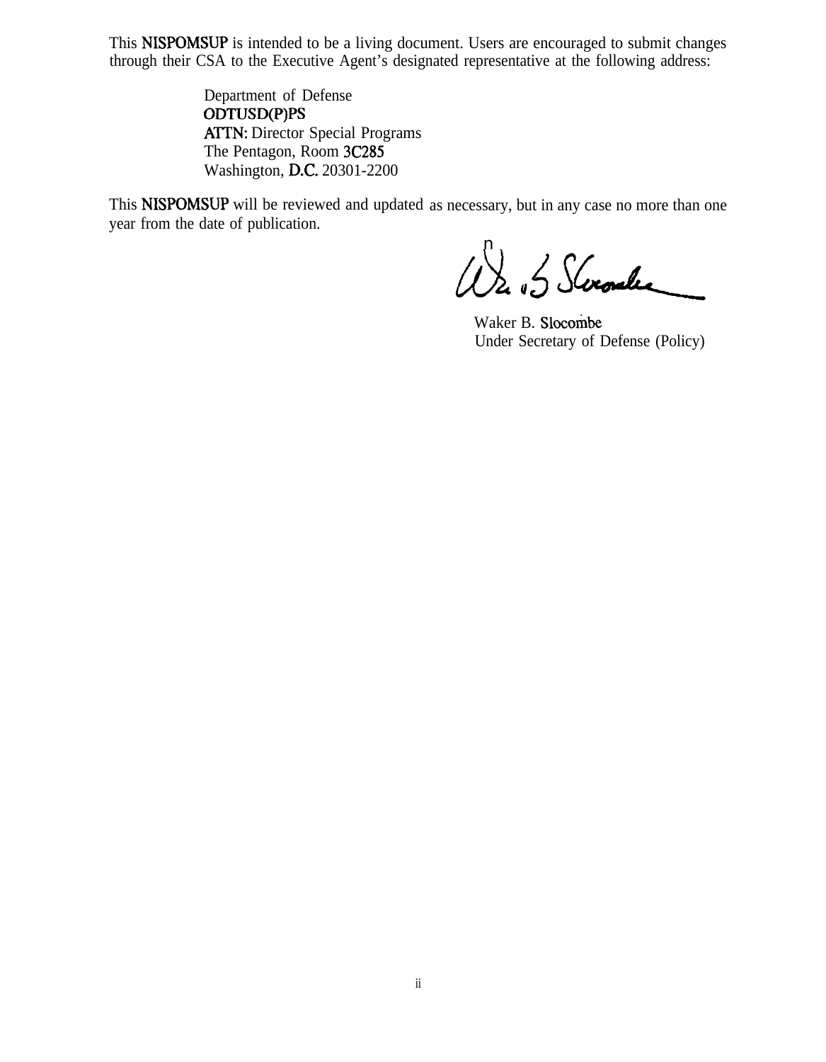This NISPOMSUP is intended to be a living document. Users are encouraged to submit changes through their CSA to the Executive Agent's designated representative at the following address:

Department of Defense
ODTUSD(P)PS
ATTN: Director Special Programs
The Pentagon, Room 3C285
Washington, D.C. 20301-2200

This NISPOMSUP will be reviewed and updated as necessary, but in any case no more than one year from the date of publication.

Waker B. Slocombe
Under Secretary of Defense (Policy)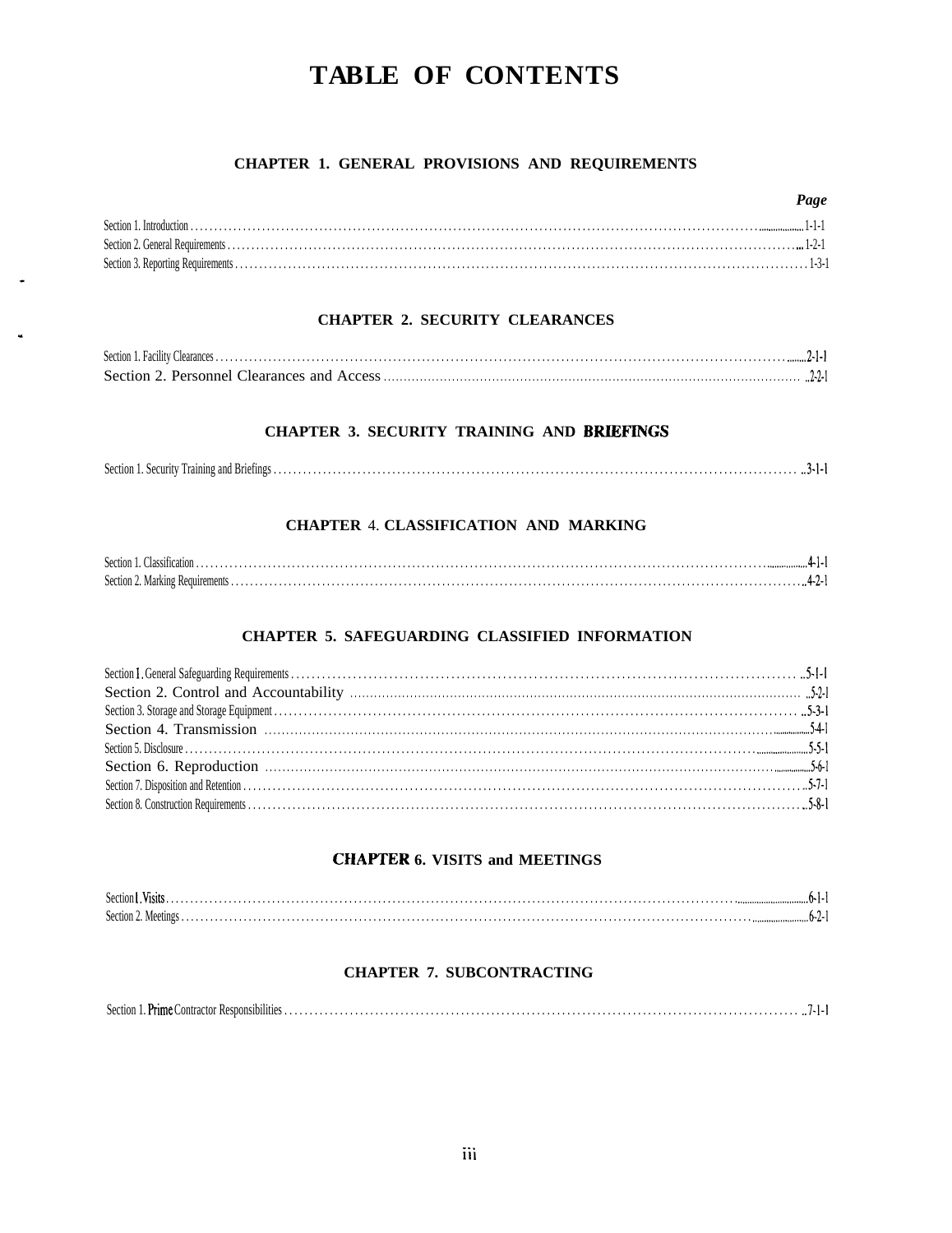# TABLE OF CONTENTS

## CHAPTER 1. GENERAL PROVISIONS AND REQUIREMENTS

| | Page |
|---|---|
| Section 1. Introduction | 1-1-1 |
| Section 2. General Requirements | 1-2-1 |
| Section 3. Reporting Requirements | 1-3-1 |

## CHAPTER 2. SECURITY CLEARANCES

| | |
|---|---|
| Section 1. Facility Clearances | 2-1-1 |
| Section 2. Personnel Clearances and Access | 2-2-1 |

## CHAPTER 3. SECURITY TRAINING AND BRIEFINGS

| | |
|---|---|
| Section 1. Security Training and Briefings | 3-1-1 |

## CHAPTER 4. CLASSIFICATION AND MARKING

| | |
|---|---|
| Section 1. Classification | 4-1-1 |
| Section 2. Marking Requirements | 4-2-1 |

## CHAPTER 5. SAFEGUARDING CLASSIFIED INFORMATION

| | |
|---|---|
| Section 1. General Safeguarding Requirements | 5-1-1 |
| Section 2. Control and Accountability | 5-2-1 |
| Section 3. Storage and Storage Equipment | 5-3-1 |
| Section 4. Transmission | 5-4-1 |
| Section 5. Disclosure | 5-5-1 |
| Section 6. Reproduction | 5-6-1 |
| Section 7. Disposition and Retention | 5-7-1 |
| Section 8. Construction Requirements | 5-8-1 |

## CHAPTER 6. VISITS and MEETINGS

| | |
|---|---|
| Section 1. Visits | 6-1-1 |
| Section 2. Meetings | 6-2-1 |

## CHAPTER 7. SUBCONTRACTING

| | |
|---|---|
| Section 1. Prime Contractor Responsibilities | 7-1-1 |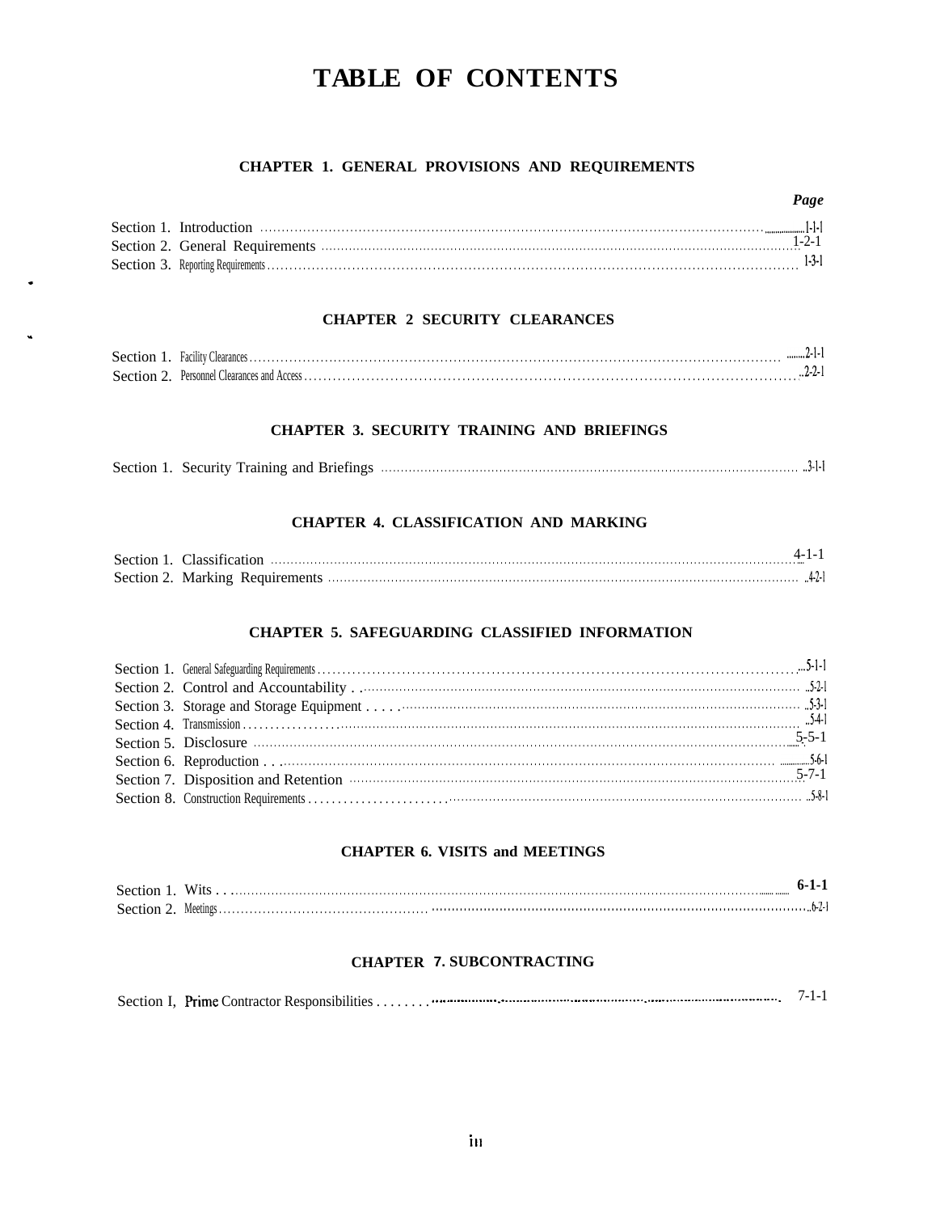# TABLE OF CONTENTS

## CHAPTER 1. GENERAL PROVISIONS AND REQUIREMENTS

| | Page |
|---|---|
| Section 1. Introduction | 1-1-1 |
| Section 2. General Requirements | 1-2-1 |
| Section 3. Reporting Requirements | 1-3-1 |

## CHAPTER 2 SECURITY CLEARANCES

| | |
|---|---|
| Section 1. Facility Clearances | 2-1-1 |
| Section 2. Personnel Clearances and Access | 2-2-1 |

## CHAPTER 3. SECURITY TRAINING AND BRIEFINGS

| | |
|---|---|
| Section 1. Security Training and Briefings | 3-1-1 |

## CHAPTER 4. CLASSIFICATION AND MARKING

| | |
|---|---|
| Section 1. Classification | 4-1-1 |
| Section 2. Marking Requirements | 4-2-1 |

## CHAPTER 5. SAFEGUARDING CLASSIFIED INFORMATION

| | |
|---|---|
| Section 1. General Safeguarding Requirements | 5-1-1 |
| Section 2. Control and Accountability | 5-2-1 |
| Section 3. Storage and Storage Equipment | 5-3-1 |
| Section 4. Transmission | 5-4-1 |
| Section 5. Disclosure | 5-5-1 |
| Section 6. Reproduction | 5-6-1 |
| Section 7. Disposition and Retention | 5-7-1 |
| Section 8. Construction Requirements | 5-8-1 |

## CHAPTER 6. VISITS and MEETINGS

| | |
|---|---|
| Section 1. Wits | 6-1-1 |
| Section 2. Meetings | 6-2-1 |

## CHAPTER 7. SUBCONTRACTING

| | |
|---|---|
| Section I, Prime Contractor Responsibilities | 7-1-1 |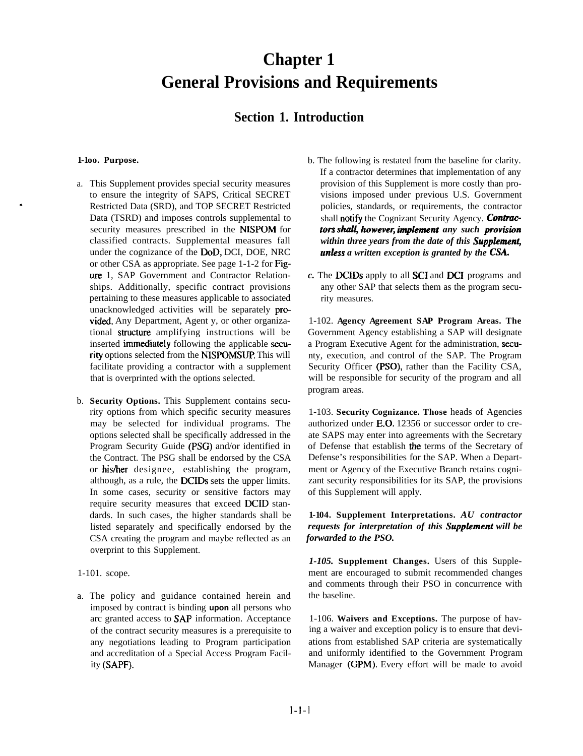# Chapter 1
# General Provisions and Requirements

## Section 1. Introduction

**1-1oo. Purpose.**

a. This Supplement provides special security measures to ensure the integrity of SAPS, Critical SECRET Restricted Data (SRD), and TOP SECRET Restricted Data (TSRD) and imposes controls supplemental to security measures prescribed in the NISPOM for classified contracts. Supplemental measures fall under the cognizance of the DoD, DCI, DOE, NRC or other CSA as appropriate. See page 1-1-2 for Figure 1, SAP Government and Contractor Relationships. Additionally, specific contract provisions pertaining to these measures applicable to associated unacknowledged activities will be separately provided. Any Department, Agent y, or other organizational structure amplifying instructions will be inserted immediately following the applicable security options selected from the NISPOMSUP. This will facilitate providing a contractor with a supplement that is overprinted with the options selected.

b. **Security Options.** This Supplement contains security options from which specific security measures may be selected for individual programs. The options selected shall be specifically addressed in the Program Security Guide (PSG) and/or identified in the Contract. The PSG shall be endorsed by the CSA or his/her designee, establishing the program, although, as a rule, the DCIDs sets the upper limits. In some cases, security or sensitive factors may require security measures that exceed DCID standards. In such cases, the higher standards shall be listed separately and specifically endorsed by the CSA creating the program and maybe reflected as an overprint to this Supplement.

1-101. scope.

a. The policy and guidance contained herein and imposed by contract is binding **upon** all persons who arc granted access to SAP information. Acceptance of the contract security measures is a prerequisite to any negotiations leading to Program participation and accreditation of a Special Access Program Facility (SAPF).

b. The following is restated from the baseline for clarity. If a contractor determines that implementation of any provision of this Supplement is more costly than provisions imposed under previous U.S. Government policies, standards, or requirements, the contractor shall notify the Cognizant Security Agency. ***Contractors shall, however, implement any such provision within three years from the date of this Supplement, unless a written exception is granted by the CSA.***

*c.* The DCIDs apply to all SCI and DCI programs and any other SAP that selects them as the program security measures.

1-102. **Agency Agreement SAP Program Areas. The** Government Agency establishing a SAP will designate a Program Executive Agent for the administration, security, execution, and control of the SAP. The Program Security Officer (PSO), rather than the Facility CSA, will be responsible for security of the program and all program areas.

1-103. **Security Cognizance. Those** heads of Agencies authorized under E.O. 12356 or successor order to create SAPS may enter into agreements with the Secretary of Defense that establish the terms of the Secretary of Defense's responsibilities for the SAP. When a Department or Agency of the Executive Branch retains cognizant security responsibilities for its SAP, the provisions of this Supplement will apply.

**1-104. Supplement Interpretations.** *AU contractor requests for interpretation of this Supplement will be forwarded to the PSO.*

*1-105.* **Supplement Changes.** Users of this Supplement are encouraged to submit recommended changes and comments through their PSO in concurrence with the baseline.

1-106. **Waivers and Exceptions.** The purpose of having a waiver and exception policy is to ensure that deviations from established SAP criteria are systematically and uniformly identified to the Government Program Manager (GPM). Every effort will be made to avoid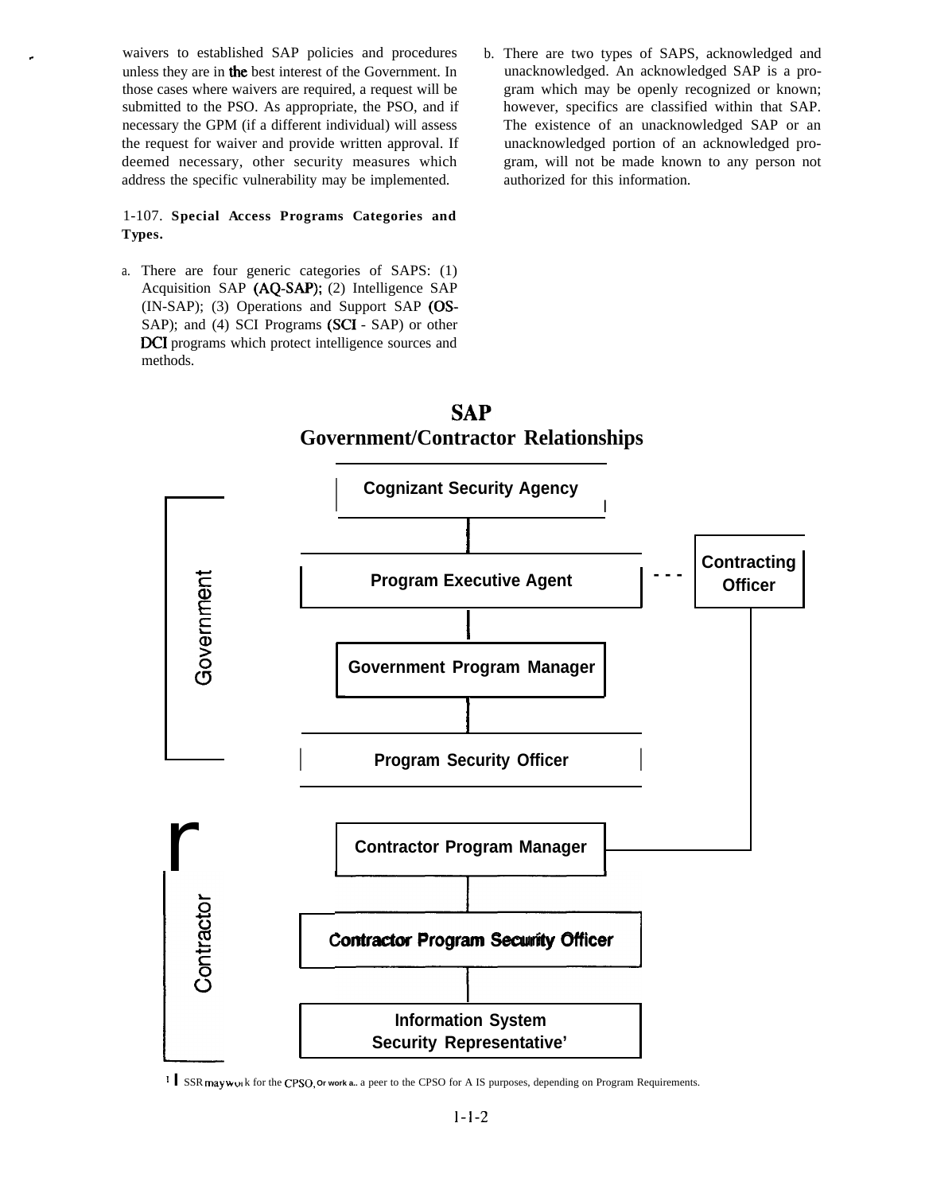waivers to established SAP policies and procedures unless they are in the best interest of the Government. In those cases where waivers are required, a request will be submitted to the PSO. As appropriate, the PSO, and if necessary the GPM (if a different individual) will assess the request for waiver and provide written approval. If deemed necessary, other security measures which address the specific vulnerability may be implemented.

1-107. **Special Access Programs Categories and Types.**

a. There are four generic categories of SAPS: (1) Acquisition SAP (AQ-SAP); (2) Intelligence SAP (IN-SAP); (3) Operations and Support SAP (OS-SAP); and (4) SCI Programs (SCI - SAP) or other DCI programs which protect intelligence sources and methods.

b. There are two types of SAPS, acknowledged and unacknowledged. An acknowledged SAP is a program which may be openly recognized or known; however, specifics are classified within that SAP. The existence of an unacknowledged SAP or an unacknowledged portion of an acknowledged program, will not be made known to any person not authorized for this information.

**SAP Government/Contractor Relationships**

Government:

- Cognizant Security Agency
- Program Executive Agent --- Contracting Officer
- Government Program Manager
- Program Security Officer

Contractor:

- Contractor Program Manager (linked to Contracting Officer)
- Contractor Program Security Officer
- Information System Security Representative[1]

[1] SSR may work for the CPSO, or work as a peer to the CPSO for A IS purposes, depending on Program Requirements.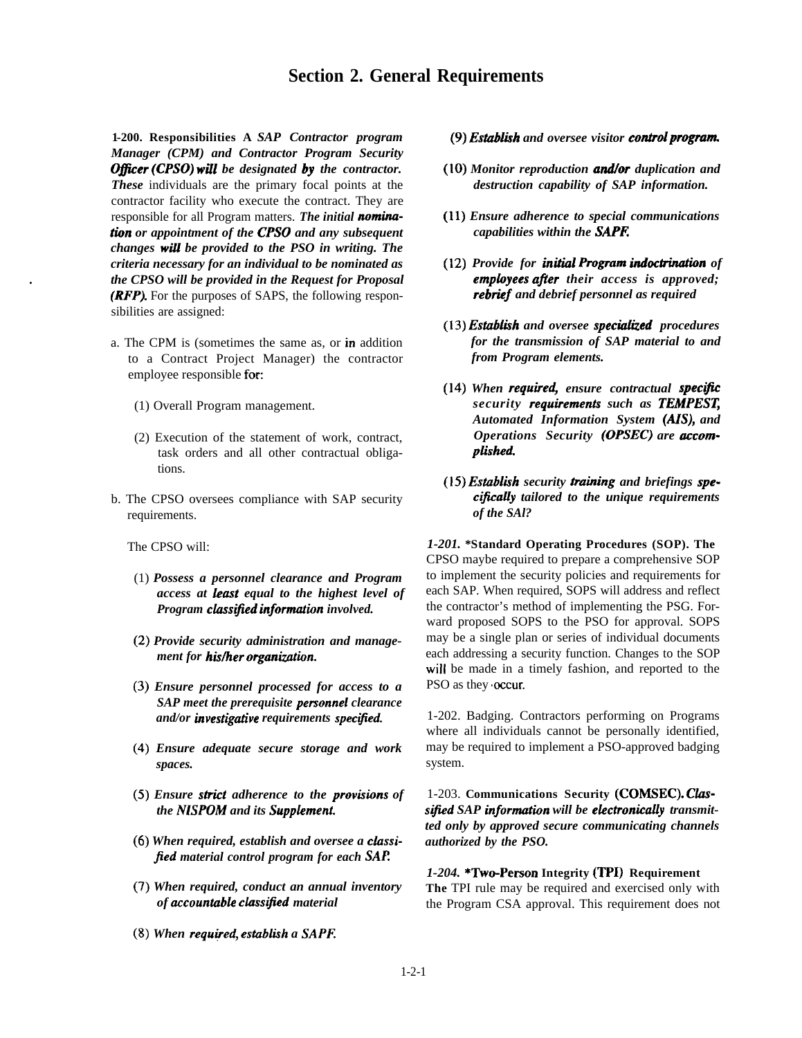# Section 2. General Requirements

**1-200. Responsibilities** A *SAP Contractor program Manager (CPM) and Contractor Program Security Officer (CPSO) will be designated by the contractor. These* individuals are the primary focal points at the contractor facility who execute the contract. They are responsible for all Program matters. *The initial nomination or appointment of the CPSO and any subsequent changes will be provided to the PSO in writing. The criteria necessary for an individual to be nominated as the CPSO will be provided in the Request for Proposal (RFP).* For the purposes of SAPS, the following responsibilities are assigned:

a. The CPM is (sometimes the same as, or in addition to a Contract Project Manager) the contractor employee responsible for:

   (1) Overall Program management.

   (2) Execution of the statement of work, contract, task orders and all other contractual obligations.

b. The CPSO oversees compliance with SAP security requirements.

   The CPSO will:

   (1) *Possess a personnel clearance and Program access at least equal to the highest level of Program classified information involved.*

   (2) *Provide security administration and management for his/her organization.*

   (3) *Ensure personnel processed for access to a SAP meet the prerequisite personnel clearance and/or investigative requirements specified.*

   (4) *Ensure adequate secure storage and work spaces.*

   (5) *Ensure strict adherence to the provisions of the NISPOM and its Supplement.*

   (6) *When required, establish and oversee a classified material control program for each SAP.*

   (7) *When required, conduct an annual inventory of accountable classified material*

   (8) *When required, establish a SAPF.*

   (9) *Establish and oversee visitor control program.*

   (10) *Monitor reproduction and/or duplication and destruction capability of SAP information.*

   (11) *Ensure adherence to special communications capabilities within the SAPF.*

   (12) *Provide for initial Program indoctrination of employees after their access is approved; rebrief and debrief personnel as required*

   (13) *Establish and oversee specialized procedures for the transmission of SAP material to and from Program elements.*

   (14) *When required, ensure contractual specific security requirements such as TEMPEST, Automated Information System (AIS), and Operations Security (OPSEC) are accomplished.*

   (15) *Establish security training and briefings specifically tailored to the unique requirements of the SAl?*

*1-201.* **\*Standard Operating Procedures (SOP). The** CPSO maybe required to prepare a comprehensive SOP to implement the security policies and requirements for each SAP. When required, SOPS will address and reflect the contractor's method of implementing the PSG. Forward proposed SOPS to the PSO for approval. SOPS may be a single plan or series of individual documents each addressing a security function. Changes to the SOP will be made in a timely fashion, and reported to the PSO as they occur.

1-202. Badging. Contractors performing on Programs where all individuals cannot be personally identified, may be required to implement a PSO-approved badging system.

1-203. **Communications Security (COMSEC).** *Classified SAP information will be electronically transmitted only by approved secure communicating channels authorized by the PSO.*

*1-204.* **\*Two-Person Integrity (TPI) Requirement The** TPI rule may be required and exercised only with the Program CSA approval. This requirement does not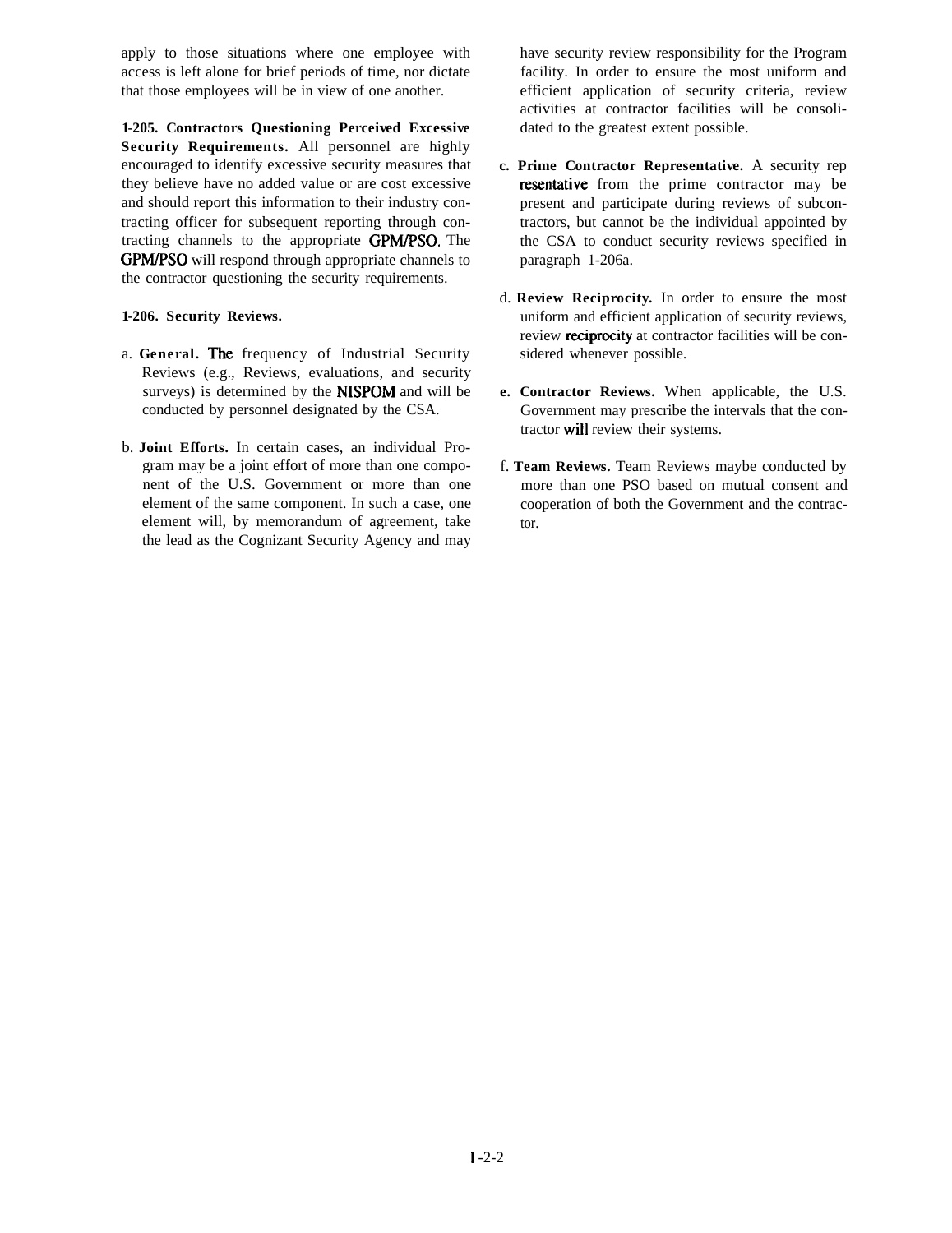apply to those situations where one employee with access is left alone for brief periods of time, nor dictate that those employees will be in view of one another.

**1-205. Contractors Questioning Perceived Excessive Security Requirements.** All personnel are highly encouraged to identify excessive security measures that they believe have no added value or are cost excessive and should report this information to their industry contracting officer for subsequent reporting through contracting channels to the appropriate GPM/PSO. The GPM/PSO will respond through appropriate channels to the contractor questioning the security requirements.

**1-206. Security Reviews.**

a. **General.** The frequency of Industrial Security Reviews (e.g., Reviews, evaluations, and security surveys) is determined by the NISPOM and will be conducted by personnel designated by the CSA.

b. **Joint Efforts.** In certain cases, an individual Program may be a joint effort of more than one component of the U.S. Government or more than one element of the same component. In such a case, one element will, by memorandum of agreement, take the lead as the Cognizant Security Agency and may have security review responsibility for the Program facility. In order to ensure the most uniform and efficient application of security criteria, review activities at contractor facilities will be consolidated to the greatest extent possible.

c. **Prime Contractor Representative.** A security representative from the prime contractor may be present and participate during reviews of subcontractors, but cannot be the individual appointed by the CSA to conduct security reviews specified in paragraph 1-206a.

d. **Review Reciprocity.** In order to ensure the most uniform and efficient application of security reviews, review reciprocity at contractor facilities will be considered whenever possible.

e. **Contractor Reviews.** When applicable, the U.S. Government may prescribe the intervals that the contractor will review their systems.

f. **Team Reviews.** Team Reviews maybe conducted by more than one PSO based on mutual consent and cooperation of both the Government and the contractor.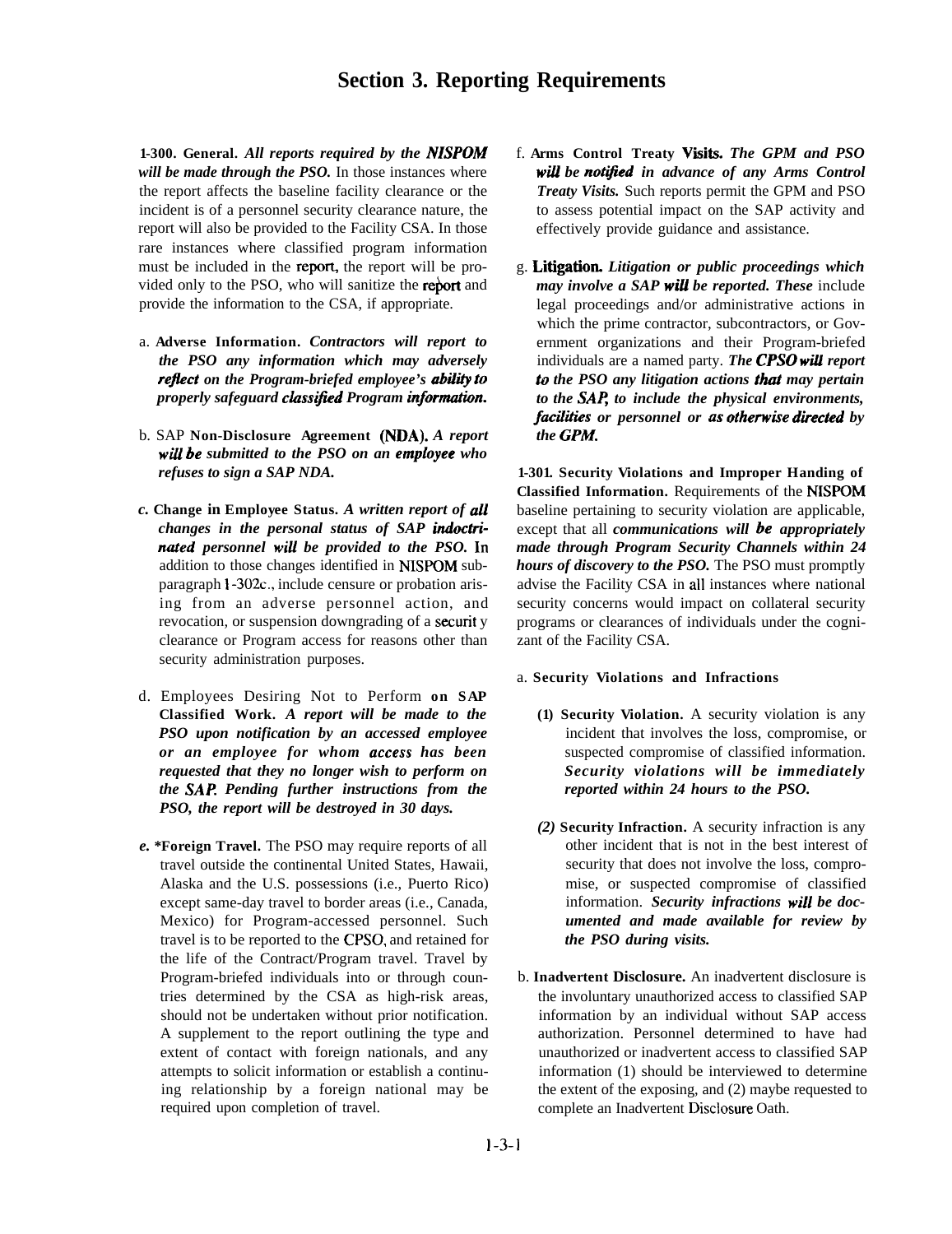## Section 3. Reporting Requirements

**1-300. General.** ***All reports required by the NISPOM will be made through the PSO.*** In those instances where the report affects the baseline facility clearance or the incident is of a personnel security clearance nature, the report will also be provided to the Facility CSA. In those rare instances where classified program information must be included in the report, the report will be provided only to the PSO, who will sanitize the report and provide the information to the CSA, if appropriate.

a. **Adverse Information.** ***Contractors will report to the PSO any information which may adversely reflect on the Program-briefed employee's ability to properly safeguard classified Program information.***

b. SAP **Non-Disclosure Agreement (NDA).** ***A report will be submitted to the PSO on an employee who refuses to sign a SAP NDA.***

*c.* **Change in Employee Status.** ***A written report of all changes in the personal status of SAP indoctrinated personnel will be provided to the PSO.*** In addition to those changes identified in NISPOM subparagraph 1-302c., include censure or probation arising from an adverse personnel action, and revocation, or suspension downgrading of a security clearance or Program access for reasons other than security administration purposes.

d. Employees Desiring Not to Perform **on SAP Classified Work.** ***A report will be made to the PSO upon notification by an accessed employee or an employee for whom access has been requested that they no longer wish to perform on the SAP. Pending further instructions from the PSO, the report will be destroyed in 30 days.***

*e.* **\*Foreign Travel.** The PSO may require reports of all travel outside the continental United States, Hawaii, Alaska and the U.S. possessions (i.e., Puerto Rico) except same-day travel to border areas (i.e., Canada, Mexico) for Program-accessed personnel. Such travel is to be reported to the CPSO, and retained for the life of the Contract/Program travel. Travel by Program-briefed individuals into or through countries determined by the CSA as high-risk areas, should not be undertaken without prior notification. A supplement to the report outlining the type and extent of contact with foreign nationals, and any attempts to solicit information or establish a continuing relationship by a foreign national may be required upon completion of travel.

f. **Arms Control Treaty Visits.** ***The GPM and PSO will be notified in advance of any Arms Control Treaty Visits.*** Such reports permit the GPM and PSO to assess potential impact on the SAP activity and effectively provide guidance and assistance.

g. **Litigation.** ***Litigation or public proceedings which may involve a SAP will be reported. These*** include legal proceedings and/or administrative actions in which the prime contractor, subcontractors, or Government organizations and their Program-briefed individuals are a named party. ***The CPSO will report to the PSO any litigation actions that may pertain to the SAP, to include the physical environments, facilities or personnel or as otherwise directed by the GPM.***

**1-301. Security Violations and Improper Handing of Classified Information.** Requirements of the NISPOM baseline pertaining to security violation are applicable, except that all ***communications will be appropriately made through Program Security Channels within 24 hours of discovery to the PSO.*** The PSO must promptly advise the Facility CSA in all instances where national security concerns would impact on collateral security programs or clearances of individuals under the cognizant of the Facility CSA.

a. **Security Violations and Infractions**

**(1) Security Violation.** A security violation is any incident that involves the loss, compromise, or suspected compromise of classified information. ***Security violations will be immediately reported within 24 hours to the PSO.***

*(2)* **Security Infraction.** A security infraction is any other incident that is not in the best interest of security that does not involve the loss, compromise, or suspected compromise of classified information. ***Security infractions will be documented and made available for review by the PSO during visits.***

b. **Inadvertent Disclosure.** An inadvertent disclosure is the involuntary unauthorized access to classified SAP information by an individual without SAP access authorization. Personnel determined to have had unauthorized or inadvertent access to classified SAP information (1) should be interviewed to determine the extent of the exposing, and (2) maybe requested to complete an Inadvertent Disclosure Oath.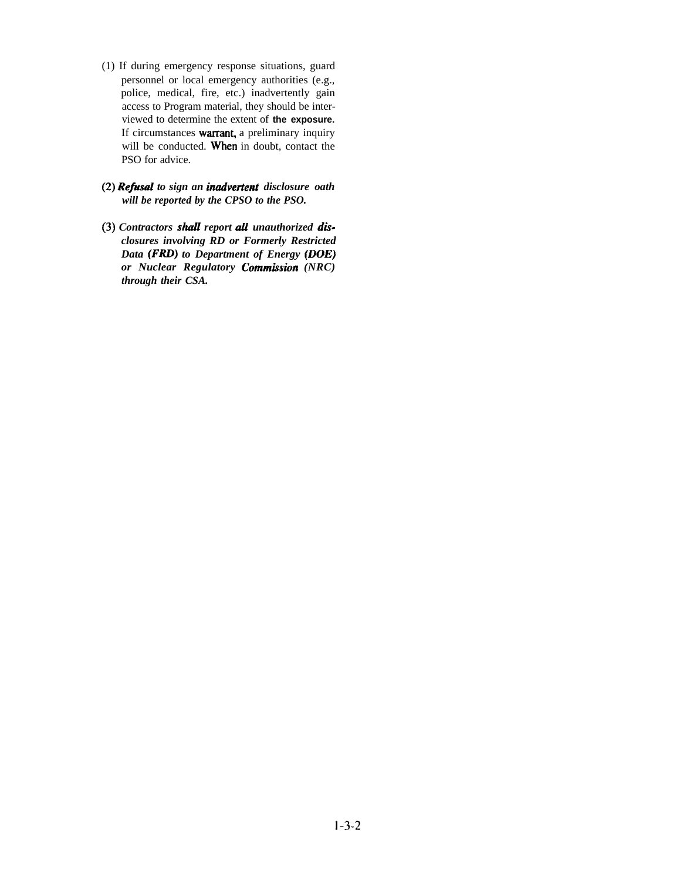(1) If during emergency response situations, guard personnel or local emergency authorities (e.g., police, medical, fire, etc.) inadvertently gain access to Program material, they should be interviewed to determine the extent of the exposure. If circumstances warrant, a preliminary inquiry will be conducted. When in doubt, contact the PSO for advice.

***(2) Refusal to sign an inadvertent disclosure oath will be reported by the CPSO to the PSO.***

***(3) Contractors shall report all unauthorized disclosures involving RD or Formerly Restricted Data (FRD) to Department of Energy (DOE) or Nuclear Regulatory Commission (NRC) through their CSA.***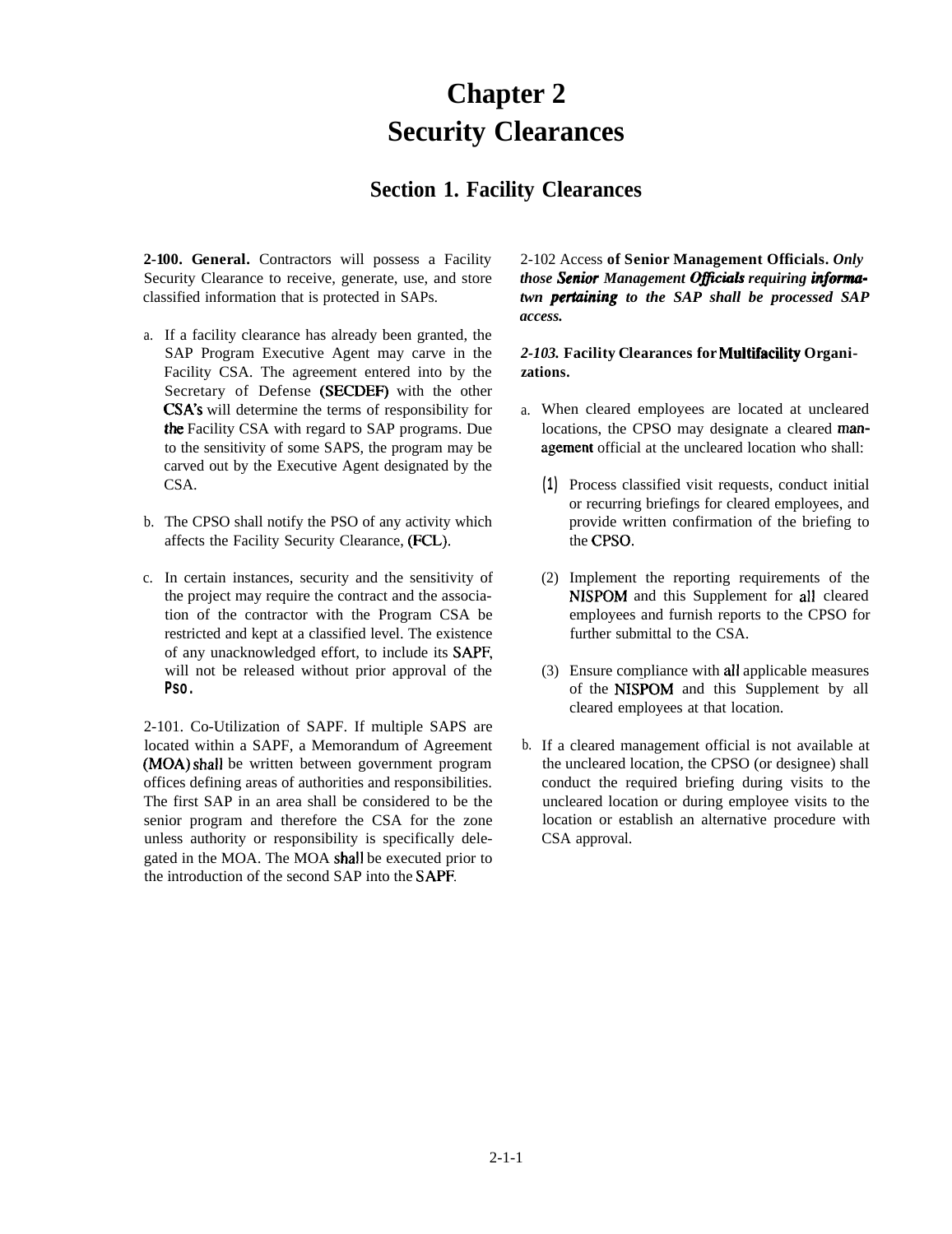# Chapter 2
# Security Clearances

## Section 1. Facility Clearances

**2-100. General.** Contractors will possess a Facility Security Clearance to receive, generate, use, and store classified information that is protected in SAPs.

a. If a facility clearance has already been granted, the SAP Program Executive Agent may carve in the Facility CSA. The agreement entered into by the Secretary of Defense (SECDEF) with the other CSA's will determine the terms of responsibility for the Facility CSA with regard to SAP programs. Due to the sensitivity of some SAPS, the program may be carved out by the Executive Agent designated by the CSA.

b. The CPSO shall notify the PSO of any activity which affects the Facility Security Clearance, (FCL).

c. In certain instances, security and the sensitivity of the project may require the contract and the association of the contractor with the Program CSA be restricted and kept at a classified level. The existence of any unacknowledged effort, to include its SAPF, will not be released without prior approval of the PSO.

2-101. Co-Utilization of SAPF. If multiple SAPS are located within a SAPF, a Memorandum of Agreement (MOA) shall be written between government program offices defining areas of authorities and responsibilities. The first SAP in an area shall be considered to be the senior program and therefore the CSA for the zone unless authority or responsibility is specifically delegated in the MOA. The MOA shall be executed prior to the introduction of the second SAP into the SAPF.

2-102 Access **of Senior Management Officials.** ***Only those Senior Management Officials requiring informatwn pertaining to the SAP shall be processed SAP access.***

***2-103.*** **Facility Clearances for Multifacility Organizations.**

a. When cleared employees are located at uncleared locations, the CPSO may designate a cleared management official at the uncleared location who shall:

   (1) Process classified visit requests, conduct initial or recurring briefings for cleared employees, and provide written confirmation of the briefing to the CPSO.

   (2) Implement the reporting requirements of the NISPOM and this Supplement for all cleared employees and furnish reports to the CPSO for further submittal to the CSA.

   (3) Ensure compliance with all applicable measures of the NISPOM and this Supplement by all cleared employees at that location.

b. If a cleared management official is not available at the uncleared location, the CPSO (or designee) shall conduct the required briefing during visits to the uncleared location or during employee visits to the location or establish an alternative procedure with CSA approval.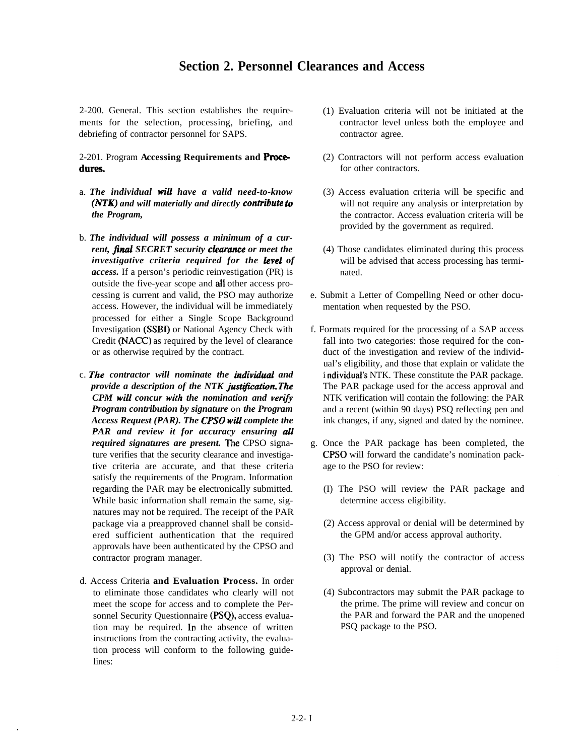# Section 2. Personnel Clearances and Access

2-200. General. This section establishes the requirements for the selection, processing, briefing, and debriefing of contractor personnel for SAPS.

2-201. Program **Accessing Requirements and Procedures.**

a. ***The individual will have a valid need-to-know (NTK) and will materially and directly contribute to the Program,***

b. ***The individual will possess a minimum of a current, final SECRET security clearance or meet the investigative criteria required for the level of access.*** If a person's periodic reinvestigation (PR) is outside the five-year scope and all other access processing is current and valid, the PSO may authorize access. However, the individual will be immediately processed for either a Single Scope Background Investigation (SSBI) or National Agency Check with Credit (NACC) as required by the level of clearance or as otherwise required by the contract.

c. ***The contractor will nominate the individual and provide a description of the NTK justification. The CPM will concur with the nomination and verify Program contribution by signature*** on ***the Program Access Request (PAR). The CPSO will complete the PAR and review it for accuracy ensuring all required signatures are present.*** The CPSO signature verifies that the security clearance and investigative criteria are accurate, and that these criteria satisfy the requirements of the Program. Information regarding the PAR may be electronically submitted. While basic information shall remain the same, signatures may not be required. The receipt of the PAR package via a preapproved channel shall be considered sufficient authentication that the required approvals have been authenticated by the CPSO and contractor program manager.

d. Access Criteria **and Evaluation Process.** In order to eliminate those candidates who clearly will not meet the scope for access and to complete the Personnel Security Questionnaire (PSQ), access evaluation may be required. In the absence of written instructions from the contracting activity, the evaluation process will conform to the following guidelines:

   (1) Evaluation criteria will not be initiated at the contractor level unless both the employee and contractor agree.

   (2) Contractors will not perform access evaluation for other contractors.

   (3) Access evaluation criteria will be specific and will not require any analysis or interpretation by the contractor. Access evaluation criteria will be provided by the government as required.

   (4) Those candidates eliminated during this process will be advised that access processing has terminated.

e. Submit a Letter of Compelling Need or other documentation when requested by the PSO.

f. Formats required for the processing of a SAP access fall into two categories: those required for the conduct of the investigation and review of the individual's eligibility, and those that explain or validate the individual's NTK. These constitute the PAR package. The PAR package used for the access approval and NTK verification will contain the following: the PAR and a recent (within 90 days) PSQ reflecting pen and ink changes, if any, signed and dated by the nominee.

g. Once the PAR package has been completed, the CPSO will forward the candidate's nomination package to the PSO for review:

   (1) The PSO will review the PAR package and determine access eligibility.

   (2) Access approval or denial will be determined by the GPM and/or access approval authority.

   (3) The PSO will notify the contractor of access approval or denial.

   (4) Subcontractors may submit the PAR package to the prime. The prime will review and concur on the PAR and forward the PAR and the unopened PSQ package to the PSO.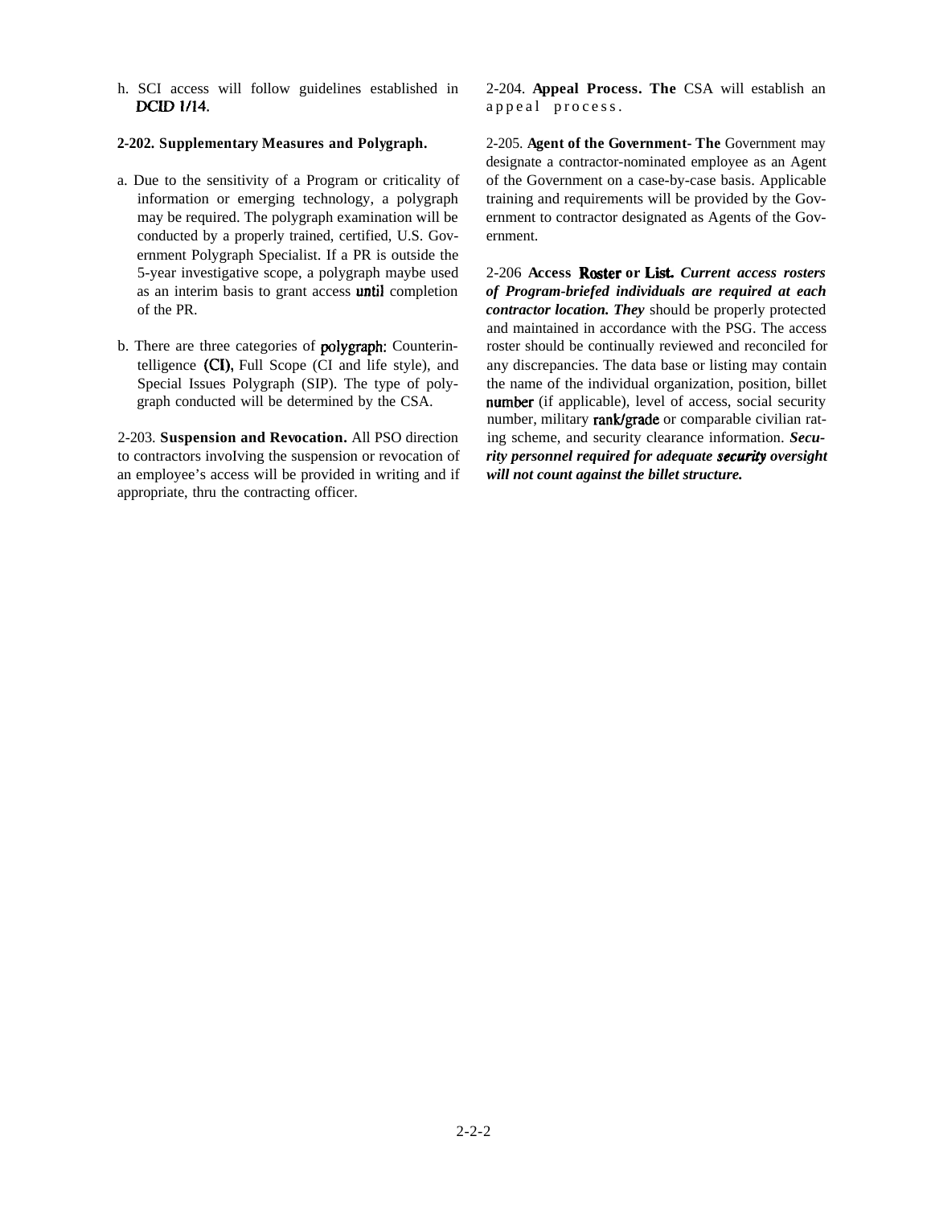h. SCI access will follow guidelines established in DCID 1/14.

**2-202. Supplementary Measures and Polygraph.**

a. Due to the sensitivity of a Program or criticality of information or emerging technology, a polygraph may be required. The polygraph examination will be conducted by a properly trained, certified, U.S. Government Polygraph Specialist. If a PR is outside the 5-year investigative scope, a polygraph maybe used as an interim basis to grant access until completion of the PR.

b. There are three categories of polygraph: Counterintelligence (CI), Full Scope (CI and life style), and Special Issues Polygraph (SIP). The type of polygraph conducted will be determined by the CSA.

2-203. **Suspension and Revocation.** All PSO direction to contractors involving the suspension or revocation of an employee's access will be provided in writing and if appropriate, thru the contracting officer.

2-204. **Appeal Process. The** CSA will establish an appeal process.

2-205. **Agent of the Government- The** Government may designate a contractor-nominated employee as an Agent of the Government on a case-by-case basis. Applicable training and requirements will be provided by the Government to contractor designated as Agents of the Government.

2-206 **Access Roster or List.** ***Current access rosters of Program-briefed individuals are required at each contractor location. They*** should be properly protected and maintained in accordance with the PSG. The access roster should be continually reviewed and reconciled for any discrepancies. The data base or listing may contain the name of the individual organization, position, billet number (if applicable), level of access, social security number, military rank/grade or comparable civilian rating scheme, and security clearance information. ***Security personnel required for adequate security oversight will not count against the billet structure.***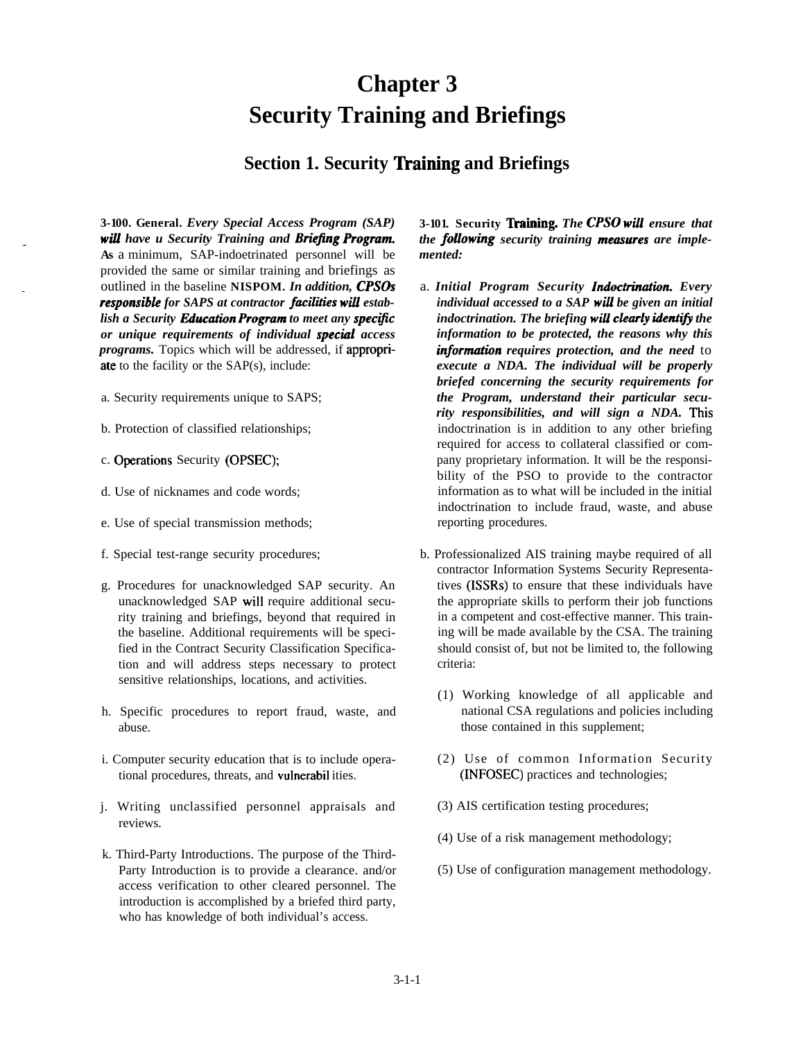# Chapter 3
# Security Training and Briefings

## Section 1. Security Training and Briefings

**3-100. General.** ***Every Special Access Program (SAP) will have u Security Training and Briefing Program.*** As a minimum, SAP-indoetrinated personnel will be provided the same or similar training and briefings as outlined in the baseline **NISPOM.** ***In addition, CPSOs responsible for SAPS at contractor facilities will establish a Security Education Program to meet any specific or unique requirements of individual special access programs.*** Topics which will be addressed, if appropriate to the facility or the SAP(s), include:

a. Security requirements unique to SAPS;

b. Protection of classified relationships;

c. Operations Security (OPSEC);

d. Use of nicknames and code words;

e. Use of special transmission methods;

f. Special test-range security procedures;

g. Procedures for unacknowledged SAP security. An unacknowledged SAP will require additional security training and briefings, beyond that required in the baseline. Additional requirements will be specified in the Contract Security Classification Specification and will address steps necessary to protect sensitive relationships, locations, and activities.

h. Specific procedures to report fraud, waste, and abuse.

i. Computer security education that is to include operational procedures, threats, and vulnerabil ities.

j. Writing unclassified personnel appraisals and reviews.

k. Third-Party Introductions. The purpose of the Third-Party Introduction is to provide a clearance. and/or access verification to other cleared personnel. The introduction is accomplished by a briefed third party, who has knowledge of both individual's access.

**3-101. Security Training.** ***The CPSO will ensure that the following security training measures are implemented:***

a. ***Initial Program Security Indoctrination. Every individual accessed to a SAP will be given an initial indoctrination. The briefing will clearly identify the information to be protected, the reasons why this information requires protection, and the need*** to ***execute a NDA. The individual will be properly briefed concerning the security requirements for the Program, understand their particular security responsibilities, and will sign a NDA.*** This indoctrination is in addition to any other briefing required for access to collateral classified or company proprietary information. It will be the responsibility of the PSO to provide to the contractor information as to what will be included in the initial indoctrination to include fraud, waste, and abuse reporting procedures.

b. Professionalized AIS training maybe required of all contractor Information Systems Security Representatives (ISSRs) to ensure that these individuals have the appropriate skills to perform their job functions in a competent and cost-effective manner. This training will be made available by the CSA. The training should consist of, but not be limited to, the following criteria:

(1) Working knowledge of all applicable and national CSA regulations and policies including those contained in this supplement;

(2) Use of common Information Security (INFOSEC) practices and technologies;

(3) AIS certification testing procedures;

(4) Use of a risk management methodology;

(5) Use of configuration management methodology.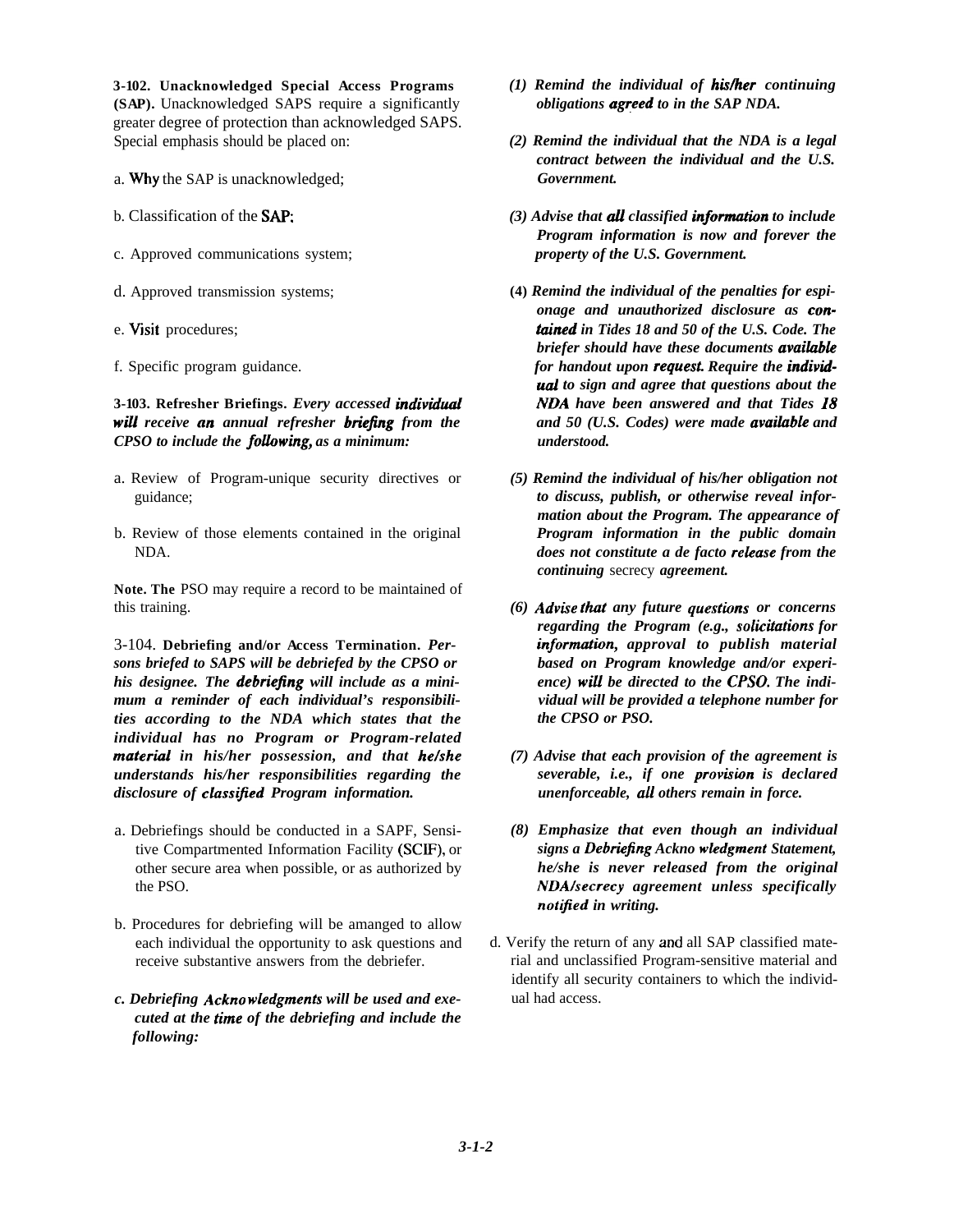**3-102. Unacknowledged Special Access Programs (SAP).** Unacknowledged SAPS require a significantly greater degree of protection than acknowledged SAPS. Special emphasis should be placed on:

a. Why the SAP is unacknowledged;

b. Classification of the SAP;

c. Approved communications system;

d. Approved transmission systems;

e. Visit procedures;

f. Specific program guidance.

**3-103. Refresher Briefings.** *Every accessed individual will receive an annual refresher briefing from the CPSO to include the following, as a minimum:*

a. Review of Program-unique security directives or guidance;

b. Review of those elements contained in the original NDA.

**Note. The** PSO may require a record to be maintained of this training.

3-104. **Debriefing and/or Access Termination.** ***Persons briefed to SAPS will be debriefed by the CPSO or his designee. The debriefing will include as a minimum a reminder of each individual's responsibilities according to the NDA which states that the individual has no Program or Program-related material in his/her possession, and that he/she understands his/her responsibilities regarding the disclosure of classified Program information.***

a. Debriefings should be conducted in a SAPF, Sensitive Compartmented Information Facility (SCIF), or other secure area when possible, or as authorized by the PSO.

b. Procedures for debriefing will be amanged to allow each individual the opportunity to ask questions and receive substantive answers from the debriefer.

***c. Debriefing Acknowledgments will be used and executed at the time of the debriefing and include the following:***

***(1) Remind the individual of his/her continuing obligations agreed to in the SAP NDA.***

***(2) Remind the individual that the NDA is a legal contract between the individual and the U.S. Government.***

***(3) Advise that all classified information to include Program information is now and forever the property of the U.S. Government.***

***(4) Remind the individual of the penalties for espionage and unauthorized disclosure as contained in Tides 18 and 50 of the U.S. Code. The briefer should have these documents available for handout upon request. Require the individual to sign and agree that questions about the NDA have been answered and that Tides 18 and 50 (U.S. Codes) were made available and understood.***

***(5) Remind the individual of his/her obligation not to discuss, publish, or otherwise reveal information about the Program. The appearance of Program information in the public domain does not constitute a de facto release from the continuing*** secrecy ***agreement.***

***(6) Advise that any future questions or concerns regarding the Program (e.g., solicitations for information, approval to publish material based on Program knowledge and/or experience) will be directed to the CPSO. The individual will be provided a telephone number for the CPSO or PSO.***

***(7) Advise that each provision of the agreement is severable, i.e., if one provision is declared unenforceable, all others remain in force.***

***(8) Emphasize that even though an individual signs a Debriefing Ackno wledgment Statement, he/she is never released from the original NDA/secrecy agreement unless specifically notified in writing.***

d. Verify the return of any and all SAP classified material and unclassified Program-sensitive material and identify all security containers to which the individual had access.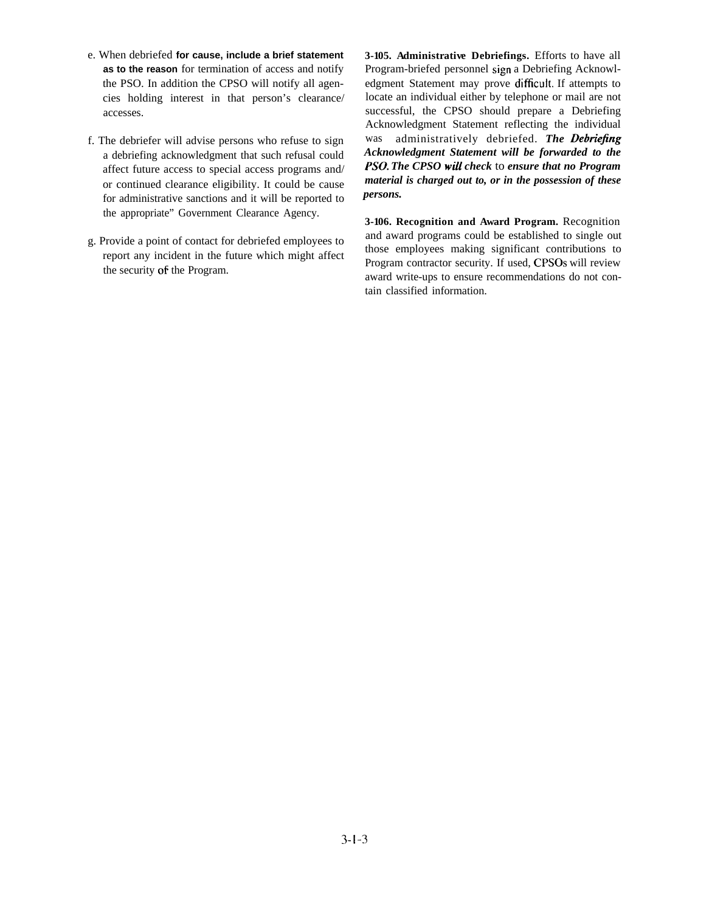e. When debriefed **for cause, include a brief statement as to the reason** for termination of access and notify the PSO. In addition the CPSO will notify all agencies holding interest in that person's clearance/ accesses.

f. The debriefer will advise persons who refuse to sign a debriefing acknowledgment that such refusal could affect future access to special access programs and/ or continued clearance eligibility. It could be cause for administrative sanctions and it will be reported to the appropriate" Government Clearance Agency.

g. Provide a point of contact for debriefed employees to report any incident in the future which might affect the security of the Program.

**3-105. Administrative Debriefings.** Efforts to have all Program-briefed personnel sign a Debriefing Acknowledgment Statement may prove difficult. If attempts to locate an individual either by telephone or mail are not successful, the CPSO should prepare a Debriefing Acknowledgment Statement reflecting the individual was administratively debriefed. ***The Debriefing Acknowledgment Statement will be forwarded to the PSO. The CPSO will check*** to ***ensure that no Program material is charged out to, or in the possession of these persons.***

**3-106. Recognition and Award Program.** Recognition and award programs could be established to single out those employees making significant contributions to Program contractor security. If used, CPSOs will review award write-ups to ensure recommendations do not contain classified information.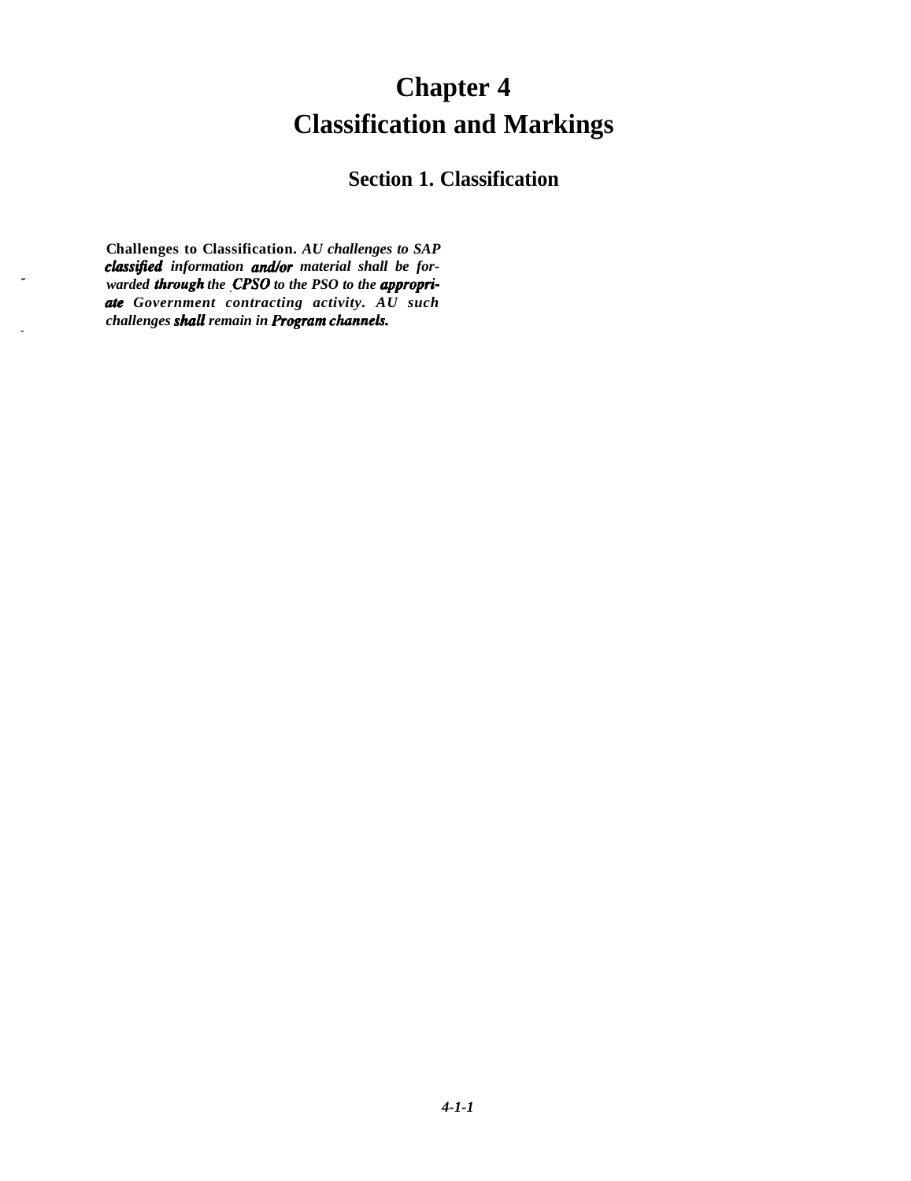# Chapter 4
# Classification and Markings

## Section 1. Classification

**Challenges to Classification.** *AU challenges to SAP classified information and/or material shall be forwarded through the CPSO to the PSO to the appropriate Government contracting activity. AU such challenges shall remain in Program channels.*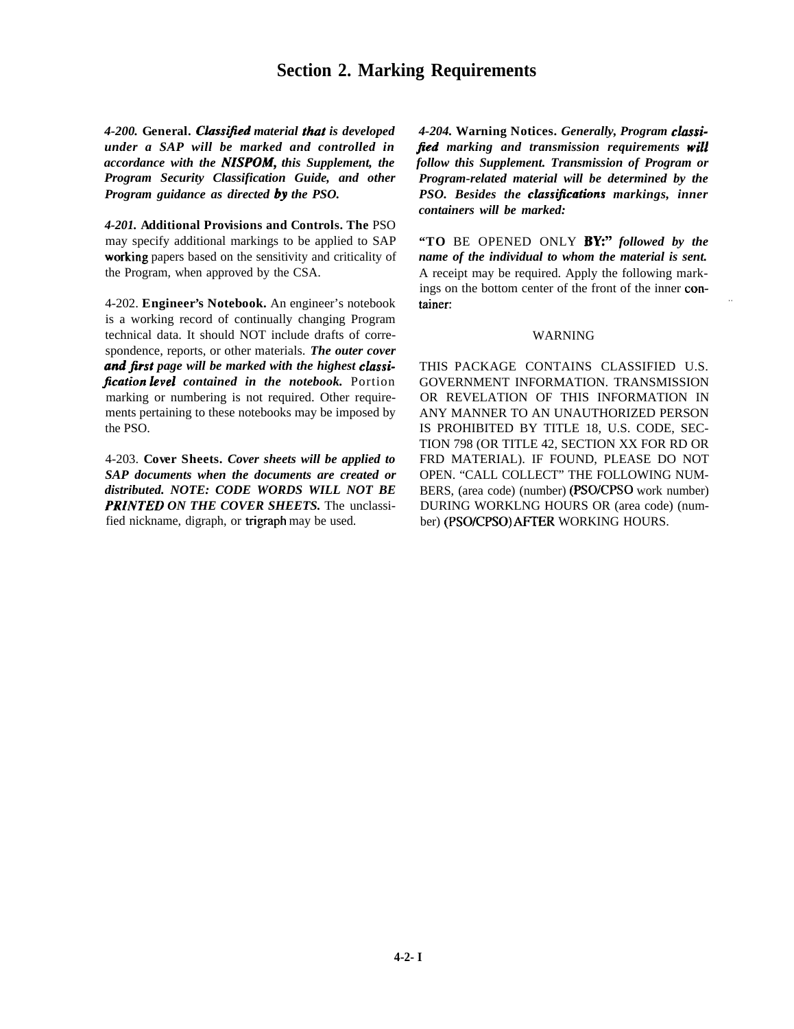## Section 2. Marking Requirements

***4-200.* General.** *Classified material that is developed under a SAP will be marked and controlled in accordance with the NISPOM, this Supplement, the Program Security Classification Guide, and other Program guidance as directed by the PSO.*

***4-201.* Additional Provisions and Controls.** The PSO may specify additional markings to be applied to SAP working papers based on the sensitivity and criticality of the Program, when approved by the CSA.

4-202. **Engineer's Notebook.** An engineer's notebook is a working record of continually changing Program technical data. It should NOT include drafts of correspondence, reports, or other materials. ***The outer cover and first page will be marked with the highest classification level contained in the notebook.*** Portion marking or numbering is not required. Other requirements pertaining to these notebooks may be imposed by the PSO.

4-203. **Cover Sheets.** ***Cover sheets will be applied to SAP documents when the documents are created or distributed. NOTE: CODE WORDS WILL NOT BE PRINTED ON THE COVER SHEETS.*** The unclassified nickname, digraph, or trigraph may be used.

***4-204.* Warning Notices.** ***Generally, Program classified marking and transmission requirements will follow this Supplement. Transmission of Program or Program-related material will be determined by the PSO. Besides the classifications markings, inner containers will be marked:***

**"TO** BE OPENED ONLY **BY:"** ***followed by the name of the individual to whom the material is sent.*** A receipt may be required. Apply the following markings on the bottom center of the front of the inner container:

WARNING

THIS PACKAGE CONTAINS CLASSIFIED U.S. GOVERNMENT INFORMATION. TRANSMISSION OR REVELATION OF THIS INFORMATION IN ANY MANNER TO AN UNAUTHORIZED PERSON IS PROHIBITED BY TITLE 18, U.S. CODE, SECTION 798 (OR TITLE 42, SECTION XX FOR RD OR FRD MATERIAL). IF FOUND, PLEASE DO NOT OPEN. "CALL COLLECT" THE FOLLOWING NUMBERS, (area code) (number) (PSO/CPSO work number) DURING WORKLNG HOURS OR (area code) (number) (PSO/CPSO) AFTER WORKING HOURS.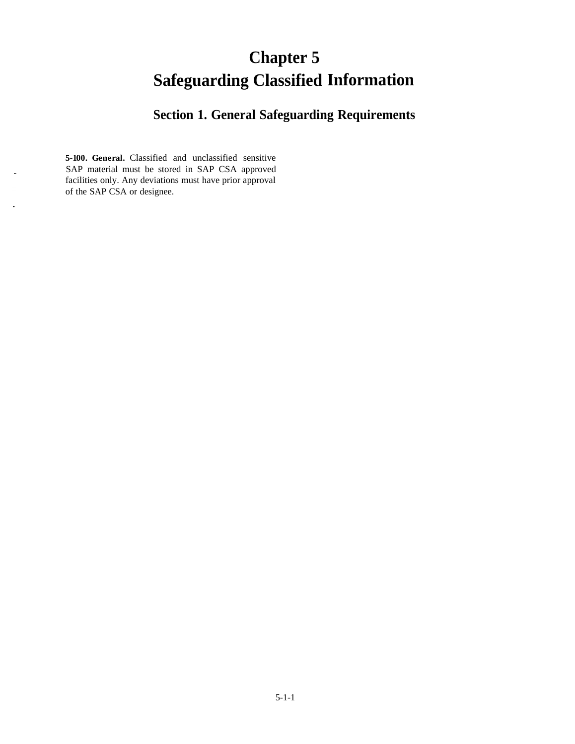# Chapter 5
# Safeguarding Classified Information

## Section 1. General Safeguarding Requirements

**5-100. General.** Classified and unclassified sensitive SAP material must be stored in SAP CSA approved facilities only. Any deviations must have prior approval of the SAP CSA or designee.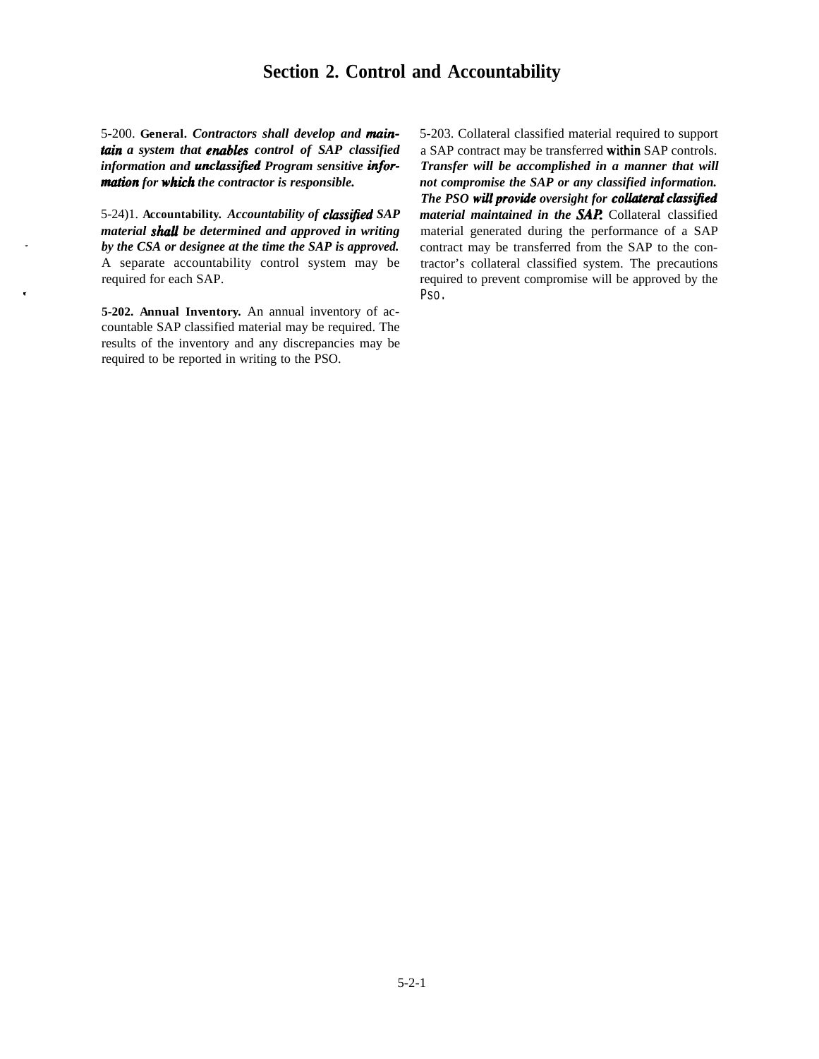## Section 2. Control and Accountability

5-200. **General.** ***Contractors shall develop and maintain a system that enables control of SAP classified information and unclassified Program sensitive information for which the contractor is responsible.***

5-24)1. **Accountability.** ***Accountability of classified SAP material shall be determined and approved in writing by the CSA or designee at the time the SAP is approved.*** A separate accountability control system may be required for each SAP.

**5-202. Annual Inventory.** An annual inventory of accountable SAP classified material may be required. The results of the inventory and any discrepancies may be required to be reported in writing to the PSO.

5-203. Collateral classified material required to support a SAP contract may be transferred within SAP controls. ***Transfer will be accomplished in a manner that will not compromise the SAP or any classified information. The PSO will provide oversight for collateral classified material maintained in the SAP.*** Collateral classified material generated during the performance of a SAP contract may be transferred from the SAP to the contractor's collateral classified system. The precautions required to prevent compromise will be approved by the Pso.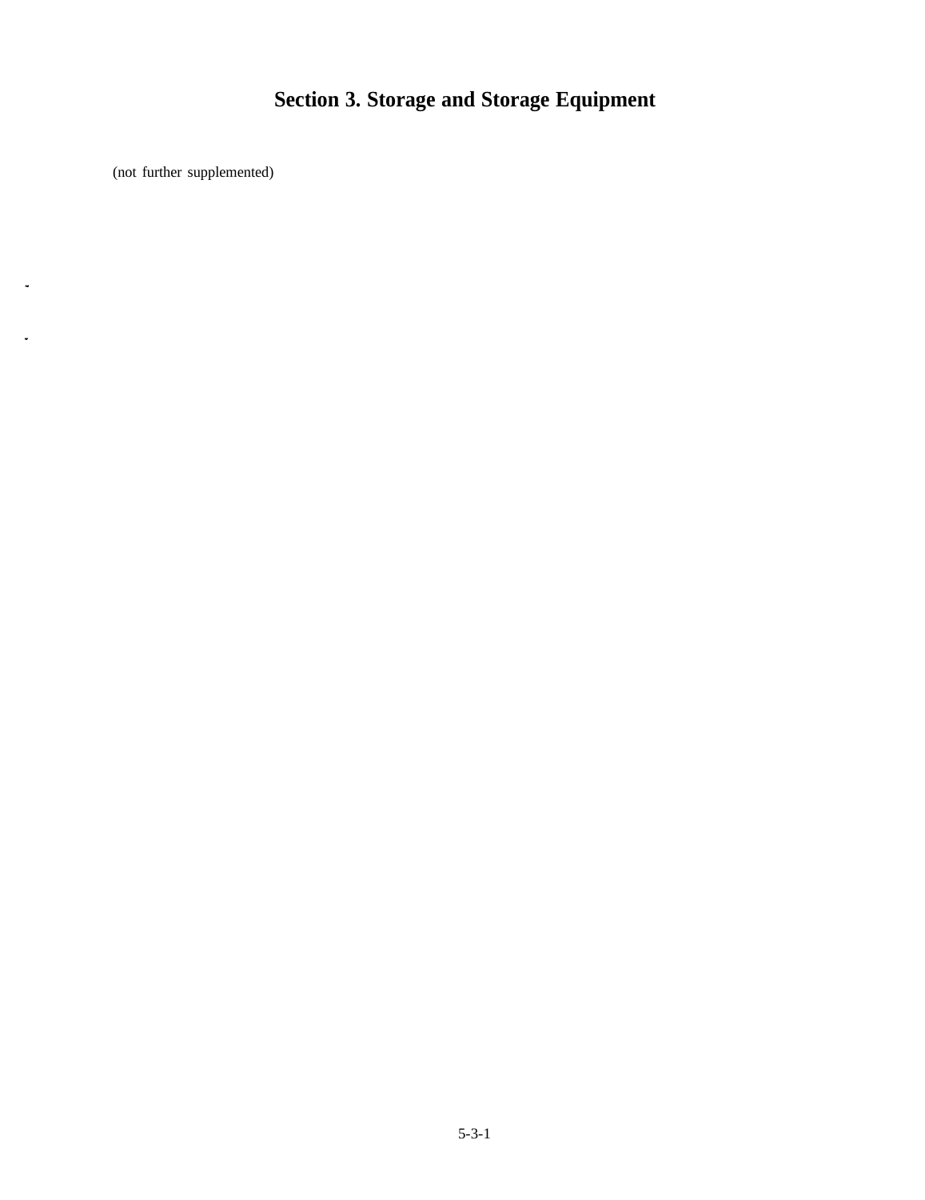# Section 3. Storage and Storage Equipment

(not further supplemented)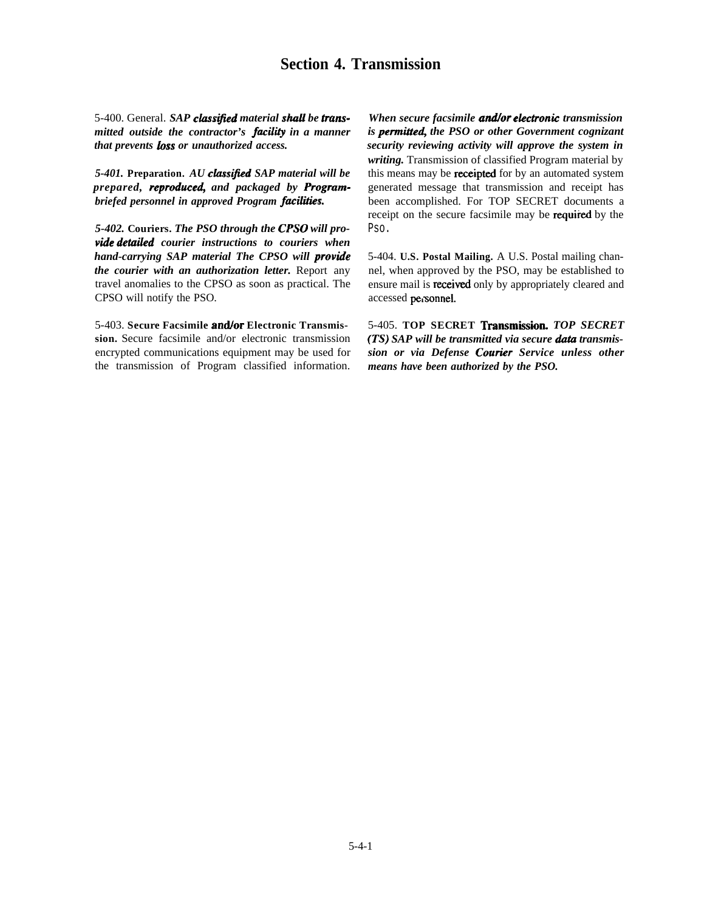# Section 4. Transmission

5-400. General. ***SAP classified material shall be transmitted outside the contractor's facility in a manner that prevents loss or unauthorized access.***

***5-401.*** **Preparation.** ***AU classified SAP material will be prepared, reproduced, and packaged by Program-briefed personnel in approved Program facilities.***

***5-402.*** **Couriers.** ***The PSO through the CPSO will provide detailed courier instructions to couriers when hand-carrying SAP material The CPSO will provide the courier with an authorization letter.*** Report any travel anomalies to the CPSO as soon as practical. The CPSO will notify the PSO.

5-403. **Secure Facsimile and/or Electronic Transmission.** Secure facsimile and/or electronic transmission encrypted communications equipment may be used for the transmission of Program classified information. ***When secure facsimile and/or electronic transmission is permitted, the PSO or other Government cognizant security reviewing activity will approve the system in writing.*** Transmission of classified Program material by this means may be receipted for by an automated system generated message that transmission and receipt has been accomplished. For TOP SECRET documents a receipt on the secure facsimile may be required by the PSO.

5-404. **U.S. Postal Mailing.** A U.S. Postal mailing channel, when approved by the PSO, may be established to ensure mail is received only by appropriately cleared and accessed personnel.

5-405. **TOP SECRET Transmission.** ***TOP SECRET (TS) SAP will be transmitted via secure data transmission or via Defense Courier Service unless other means have been authorized by the PSO.***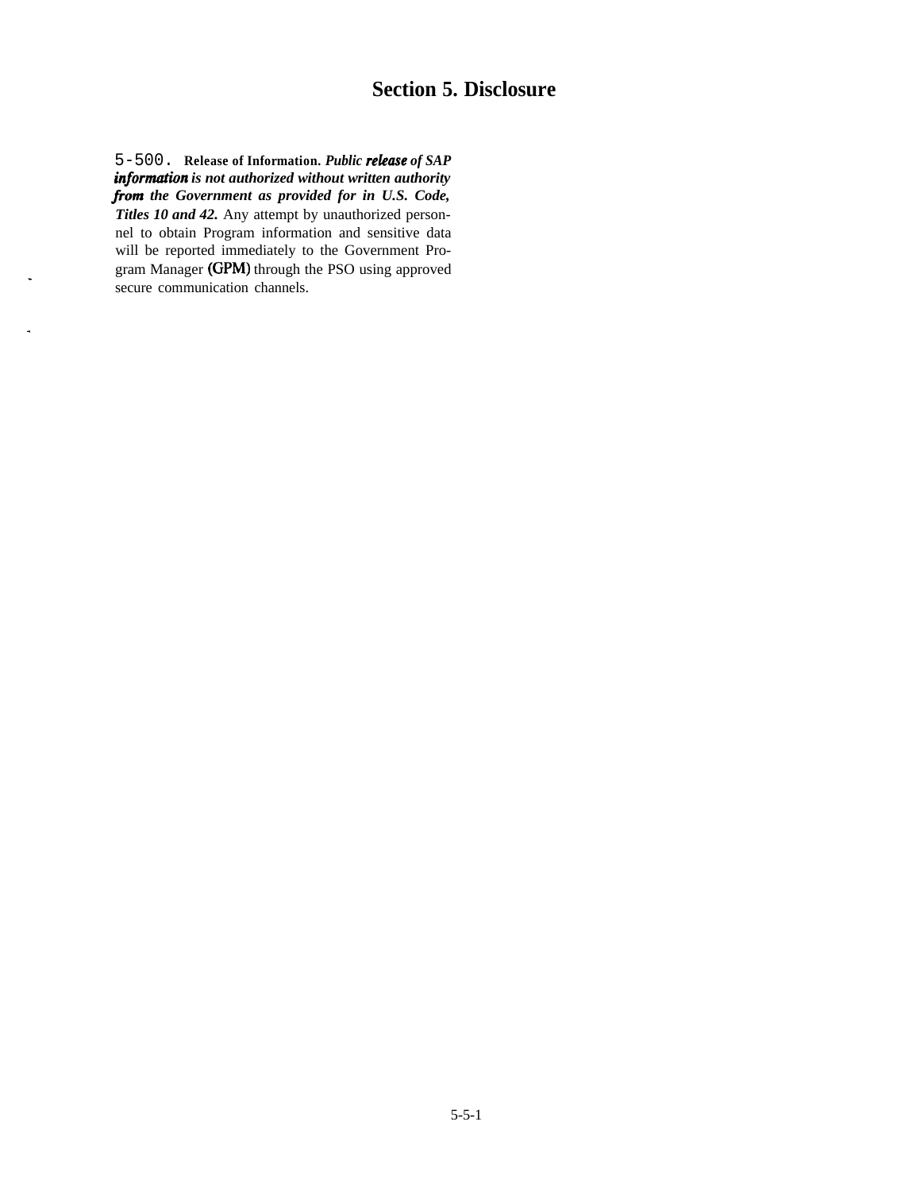# Section 5. Disclosure

5-500. **Release of Information.** ***Public release of SAP information is not authorized without written authority from the Government as provided for in U.S. Code, Titles 10 and 42.*** Any attempt by unauthorized personnel to obtain Program information and sensitive data will be reported immediately to the Government Program Manager (GPM) through the PSO using approved secure communication channels.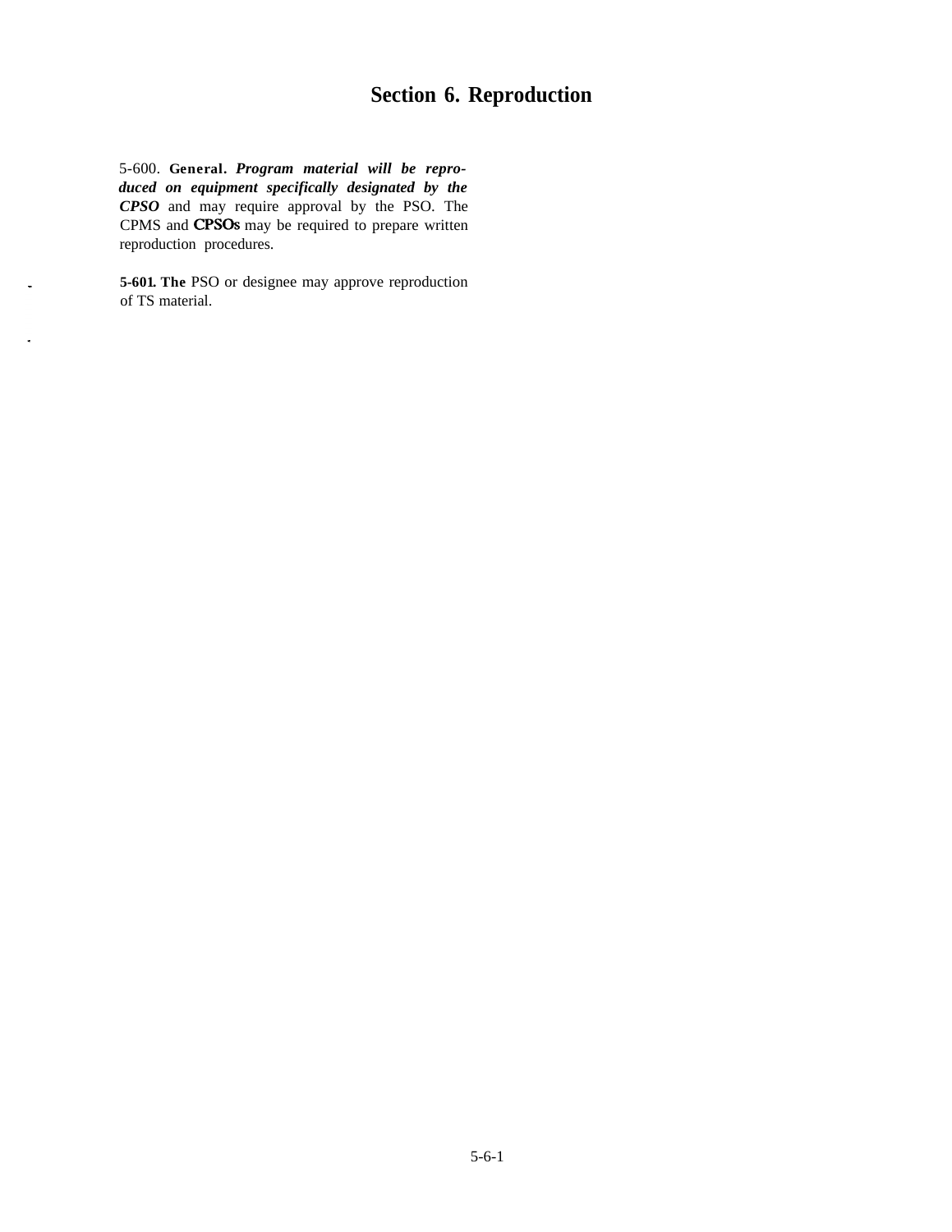# Section 6. Reproduction

5-600. **General.** ***Program material will be reproduced on equipment specifically designated by the CPSO*** and may require approval by the PSO. The CPMS and CPSOs may be required to prepare written reproduction procedures.

**5-601. The** PSO or designee may approve reproduction of TS material.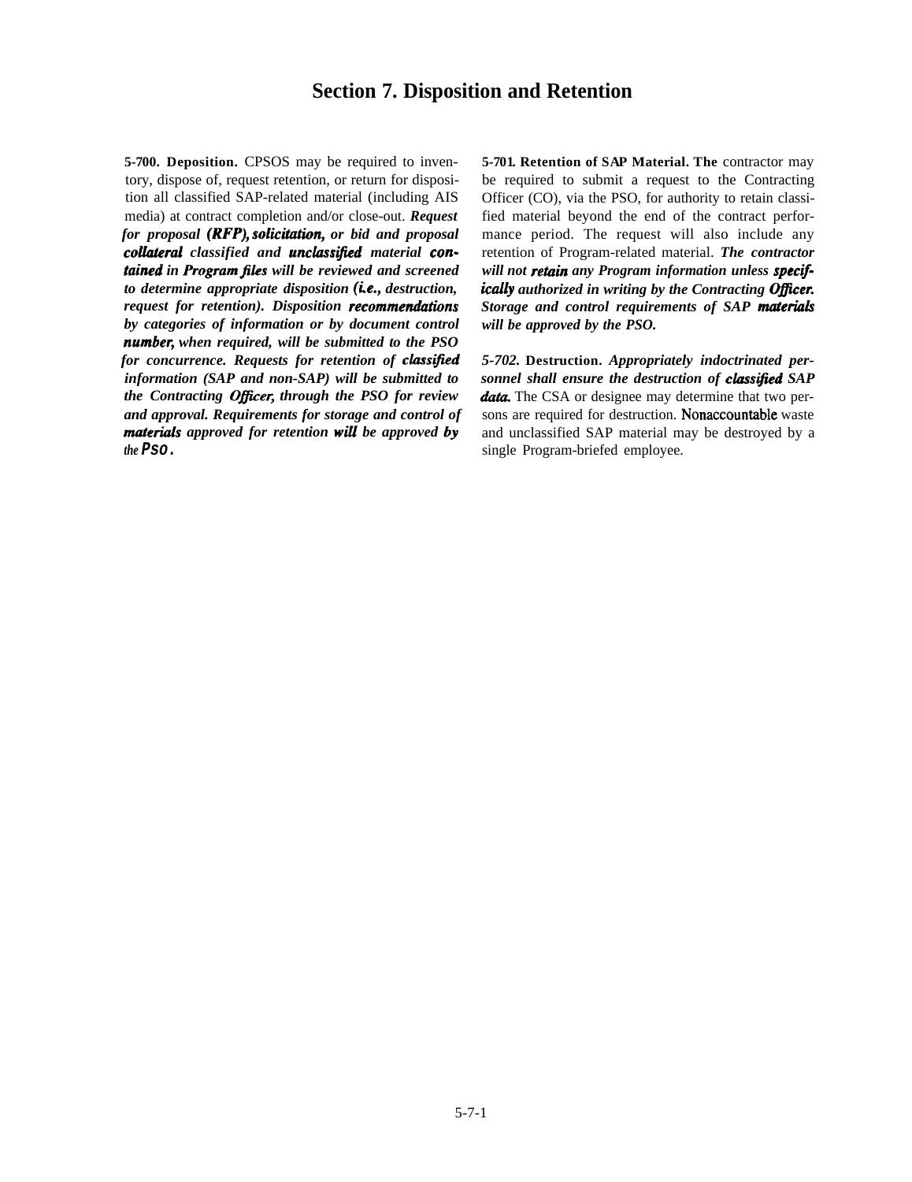# Section 7. Disposition and Retention

**5-700. Deposition.** CPSOS may be required to inventory, dispose of, request retention, or return for disposition all classified SAP-related material (including AIS media) at contract completion and/or close-out. ***Request for proposal (RFP), solicitation, or bid and proposal collateral classified and unclassified material contained in Program files will be reviewed and screened to determine appropriate disposition (i.e., destruction, request for retention). Disposition recommendations by categories of information or by document control number, when required, will be submitted to the PSO for concurrence. Requests for retention of classified information (SAP and non-SAP) will be submitted to the Contracting Officer, through the PSO for review and approval. Requirements for storage and control of materials approved for retention will be approved by the PSO.***

**5-701. Retention of SAP Material. The** contractor may be required to submit a request to the Contracting Officer (CO), via the PSO, for authority to retain classified material beyond the end of the contract performance period. The request will also include any retention of Program-related material. ***The contractor will not retain any Program information unless specifically authorized in writing by the Contracting Officer. Storage and control requirements of SAP materials will be approved by the PSO.***

*5-702.* **Destruction.** ***Appropriately indoctrinated personnel shall ensure the destruction of classified SAP data.*** The CSA or designee may determine that two persons are required for destruction. Nonaccountable waste and unclassified SAP material may be destroyed by a single Program-briefed employee.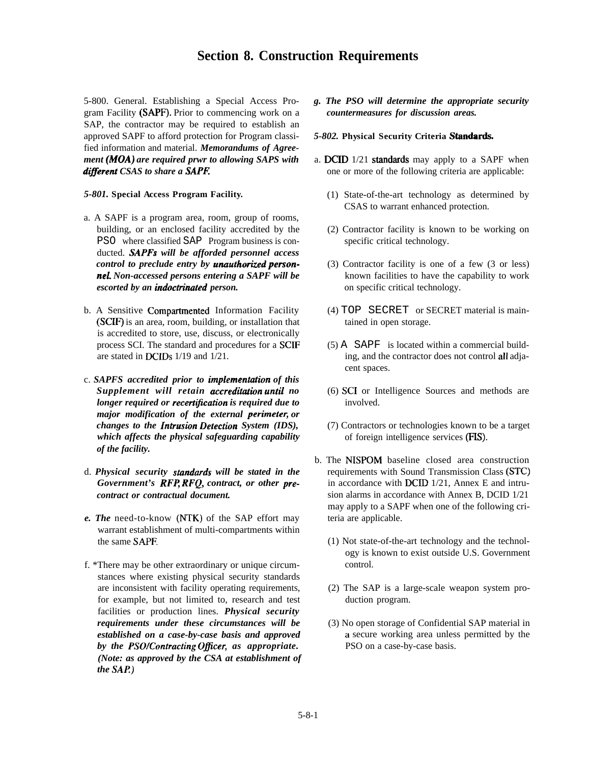# Section 8. Construction Requirements

5-800. General. Establishing a Special Access Program Facility (SAPF). Prior to commencing work on a SAP, the contractor may be required to establish an approved SAPF to afford protection for Program classified information and material. ***Memorandums of Agreement (MOA) are required prwr to allowing SAPS with different CSAS to share a SAPF.***

***5-801.*** **Special Access Program Facility.**

a. A SAPF is a program area, room, group of rooms, building, or an enclosed facility accredited by the PSO where classified SAP Program business is conducted. ***SAPFs will be afforded personnel access control to preclude entry by unauthorized personnel. Non-accessed persons entering a SAPF will be escorted by an indoctrinated person.***

b. A Sensitive Compartmented Information Facility (SCIF) is an area, room, building, or installation that is accredited to store, use, discuss, or electronically process SCI. The standard and procedures for a SCIF are stated in DCIDs 1/19 and 1/21.

c. ***SAPFS accredited prior to implementation of this Supplement will retain accreditation until no longer required or recertification is required due to major modification of the external perimeter, or changes to the Intrusion Detection System (IDS), which affects the physical safeguarding capability of the facility.***

d. ***Physical security standards will be stated in the Government's RFP, RFQ, contract, or other pre-contract or contractual document.***

***e. The*** need-to-know (NTK) of the SAP effort may warrant establishment of multi-compartments within the same SAPF.

f. *There may be other extraordinary or unique circumstances where existing physical security standards are inconsistent with facility operating requirements, for example, but not limited to, research and test facilities or production lines. ***Physical security requirements under these circumstances will be established on a case-by-case basis and approved by the PSO/Contracting Officer, as appropriate. (Note: as approved by the CSA at establishment of the SAP.)***

***g. The PSO will determine the appropriate security countermeasures for discussion areas.***

***5-802.*** **Physical Security Criteria Standards.**

a. DCID 1/21 standards may apply to a SAPF when one or more of the following criteria are applicable:

(1) State-of-the-art technology as determined by CSAS to warrant enhanced protection.

(2) Contractor facility is known to be working on specific critical technology.

(3) Contractor facility is one of a few (3 or less) known facilities to have the capability to work on specific critical technology.

(4) TOP SECRET or SECRET material is maintained in open storage.

(5) A SAPF is located within a commercial building, and the contractor does not control all adjacent spaces.

(6) SCI or Intelligence Sources and methods are involved.

(7) Contractors or technologies known to be a target of foreign intelligence services (FIS).

b. The NISPOM baseline closed area construction requirements with Sound Transmission Class (STC) in accordance with DCID 1/21, Annex E and intrusion alarms in accordance with Annex B, DCID 1/21 may apply to a SAPF when one of the following criteria are applicable.

(1) Not state-of-the-art technology and the technology is known to exist outside U.S. Government control.

(2) The SAP is a large-scale weapon system production program.

(3) No open storage of Confidential SAP material in a secure working area unless permitted by the PSO on a case-by-case basis.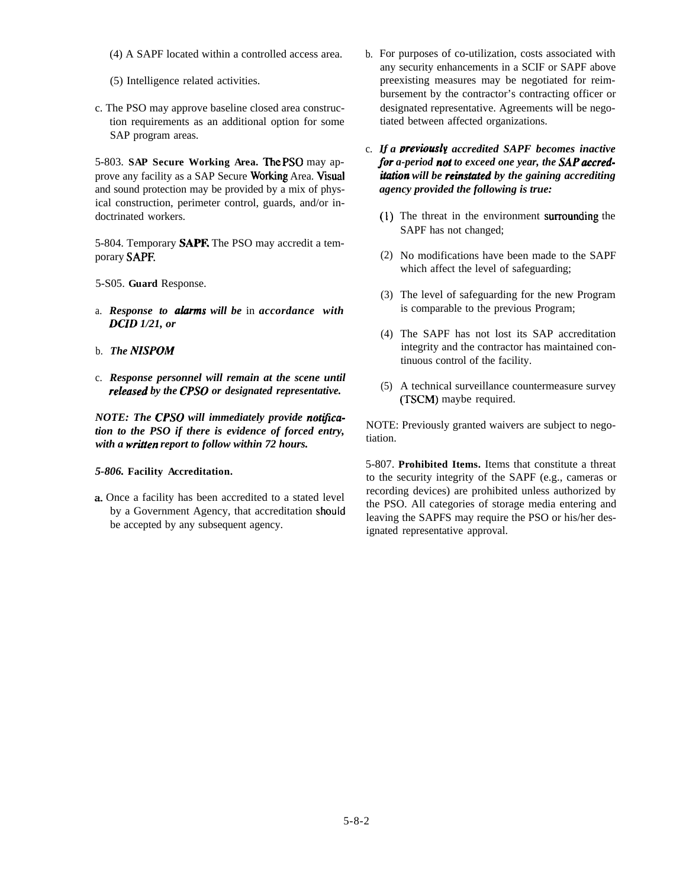(4) A SAPF located within a controlled access area.

(5) Intelligence related activities.

c. The PSO may approve baseline closed area construction requirements as an additional option for some SAP program areas.

5-803. **SAP Secure Working Area.** The PSO may approve any facility as a SAP Secure Working Area. Visual and sound protection may be provided by a mix of physical construction, perimeter control, guards, and/or indoctrinated workers.

5-804. Temporary SAPF. The PSO may accredit a temporary SAPF.

5-S05. **Guard** Response.

a. ***Response to alarms will be*** in ***accordance with DCID 1/21, or***

b. ***The NISPOM***

c. ***Response personnel will remain at the scene until released by the CPSO or designated representative.***

***NOTE: The CPSO will immediately provide notification to the PSO if there is evidence of forced entry, with a written report to follow within 72 hours.***

***5-806.*** **Facility Accreditation.**

a. Once a facility has been accredited to a stated level by a Government Agency, that accreditation should be accepted by any subsequent agency.

b. For purposes of co-utilization, costs associated with any security enhancements in a SCIF or SAPF above preexisting measures may be negotiated for reimbursement by the contractor's contracting officer or designated representative. Agreements will be negotiated between affected organizations.

c. ***If a previously accredited SAPF becomes inactive for a-period not to exceed one year, the SAP accreditation will be reinstated by the gaining accrediting agency provided the following is true:***

(1) The threat in the environment surrounding the SAPF has not changed;

(2) No modifications have been made to the SAPF which affect the level of safeguarding;

(3) The level of safeguarding for the new Program is comparable to the previous Program;

(4) The SAPF has not lost its SAP accreditation integrity and the contractor has maintained continuous control of the facility.

(5) A technical surveillance countermeasure survey (TSCM) maybe required.

NOTE: Previously granted waivers are subject to negotiation.

5-807. **Prohibited Items.** Items that constitute a threat to the security integrity of the SAPF (e.g., cameras or recording devices) are prohibited unless authorized by the PSO. All categories of storage media entering and leaving the SAPFS may require the PSO or his/her designated representative approval.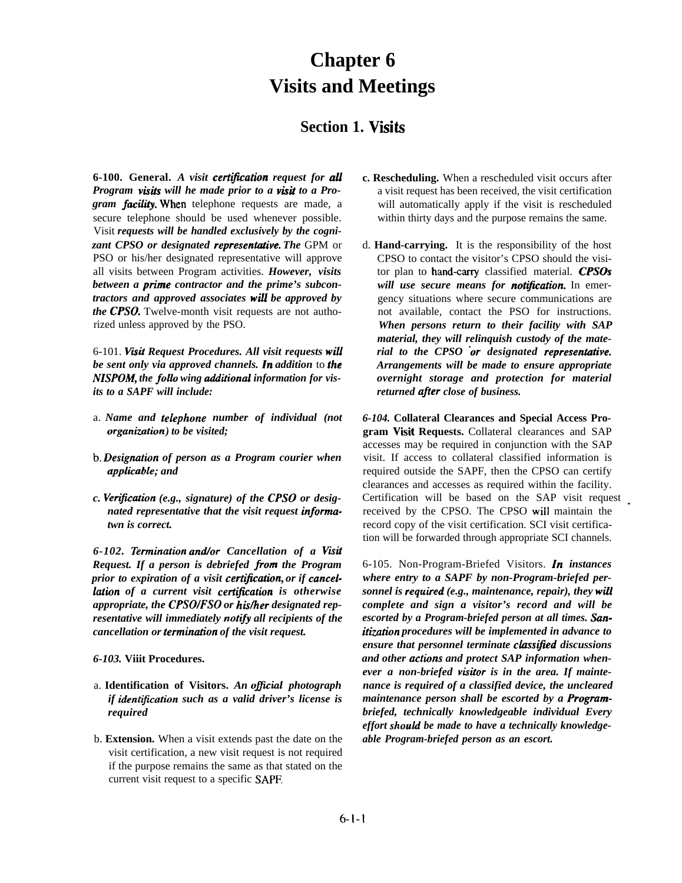# Chapter 6
# Visits and Meetings

## Section 1. Visits

**6-100. General.** *A visit certification request for all Program visits will he made prior to a visit to a Program facility.* When telephone requests are made, a secure telephone should be used whenever possible. Visit *requests will be handled exclusively by the cognizant CPSO or designated representative. The* GPM or PSO or his/her designated representative will approve all visits between Program activities. *However, visits between a prime contractor and the prime's subcontractors and approved associates will be approved by the CPSO.* Twelve-month visit requests are not authorized unless approved by the PSO.

6-101. *Visit Request Procedures. All visit requests will be sent only via approved channels. In addition* to *the NISPOM, the follo wing additional information for visits to a SAPF will include:*

a. *Name and telephone number of individual (not organization) to be visited;*

b. *Designation of person as a Program courier when applicable; and*

c. *Verification (e.g., signature) of the CPSO or designated representative that the visit request informatwn is correct.*

*6-102. Termination and/or Cancellation of a Visit Request. If a person is debriefed from the Program prior to expiration of a visit certification, or if cancellation of a current visit certification is otherwise appropriate, the CPSO/FSO or his/her designated representative will immediately notify all recipients of the cancellation or termination of the visit request.*

*6-103.* **Viiit Procedures.**

a. **Identification of Visitors.** *An official photograph if identification such as a valid driver's license is required*

b. **Extension.** When a visit extends past the date on the visit certification, a new visit request is not required if the purpose remains the same as that stated on the current visit request to a specific SAPF.

c. **Rescheduling.** When a rescheduled visit occurs after a visit request has been received, the visit certification will automatically apply if the visit is rescheduled within thirty days and the purpose remains the same.

d. **Hand-carrying.** It is the responsibility of the host CPSO to contact the visitor's CPSO should the visitor plan to hand-carry classified material. *CPSOs will use secure means for notification.* In emergency situations where secure communications are not available, contact the PSO for instructions. *When persons return to their facility with SAP material, they will relinquish custody of the material to the CPSO or designated representative. Arrangements will be made to ensure appropriate overnight storage and protection for material returned after close of business.*

*6-104.* **Collateral Clearances and Special Access Program Visit Requests.** Collateral clearances and SAP accesses may be required in conjunction with the SAP visit. If access to collateral classified information is required outside the SAPF, then the CPSO can certify clearances and accesses as required within the facility. Certification will be based on the SAP visit request received by the CPSO. The CPSO will maintain the record copy of the visit certification. SCI visit certification will be forwarded through appropriate SCI channels.

6-105. Non-Program-Briefed Visitors. *In instances where entry to a SAPF by non-Program-briefed personnel is required (e.g., maintenance, repair), they will complete and sign a visitor's record and will be escorted by a Program-briefed person at all times. Sanitization procedures will be implemented in advance to ensure that personnel terminate classified discussions and other actions and protect SAP information whenever a non-briefed visitor is in the area. If maintenance is required of a classified device, the uncleared maintenance person shall be escorted by a Program-briefed, technically knowledgeable individual Every effort should be made to have a technically knowledgeable Program-briefed person as an escort.*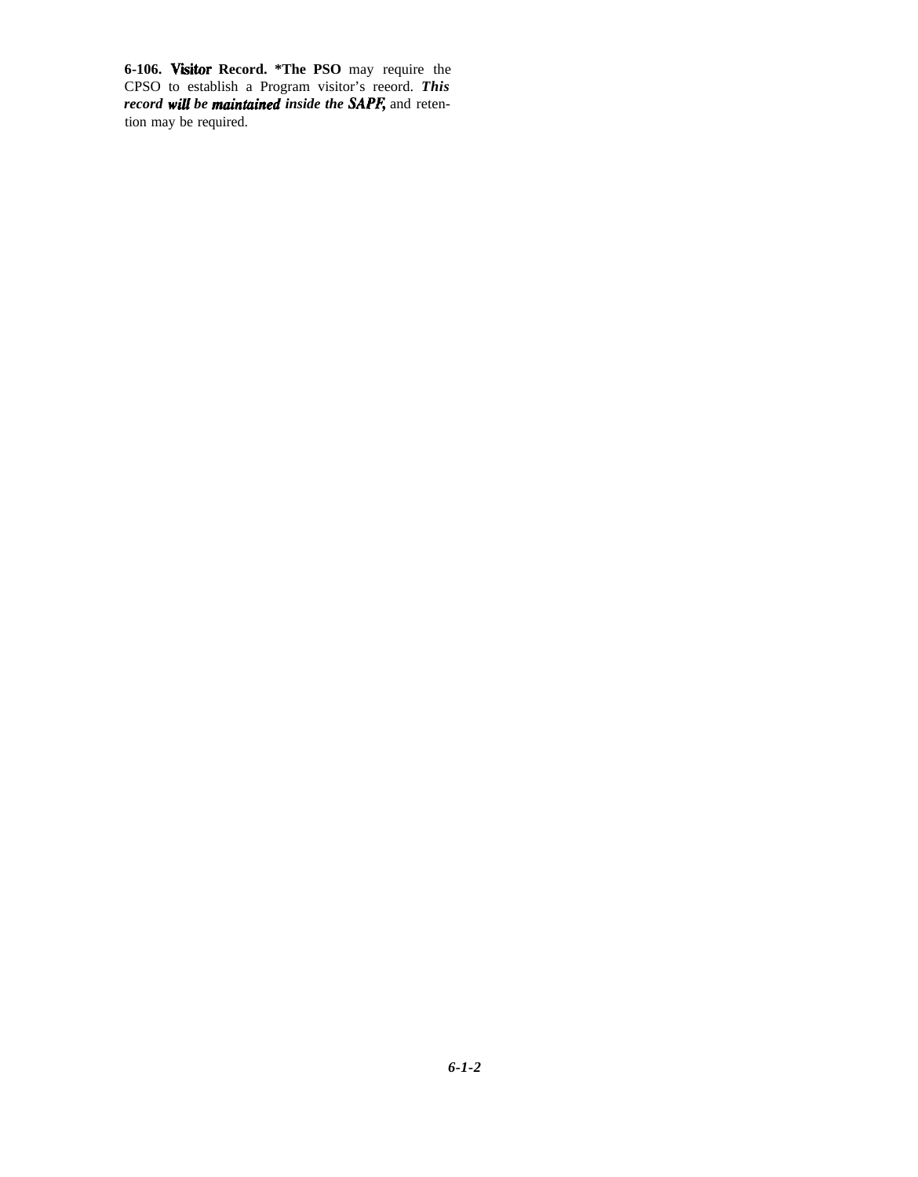**6-106. Visitor Record.** ***The PSO** may require the CPSO to establish a Program visitor's reeord. ***This record will be maintained inside the SAPF,*** and retention may be required.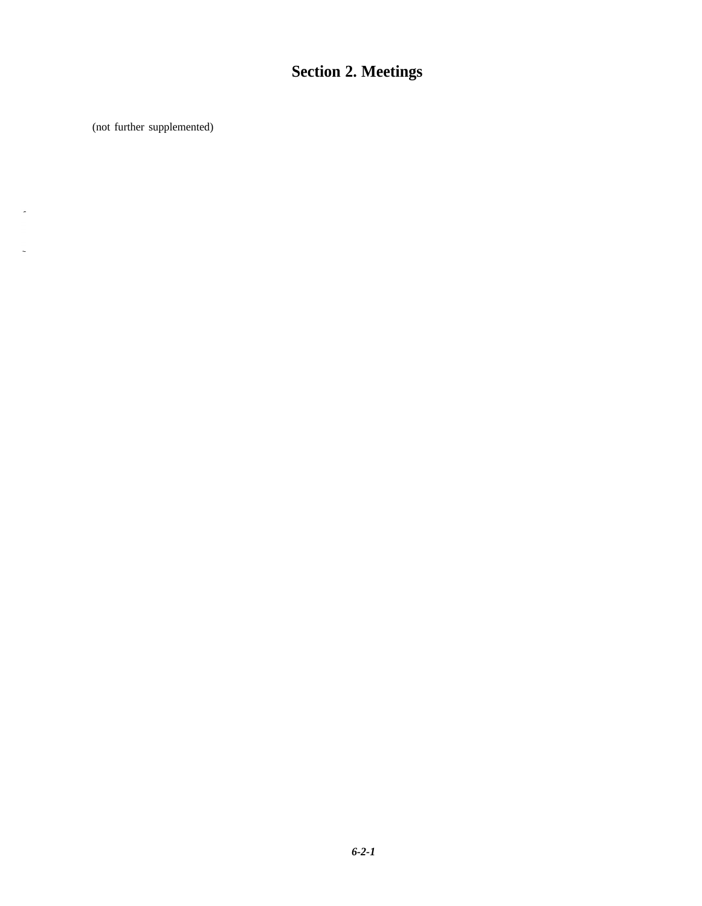# Section 2. Meetings

(not further supplemented)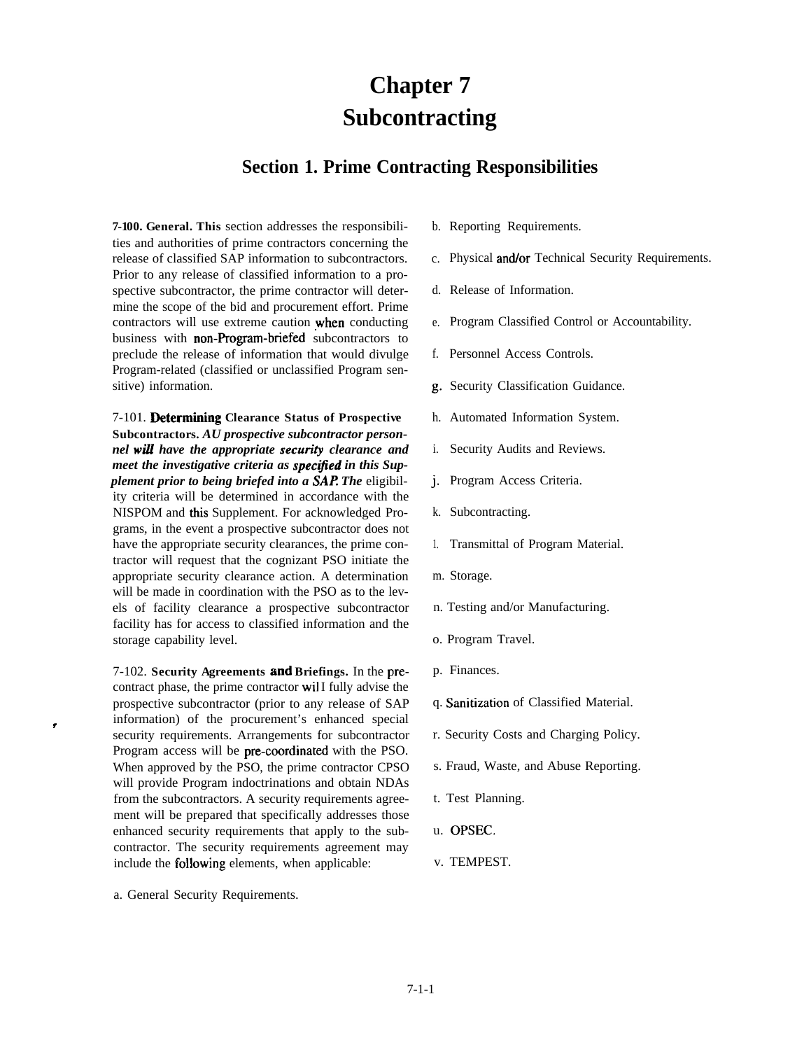# Chapter 7
# Subcontracting

## Section 1. Prime Contracting Responsibilities

**7-100. General. This** section addresses the responsibilities and authorities of prime contractors concerning the release of classified SAP information to subcontractors. Prior to any release of classified information to a prospective subcontractor, the prime contractor will determine the scope of the bid and procurement effort. Prime contractors will use extreme caution when conducting business with non-Program-briefed subcontractors to preclude the release of information that would divulge Program-related (classified or unclassified Program sensitive) information.

7-101. **Determining Clearance Status of Prospective Subcontractors.** ***AU prospective subcontractor personnel will have the appropriate security clearance and meet the investigative criteria as specified in this Supplement prior to being briefed into a SAP. The*** eligibility criteria will be determined in accordance with the NISPOM and this Supplement. For acknowledged Programs, in the event a prospective subcontractor does not have the appropriate security clearances, the prime contractor will request that the cognizant PSO initiate the appropriate security clearance action. A determination will be made in coordination with the PSO as to the levels of facility clearance a prospective subcontractor facility has for access to classified information and the storage capability level.

7-102. **Security Agreements and Briefings.** In the pre-contract phase, the prime contractor wil I fully advise the prospective subcontractor (prior to any release of SAP information) of the procurement's enhanced special security requirements. Arrangements for subcontractor Program access will be pre-coordinated with the PSO. When approved by the PSO, the prime contractor CPSO will provide Program indoctrinations and obtain NDAs from the subcontractors. A security requirements agreement will be prepared that specifically addresses those enhanced security requirements that apply to the subcontractor. The security requirements agreement may include the following elements, when applicable:

a. General Security Requirements.

b. Reporting Requirements.

c. Physical and/or Technical Security Requirements.

d. Release of Information.

e. Program Classified Control or Accountability.

f. Personnel Access Controls.

g. Security Classification Guidance.

h. Automated Information System.

i. Security Audits and Reviews.

j. Program Access Criteria.

k. Subcontracting.

l. Transmittal of Program Material.

m. Storage.

n. Testing and/or Manufacturing.

o. Program Travel.

p. Finances.

q. Sanitization of Classified Material.

r. Security Costs and Charging Policy.

s. Fraud, Waste, and Abuse Reporting.

t. Test Planning.

u. OPSEC.

v. TEMPEST.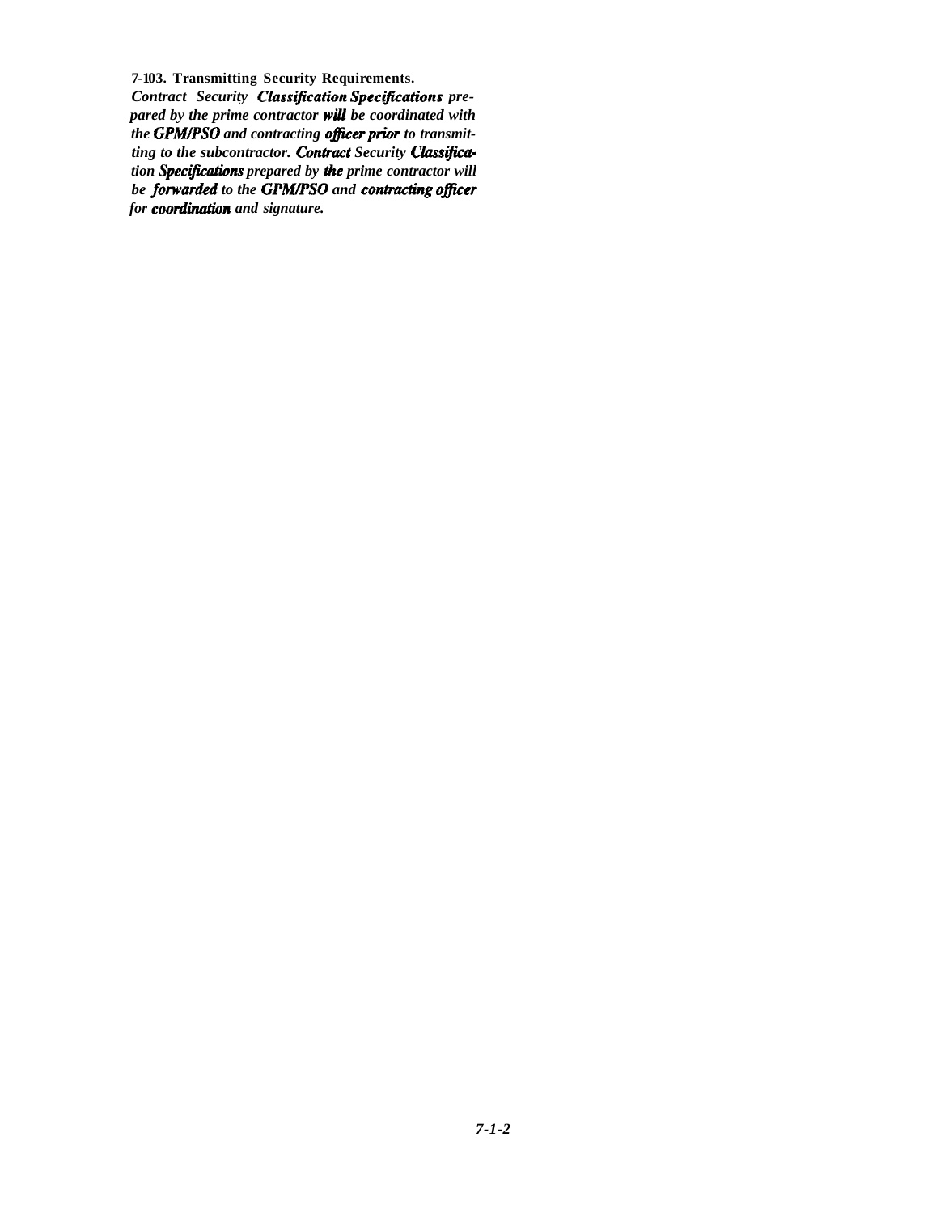**7-103. Transmitting Security Requirements.**

*Contract Security Classification Specifications prepared by the prime contractor will be coordinated with the GPM/PSO and contracting officer prior to transmitting to the subcontractor. Contract Security Classification Specifications prepared by the prime contractor will be forwarded to the GPM/PSO and contracting officer for coordination and signature.*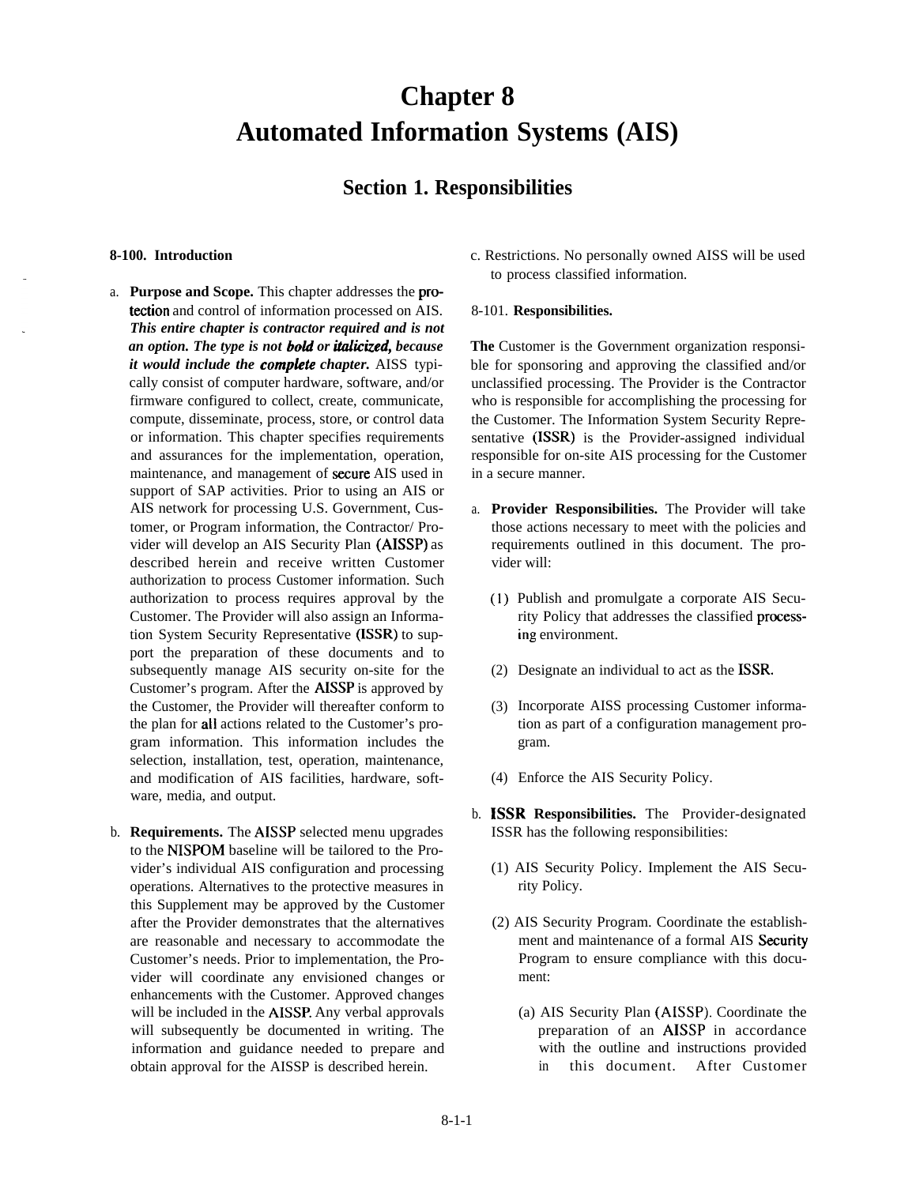# Chapter 8
# Automated Information Systems (AIS)

## Section 1. Responsibilities

**8-100. Introduction**

a. **Purpose and Scope.** This chapter addresses the protection and control of information processed on AIS. ***This entire chapter is contractor required and is not an option. The type is not bold or italicized, because it would include the complete chapter.*** AISS typically consist of computer hardware, software, and/or firmware configured to collect, create, communicate, compute, disseminate, process, store, or control data or information. This chapter specifies requirements and assurances for the implementation, operation, maintenance, and management of secure AIS used in support of SAP activities. Prior to using an AIS or AIS network for processing U.S. Government, Customer, or Program information, the Contractor/ Provider will develop an AIS Security Plan (AISSP) as described herein and receive written Customer authorization to process Customer information. Such authorization to process requires approval by the Customer. The Provider will also assign an Information System Security Representative (ISSR) to support the preparation of these documents and to subsequently manage AIS security on-site for the Customer's program. After the AISSP is approved by the Customer, the Provider will thereafter conform to the plan for all actions related to the Customer's program information. This information includes the selection, installation, test, operation, maintenance, and modification of AIS facilities, hardware, software, media, and output.

b. **Requirements.** The AISSP selected menu upgrades to the NISPOM baseline will be tailored to the Provider's individual AIS configuration and processing operations. Alternatives to the protective measures in this Supplement may be approved by the Customer after the Provider demonstrates that the alternatives are reasonable and necessary to accommodate the Customer's needs. Prior to implementation, the Provider will coordinate any envisioned changes or enhancements with the Customer. Approved changes will be included in the AISSP. Any verbal approvals will subsequently be documented in writing. The information and guidance needed to prepare and obtain approval for the AISSP is described herein.

c. Restrictions. No personally owned AISS will be used to process classified information.

8-101. **Responsibilities.**

**The** Customer is the Government organization responsible for sponsoring and approving the classified and/or unclassified processing. The Provider is the Contractor who is responsible for accomplishing the processing for the Customer. The Information System Security Representative (ISSR) is the Provider-assigned individual responsible for on-site AIS processing for the Customer in a secure manner.

a. **Provider Responsibilities.** The Provider will take those actions necessary to meet with the policies and requirements outlined in this document. The provider will:

   (1) Publish and promulgate a corporate AIS Security Policy that addresses the classified processing environment.

   (2) Designate an individual to act as the ISSR.

   (3) Incorporate AISS processing Customer information as part of a configuration management program.

   (4) Enforce the AIS Security Policy.

b. **ISSR Responsibilities.** The Provider-designated ISSR has the following responsibilities:

   (1) AIS Security Policy. Implement the AIS Security Policy.

   (2) AIS Security Program. Coordinate the establishment and maintenance of a formal AIS Security Program to ensure compliance with this document:

      (a) AIS Security Plan (AISSP). Coordinate the preparation of an AISSP in accordance with the outline and instructions provided in this document. After Customer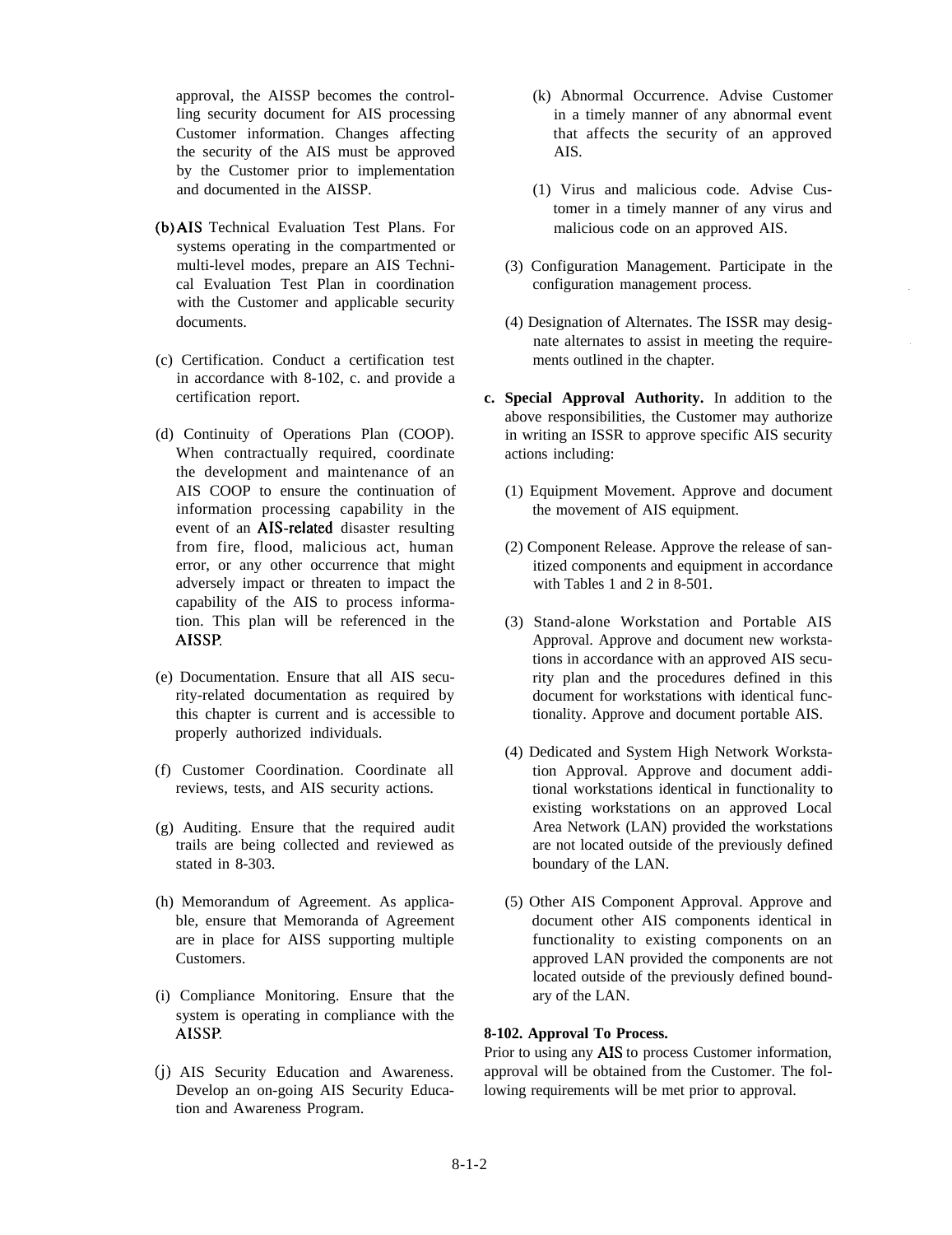approval, the AISSP becomes the controlling security document for AIS processing Customer information. Changes affecting the security of the AIS must be approved by the Customer prior to implementation and documented in the AISSP.

(b) AIS Technical Evaluation Test Plans. For systems operating in the compartmented or multi-level modes, prepare an AIS Technical Evaluation Test Plan in coordination with the Customer and applicable security documents.

(c) Certification. Conduct a certification test in accordance with 8-102, c. and provide a certification report.

(d) Continuity of Operations Plan (COOP). When contractually required, coordinate the development and maintenance of an AIS COOP to ensure the continuation of information processing capability in the event of an AIS-related disaster resulting from fire, flood, malicious act, human error, or any other occurrence that might adversely impact or threaten to impact the capability of the AIS to process information. This plan will be referenced in the AISSP.

(e) Documentation. Ensure that all AIS security-related documentation as required by this chapter is current and is accessible to properly authorized individuals.

(f) Customer Coordination. Coordinate all reviews, tests, and AIS security actions.

(g) Auditing. Ensure that the required audit trails are being collected and reviewed as stated in 8-303.

(h) Memorandum of Agreement. As applicable, ensure that Memoranda of Agreement are in place for AISS supporting multiple Customers.

(i) Compliance Monitoring. Ensure that the system is operating in compliance with the AISSP.

(j) AIS Security Education and Awareness. Develop an on-going AIS Security Education and Awareness Program.

(k) Abnormal Occurrence. Advise Customer in a timely manner of any abnormal event that affects the security of an approved AIS.

(1) Virus and malicious code. Advise Customer in a timely manner of any virus and malicious code on an approved AIS.

(3) Configuration Management. Participate in the configuration management process.

(4) Designation of Alternates. The ISSR may designate alternates to assist in meeting the requirements outlined in the chapter.

**c. Special Approval Authority.** In addition to the above responsibilities, the Customer may authorize in writing an ISSR to approve specific AIS security actions including:

(1) Equipment Movement. Approve and document the movement of AIS equipment.

(2) Component Release. Approve the release of sanitized components and equipment in accordance with Tables 1 and 2 in 8-501.

(3) Stand-alone Workstation and Portable AIS Approval. Approve and document new workstations in accordance with an approved AIS security plan and the procedures defined in this document for workstations with identical functionality. Approve and document portable AIS.

(4) Dedicated and System High Network Workstation Approval. Approve and document additional workstations identical in functionality to existing workstations on an approved Local Area Network (LAN) provided the workstations are not located outside of the previously defined boundary of the LAN.

(5) Other AIS Component Approval. Approve and document other AIS components identical in functionality to existing components on an approved LAN provided the components are not located outside of the previously defined boundary of the LAN.

**8-102. Approval To Process.**

Prior to using any AIS to process Customer information, approval will be obtained from the Customer. The following requirements will be met prior to approval.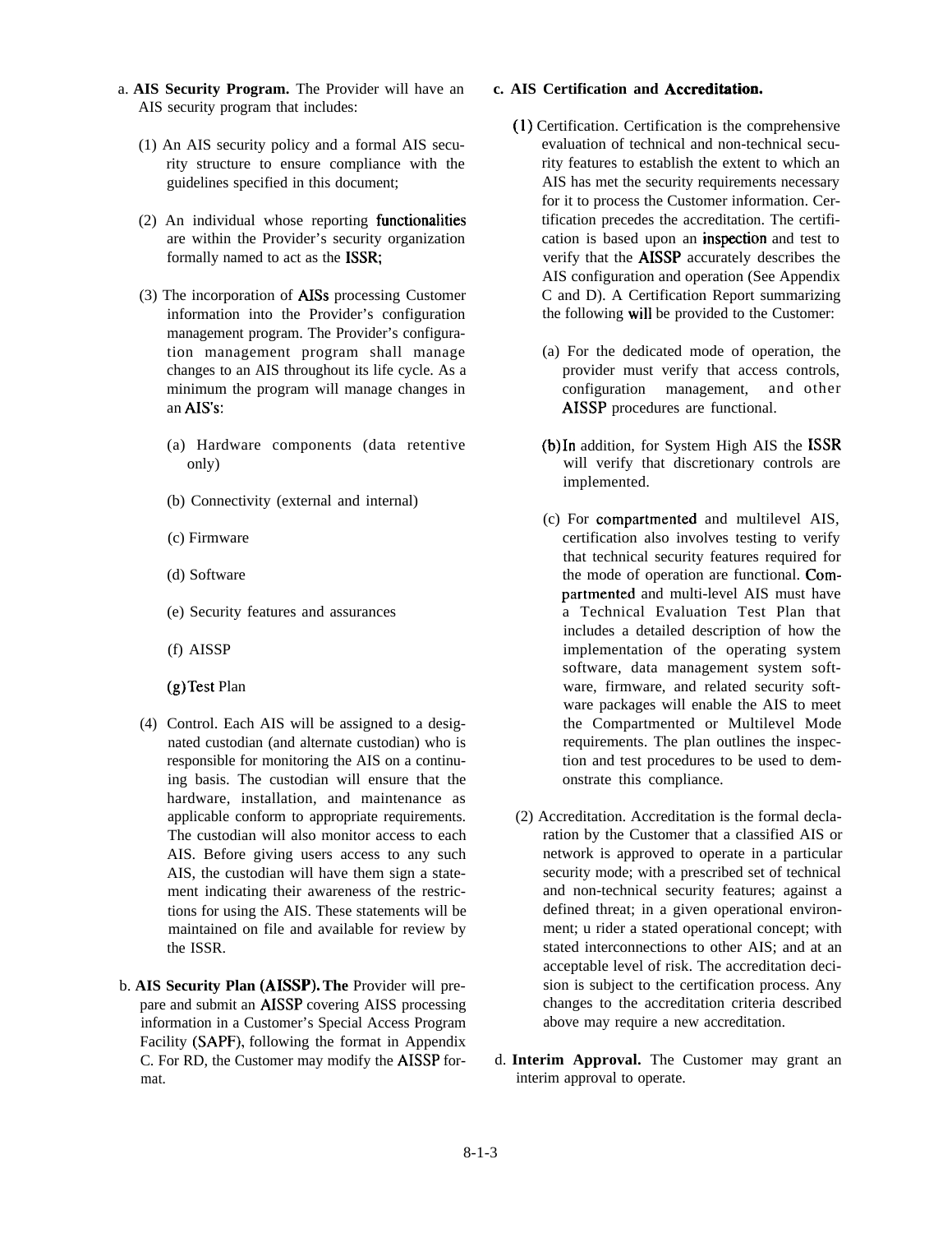a. **AIS Security Program.** The Provider will have an AIS security program that includes:

(1) An AIS security policy and a formal AIS security structure to ensure compliance with the guidelines specified in this document;

(2) An individual whose reporting functionalities are within the Provider's security organization formally named to act as the ISSR;

(3) The incorporation of AISs processing Customer information into the Provider's configuration management program. The Provider's configuration management program shall manage changes to an AIS throughout its life cycle. As a minimum the program will manage changes in an AIS's:

(a) Hardware components (data retentive only)

(b) Connectivity (external and internal)

(c) Firmware

(d) Software

(e) Security features and assurances

(f) AISSP

(g) Test Plan

(4) Control. Each AIS will be assigned to a designated custodian (and alternate custodian) who is responsible for monitoring the AIS on a continuing basis. The custodian will ensure that the hardware, installation, and maintenance as applicable conform to appropriate requirements. The custodian will also monitor access to each AIS. Before giving users access to any such AIS, the custodian will have them sign a statement indicating their awareness of the restrictions for using the AIS. These statements will be maintained on file and available for review by the ISSR.

b. **AIS Security Plan (AISSP). The** Provider will prepare and submit an AISSP covering AISS processing information in a Customer's Special Access Program Facility (SAPF), following the format in Appendix C. For RD, the Customer may modify the AISSP format.

c. **AIS Certification and Accreditation.**

(1) Certification. Certification is the comprehensive evaluation of technical and non-technical security features to establish the extent to which an AIS has met the security requirements necessary for it to process the Customer information. Certification precedes the accreditation. The certification is based upon an inspection and test to verify that the AISSP accurately describes the AIS configuration and operation (See Appendix C and D). A Certification Report summarizing the following will be provided to the Customer:

(a) For the dedicated mode of operation, the provider must verify that access controls, configuration management, and other AISSP procedures are functional.

(b) In addition, for System High AIS the ISSR will verify that discretionary controls are implemented.

(c) For compartmented and multilevel AIS, certification also involves testing to verify that technical security features required for the mode of operation are functional. Compartmented and multi-level AIS must have a Technical Evaluation Test Plan that includes a detailed description of how the implementation of the operating system software, data management system software, firmware, and related security software packages will enable the AIS to meet the Compartmented or Multilevel Mode requirements. The plan outlines the inspection and test procedures to be used to demonstrate this compliance.

(2) Accreditation. Accreditation is the formal declaration by the Customer that a classified AIS or network is approved to operate in a particular security mode; with a prescribed set of technical and non-technical security features; against a defined threat; in a given operational environment; u rider a stated operational concept; with stated interconnections to other AIS; and at an acceptable level of risk. The accreditation decision is subject to the certification process. Any changes to the accreditation criteria described above may require a new accreditation.

d. **Interim Approval.** The Customer may grant an interim approval to operate.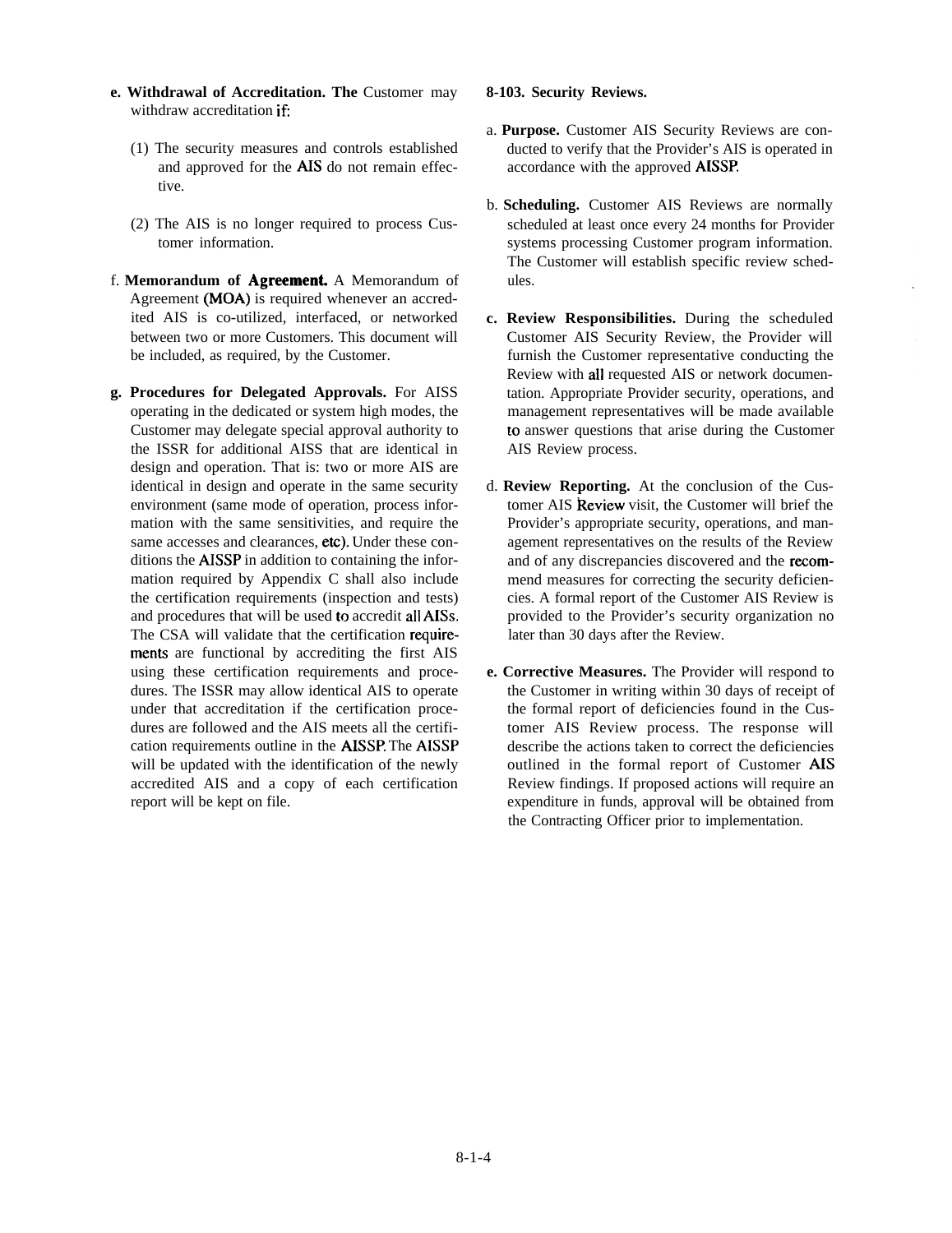**e. Withdrawal of Accreditation. The** Customer may withdraw accreditation if:

(1) The security measures and controls established and approved for the AIS do not remain effective.

(2) The AIS is no longer required to process Customer information.

f. **Memorandum of Agreement.** A Memorandum of Agreement (MOA) is required whenever an accredited AIS is co-utilized, interfaced, or networked between two or more Customers. This document will be included, as required, by the Customer.

**g. Procedures for Delegated Approvals.** For AISS operating in the dedicated or system high modes, the Customer may delegate special approval authority to the ISSR for additional AISS that are identical in design and operation. That is: two or more AIS are identical in design and operate in the same security environment (same mode of operation, process information with the same sensitivities, and require the same accesses and clearances, etc). Under these conditions the AISSP in addition to containing the information required by Appendix C shall also include the certification requirements (inspection and tests) and procedures that will be used to accredit all AISs. The CSA will validate that the certification requirements are functional by accrediting the first AIS using these certification requirements and procedures. The ISSR may allow identical AIS to operate under that accreditation if the certification procedures are followed and the AIS meets all the certification requirements outline in the AISSP. The AISSP will be updated with the identification of the newly accredited AIS and a copy of each certification report will be kept on file.

**8-103. Security Reviews.**

a. **Purpose.** Customer AIS Security Reviews are conducted to verify that the Provider's AIS is operated in accordance with the approved AISSP.

b. **Scheduling.** Customer AIS Reviews are normally scheduled at least once every 24 months for Provider systems processing Customer program information. The Customer will establish specific review schedules.

**c. Review Responsibilities.** During the scheduled Customer AIS Security Review, the Provider will furnish the Customer representative conducting the Review with all requested AIS or network documentation. Appropriate Provider security, operations, and management representatives will be made available to answer questions that arise during the Customer AIS Review process.

d. **Review Reporting.** At the conclusion of the Customer AIS Review visit, the Customer will brief the Provider's appropriate security, operations, and management representatives on the results of the Review and of any discrepancies discovered and the recommend measures for correcting the security deficiencies. A formal report of the Customer AIS Review is provided to the Provider's security organization no later than 30 days after the Review.

**e. Corrective Measures.** The Provider will respond to the Customer in writing within 30 days of receipt of the formal report of deficiencies found in the Customer AIS Review process. The response will describe the actions taken to correct the deficiencies outlined in the formal report of Customer AIS Review findings. If proposed actions will require an expenditure in funds, approval will be obtained from the Contracting Officer prior to implementation.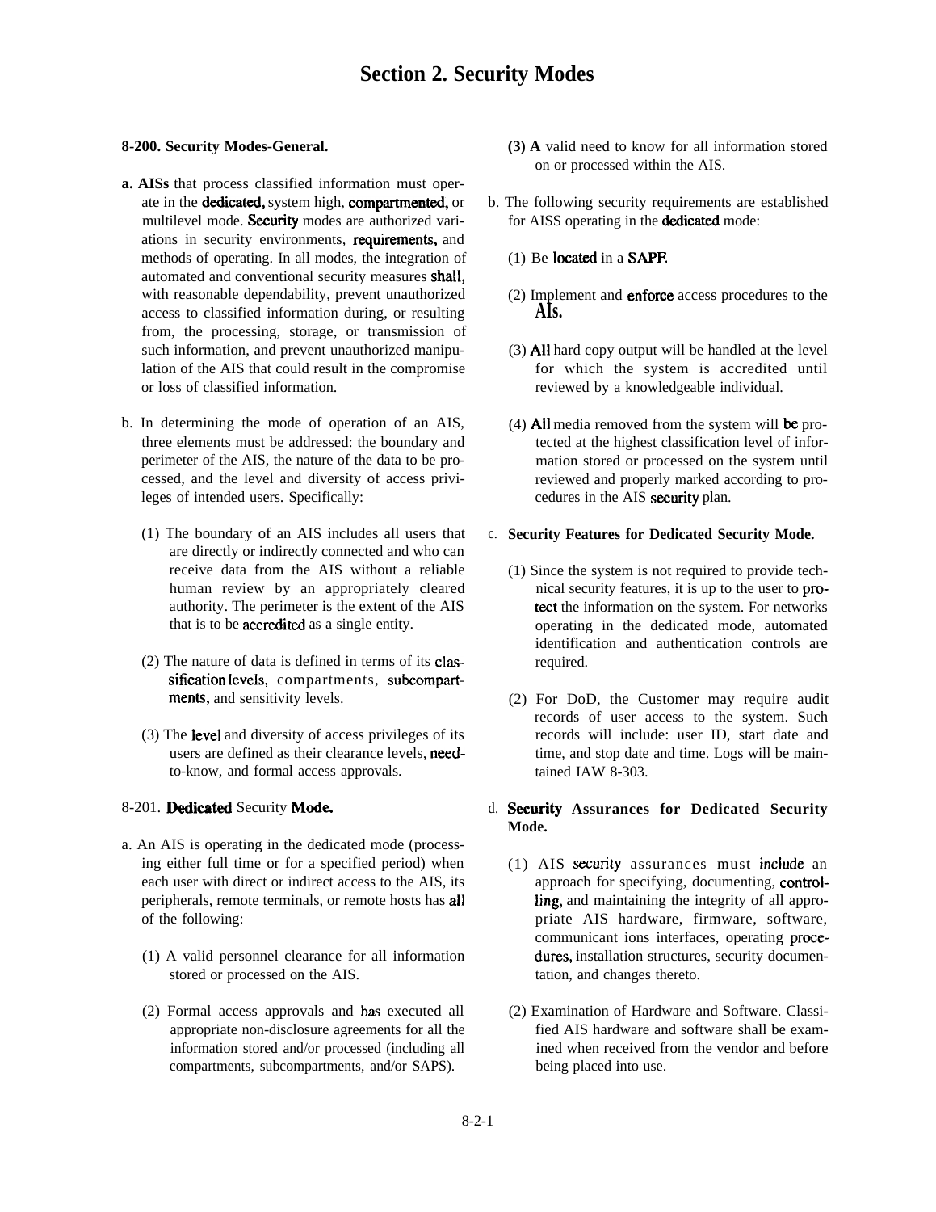# Section 2. Security Modes

**8-200. Security Modes-General.**

**a. AISs** that process classified information must operate in the dedicated, system high, compartmented, or multilevel mode. Security modes are authorized variations in security environments, requirements, and methods of operating. In all modes, the integration of automated and conventional security measures shall, with reasonable dependability, prevent unauthorized access to classified information during, or resulting from, the processing, storage, or transmission of such information, and prevent unauthorized manipulation of the AIS that could result in the compromise or loss of classified information.

b. In determining the mode of operation of an AIS, three elements must be addressed: the boundary and perimeter of the AIS, the nature of the data to be processed, and the level and diversity of access privileges of intended users. Specifically:

(1) The boundary of an AIS includes all users that are directly or indirectly connected and who can receive data from the AIS without a reliable human review by an appropriately cleared authority. The perimeter is the extent of the AIS that is to be accredited as a single entity.

(2) The nature of data is defined in terms of its classification levels, compartments, subcompartments, and sensitivity levels.

(3) The level and diversity of access privileges of its users are defined as their clearance levels, need-to-know, and formal access approvals.

8-201. Dedicated Security Mode.

a. An AIS is operating in the dedicated mode (processing either full time or for a specified period) when each user with direct or indirect access to the AIS, its peripherals, remote terminals, or remote hosts has all of the following:

(1) A valid personnel clearance for all information stored or processed on the AIS.

(2) Formal access approvals and has executed all appropriate non-disclosure agreements for all the information stored and/or processed (including all compartments, subcompartments, and/or SAPS).

**(3) A** valid need to know for all information stored on or processed within the AIS.

b. The following security requirements are established for AISS operating in the dedicated mode:

(1) Be located in a SAPF.

(2) Implement and enforce access procedures to the AIs.

(3) All hard copy output will be handled at the level for which the system is accredited until reviewed by a knowledgeable individual.

(4) All media removed from the system will be protected at the highest classification level of information stored or processed on the system until reviewed and properly marked according to procedures in the AIS security plan.

c. **Security Features for Dedicated Security Mode.**

(1) Since the system is not required to provide technical security features, it is up to the user to protect the information on the system. For networks operating in the dedicated mode, automated identification and authentication controls are required.

(2) For DoD, the Customer may require audit records of user access to the system. Such records will include: user ID, start date and time, and stop date and time. Logs will be maintained IAW 8-303.

d. **Security Assurances for Dedicated Security Mode.**

(1) AIS security assurances must include an approach for specifying, documenting, controlling, and maintaining the integrity of all appropriate AIS hardware, firmware, software, communicant ions interfaces, operating procedures, installation structures, security documentation, and changes thereto.

(2) Examination of Hardware and Software. Classified AIS hardware and software shall be examined when received from the vendor and before being placed into use.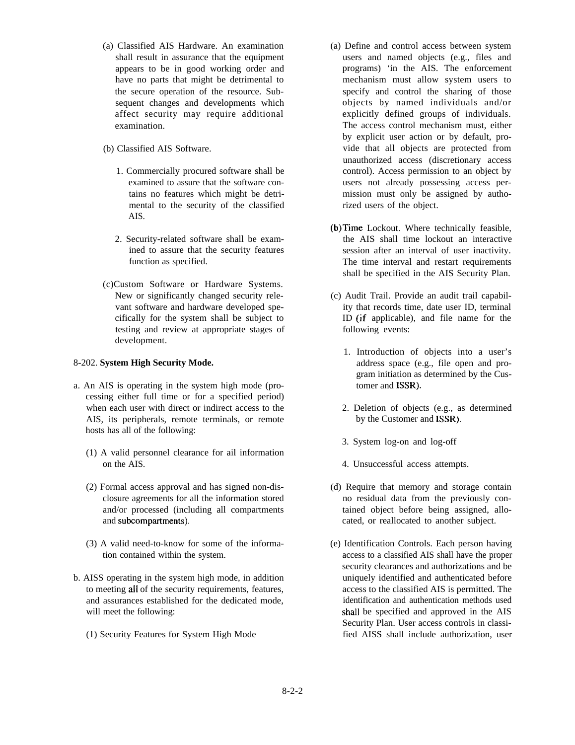(a) Classified AIS Hardware. An examination shall result in assurance that the equipment appears to be in good working order and have no parts that might be detrimental to the secure operation of the resource. Subsequent changes and developments which affect security may require additional examination.

(b) Classified AIS Software.

1. Commercially procured software shall be examined to assure that the software contains no features which might be detrimental to the security of the classified AIS.

2. Security-related software shall be examined to assure that the security features function as specified.

(c) Custom Software or Hardware Systems. New or significantly changed security relevant software and hardware developed specifically for the system shall be subject to testing and review at appropriate stages of development.

8-202. **System High Security Mode.**

a. An AIS is operating in the system high mode (processing either full time or for a specified period) when each user with direct or indirect access to the AIS, its peripherals, remote terminals, or remote hosts has all of the following:

(1) A valid personnel clearance for ail information on the AIS.

(2) Formal access approval and has signed non-disclosure agreements for all the information stored and/or processed (including all compartments and subcompartments).

(3) A valid need-to-know for some of the information contained within the system.

b. AISS operating in the system high mode, in addition to meeting all of the security requirements, features, and assurances established for the dedicated mode, will meet the following:

(1) Security Features for System High Mode

(a) Define and control access between system users and named objects (e.g., files and programs) 'in the AIS. The enforcement mechanism must allow system users to specify and control the sharing of those objects by named individuals and/or explicitly defined groups of individuals. The access control mechanism must, either by explicit user action or by default, provide that all objects are protected from unauthorized access (discretionary access control). Access permission to an object by users not already possessing access permission must only be assigned by authorized users of the object.

(b) Time Lockout. Where technically feasible, the AIS shall time lockout an interactive session after an interval of user inactivity. The time interval and restart requirements shall be specified in the AIS Security Plan.

(c) Audit Trail. Provide an audit trail capability that records time, date user ID, terminal ID (if applicable), and file name for the following events:

1. Introduction of objects into a user's address space (e.g., file open and program initiation as determined by the Customer and ISSR).

2. Deletion of objects (e.g., as determined by the Customer and ISSR).

3. System log-on and log-off

4. Unsuccessful access attempts.

(d) Require that memory and storage contain no residual data from the previously contained object before being assigned, allocated, or reallocated to another subject.

(e) Identification Controls. Each person having access to a classified AIS shall have the proper security clearances and authorizations and be uniquely identified and authenticated before access to the classified AIS is permitted. The identification and authentication methods used shall be specified and approved in the AIS Security Plan. User access controls in classified AISS shall include authorization, user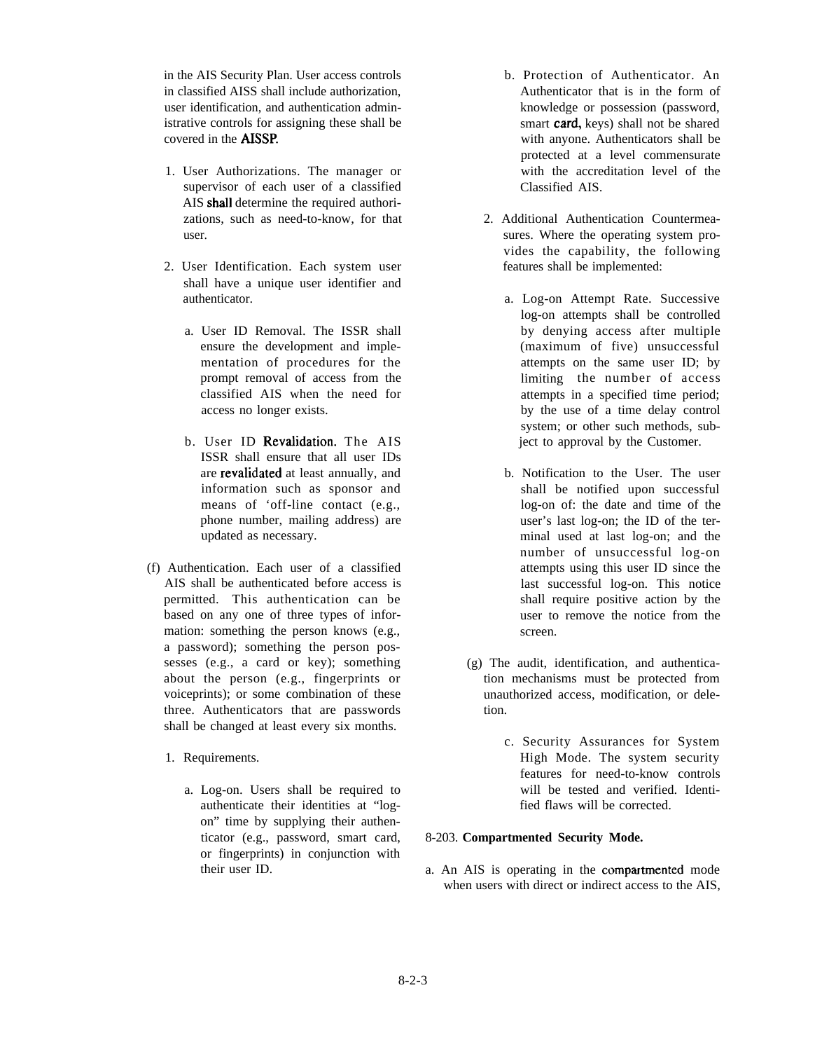in the AIS Security Plan. User access controls in classified AISS shall include authorization, user identification, and authentication administrative controls for assigning these shall be covered in the AISSP.

1. User Authorizations. The manager or supervisor of each user of a classified AIS shall determine the required authorizations, such as need-to-know, for that user.

2. User Identification. Each system user shall have a unique user identifier and authenticator.

   a. User ID Removal. The ISSR shall ensure the development and implementation of procedures for the prompt removal of access from the classified AIS when the need for access no longer exists.

   b. User ID Revalidation. The AIS ISSR shall ensure that all user IDs are revalidated at least annually, and information such as sponsor and means of 'off-line contact (e.g., phone number, mailing address) are updated as necessary.

(f) Authentication. Each user of a classified AIS shall be authenticated before access is permitted. This authentication can be based on any one of three types of information: something the person knows (e.g., a password); something the person possesses (e.g., a card or key); something about the person (e.g., fingerprints or voiceprints); or some combination of these three. Authenticators that are passwords shall be changed at least every six months.

1. Requirements.

   a. Log-on. Users shall be required to authenticate their identities at "log-on" time by supplying their authenticator (e.g., password, smart card, or fingerprints) in conjunction with their user ID.

   b. Protection of Authenticator. An Authenticator that is in the form of knowledge or possession (password, smart card, keys) shall not be shared with anyone. Authenticators shall be protected at a level commensurate with the accreditation level of the Classified AIS.

2. Additional Authentication Countermeasures. Where the operating system provides the capability, the following features shall be implemented:

   a. Log-on Attempt Rate. Successive log-on attempts shall be controlled by denying access after multiple (maximum of five) unsuccessful attempts on the same user ID; by limiting the number of access attempts in a specified time period; by the use of a time delay control system; or other such methods, subject to approval by the Customer.

   b. Notification to the User. The user shall be notified upon successful log-on of: the date and time of the user's last log-on; the ID of the terminal used at last log-on; and the number of unsuccessful log-on attempts using this user ID since the last successful log-on. This notice shall require positive action by the user to remove the notice from the screen.

(g) The audit, identification, and authentication mechanisms must be protected from unauthorized access, modification, or deletion.

   c. Security Assurances for System High Mode. The system security features for need-to-know controls will be tested and verified. Identified flaws will be corrected.

8-203. **Compartmented Security Mode.**

a. An AIS is operating in the compartmented mode when users with direct or indirect access to the AIS,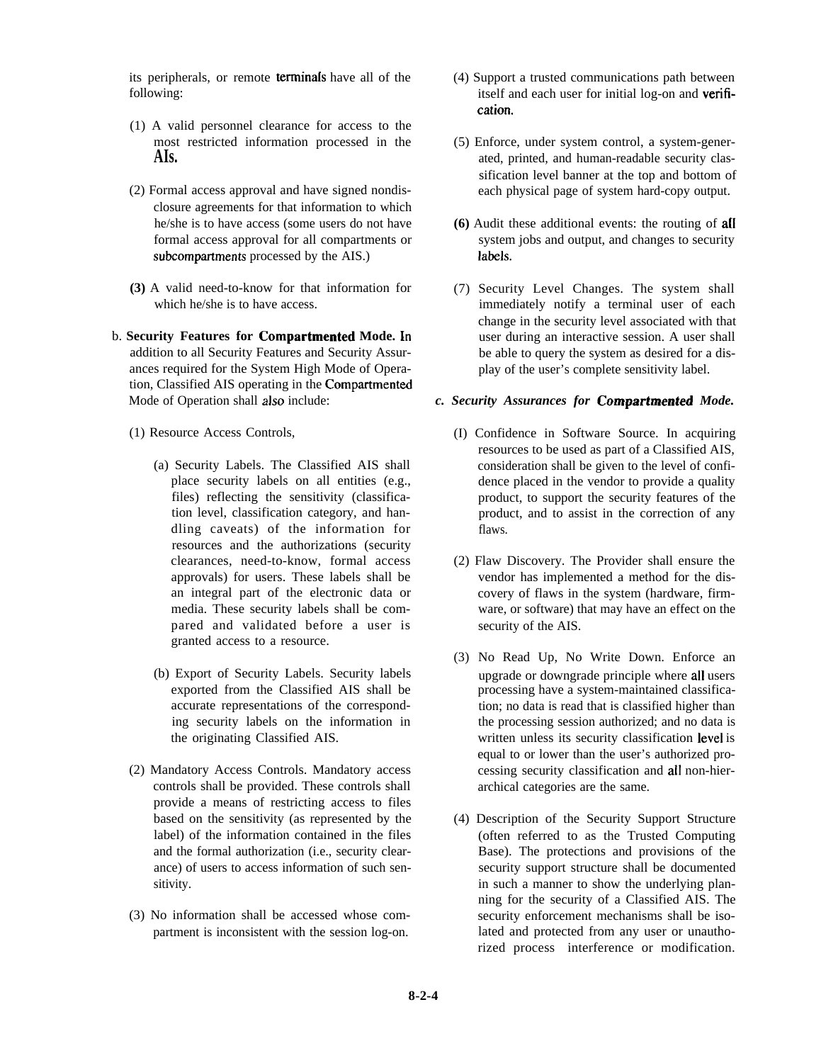its peripherals, or remote terminals have all of the following:

(1) A valid personnel clearance for access to the most restricted information processed in the AIs.

(2) Formal access approval and have signed nondisclosure agreements for that information to which he/she is to have access (some users do not have formal access approval for all compartments or subcompartments processed by the AIS.)

**(3)** A valid need-to-know for that information for which he/she is to have access.

b. **Security Features for Compartmented Mode.** In addition to all Security Features and Security Assurances required for the System High Mode of Operation, Classified AIS operating in the Compartmented Mode of Operation shall also include:

(1) Resource Access Controls,

(a) Security Labels. The Classified AIS shall place security labels on all entities (e.g., files) reflecting the sensitivity (classification level, classification category, and handling caveats) of the information for resources and the authorizations (security clearances, need-to-know, formal access approvals) for users. These labels shall be an integral part of the electronic data or media. These security labels shall be compared and validated before a user is granted access to a resource.

(b) Export of Security Labels. Security labels exported from the Classified AIS shall be accurate representations of the corresponding security labels on the information in the originating Classified AIS.

(2) Mandatory Access Controls. Mandatory access controls shall be provided. These controls shall provide a means of restricting access to files based on the sensitivity (as represented by the label) of the information contained in the files and the formal authorization (i.e., security clearance) of users to access information of such sensitivity.

(3) No information shall be accessed whose compartment is inconsistent with the session log-on.

(4) Support a trusted communications path between itself and each user for initial log-on and verification.

(5) Enforce, under system control, a system-generated, printed, and human-readable security classification level banner at the top and bottom of each physical page of system hard-copy output.

**(6)** Audit these additional events: the routing of all system jobs and output, and changes to security labels.

(7) Security Level Changes. The system shall immediately notify a terminal user of each change in the security level associated with that user during an interactive session. A user shall be able to query the system as desired for a display of the user's complete sensitivity label.

***c. Security Assurances for Compartmented Mode.***

(1) Confidence in Software Source. In acquiring resources to be used as part of a Classified AIS, consideration shall be given to the level of confidence placed in the vendor to provide a quality product, to support the security features of the product, and to assist in the correction of any flaws.

(2) Flaw Discovery. The Provider shall ensure the vendor has implemented a method for the discovery of flaws in the system (hardware, firmware, or software) that may have an effect on the security of the AIS.

(3) No Read Up, No Write Down. Enforce an upgrade or downgrade principle where all users processing have a system-maintained classification; no data is read that is classified higher than the processing session authorized; and no data is written unless its security classification level is equal to or lower than the user's authorized processing security classification and all non-hierarchical categories are the same.

(4) Description of the Security Support Structure (often referred to as the Trusted Computing Base). The protections and provisions of the security support structure shall be documented in such a manner to show the underlying planning for the security of a Classified AIS. The security enforcement mechanisms shall be isolated and protected from any user or unauthorized process interference or modification.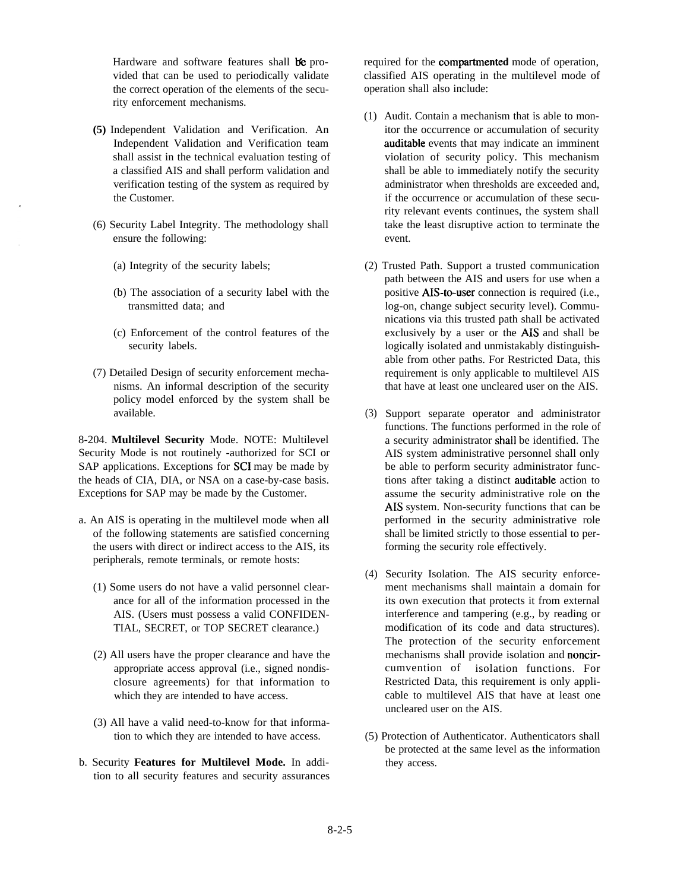Hardware and software features shall be provided that can be used to periodically validate the correct operation of the elements of the security enforcement mechanisms.

**(5)** Independent Validation and Verification. An Independent Validation and Verification team shall assist in the technical evaluation testing of a classified AIS and shall perform validation and verification testing of the system as required by the Customer.

(6) Security Label Integrity. The methodology shall ensure the following:

(a) Integrity of the security labels;

(b) The association of a security label with the transmitted data; and

(c) Enforcement of the control features of the security labels.

(7) Detailed Design of security enforcement mechanisms. An informal description of the security policy model enforced by the system shall be available.

8-204. **Multilevel Security** Mode. NOTE: Multilevel Security Mode is not routinely -authorized for SCI or SAP applications. Exceptions for SCI may be made by the heads of CIA, DIA, or NSA on a case-by-case basis. Exceptions for SAP may be made by the Customer.

a. An AIS is operating in the multilevel mode when all of the following statements are satisfied concerning the users with direct or indirect access to the AIS, its peripherals, remote terminals, or remote hosts:

(1) Some users do not have a valid personnel clearance for all of the information processed in the AIS. (Users must possess a valid CONFIDENTIAL, SECRET, or TOP SECRET clearance.)

(2) All users have the proper clearance and have the appropriate access approval (i.e., signed nondisclosure agreements) for that information to which they are intended to have access.

(3) All have a valid need-to-know for that information to which they are intended to have access.

b. Security **Features for Multilevel Mode.** In addition to all security features and security assurances required for the compartmented mode of operation, classified AIS operating in the multilevel mode of operation shall also include:

(1) Audit. Contain a mechanism that is able to monitor the occurrence or accumulation of security auditable events that may indicate an imminent violation of security policy. This mechanism shall be able to immediately notify the security administrator when thresholds are exceeded and, if the occurrence or accumulation of these security relevant events continues, the system shall take the least disruptive action to terminate the event.

(2) Trusted Path. Support a trusted communication path between the AIS and users for use when a positive AIS-to-user connection is required (i.e., log-on, change subject security level). Communications via this trusted path shall be activated exclusively by a user or the AIS and shall be logically isolated and unmistakably distinguishable from other paths. For Restricted Data, this requirement is only applicable to multilevel AIS that have at least one uncleared user on the AIS.

(3) Support separate operator and administrator functions. The functions performed in the role of a security administrator shall be identified. The AIS system administrative personnel shall only be able to perform security administrator functions after taking a distinct auditable action to assume the security administrative role on the AIS system. Non-security functions that can be performed in the security administrative role shall be limited strictly to those essential to performing the security role effectively.

(4) Security Isolation. The AIS security enforcement mechanisms shall maintain a domain for its own execution that protects it from external interference and tampering (e.g., by reading or modification of its code and data structures). The protection of the security enforcement mechanisms shall provide isolation and noncircumvention of isolation functions. For Restricted Data, this requirement is only applicable to multilevel AIS that have at least one uncleared user on the AIS.

(5) Protection of Authenticator. Authenticators shall be protected at the same level as the information they access.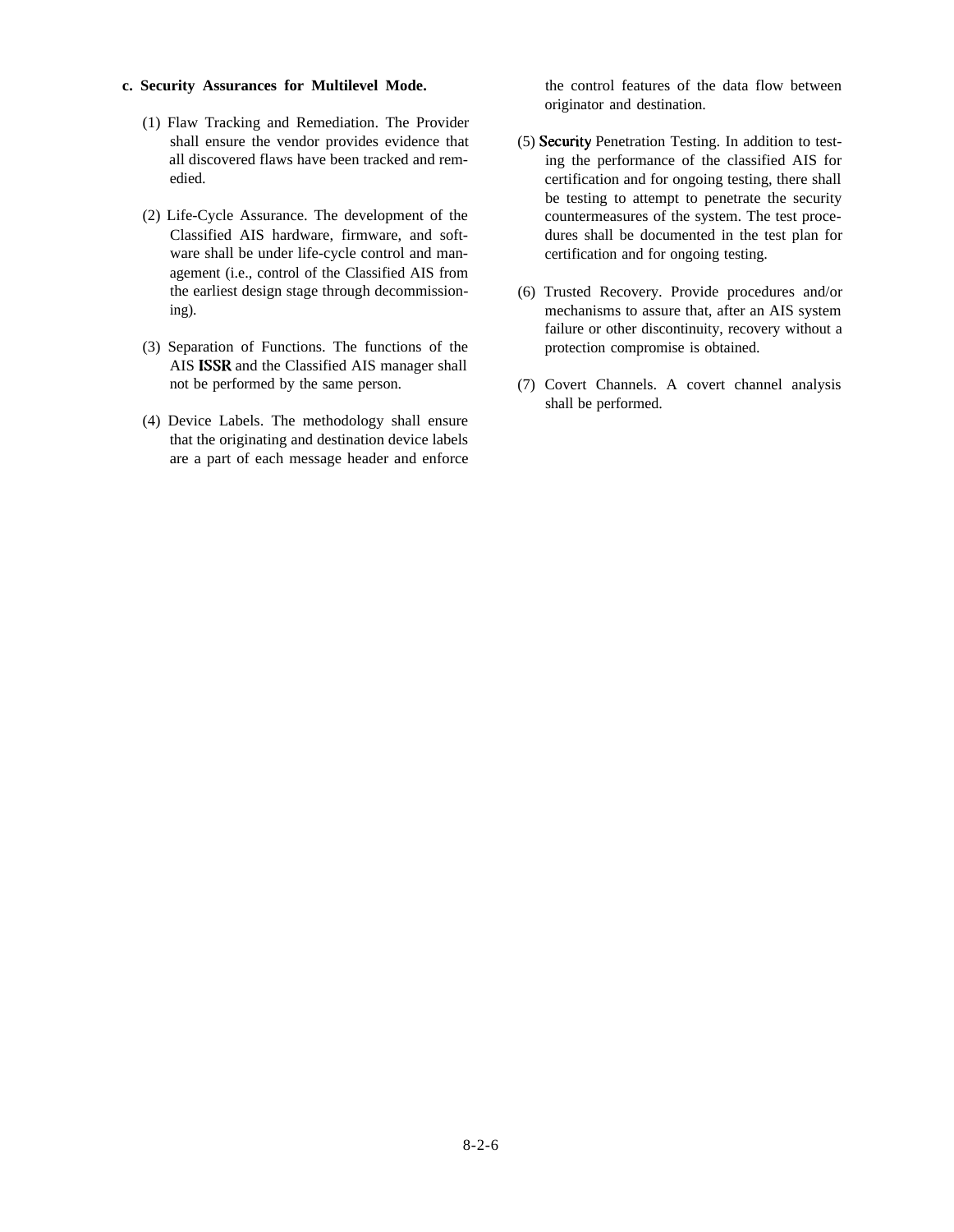**c. Security Assurances for Multilevel Mode.**

(1) Flaw Tracking and Remediation. The Provider shall ensure the vendor provides evidence that all discovered flaws have been tracked and remedied.

(2) Life-Cycle Assurance. The development of the Classified AIS hardware, firmware, and software shall be under life-cycle control and management (i.e., control of the Classified AIS from the earliest design stage through decommissioning).

(3) Separation of Functions. The functions of the AIS ISSR and the Classified AIS manager shall not be performed by the same person.

(4) Device Labels. The methodology shall ensure that the originating and destination device labels are a part of each message header and enforce the control features of the data flow between originator and destination.

(5) Security Penetration Testing. In addition to testing the performance of the classified AIS for certification and for ongoing testing, there shall be testing to attempt to penetrate the security countermeasures of the system. The test procedures shall be documented in the test plan for certification and for ongoing testing.

(6) Trusted Recovery. Provide procedures and/or mechanisms to assure that, after an AIS system failure or other discontinuity, recovery without a protection compromise is obtained.

(7) Covert Channels. A covert channel analysis shall be performed.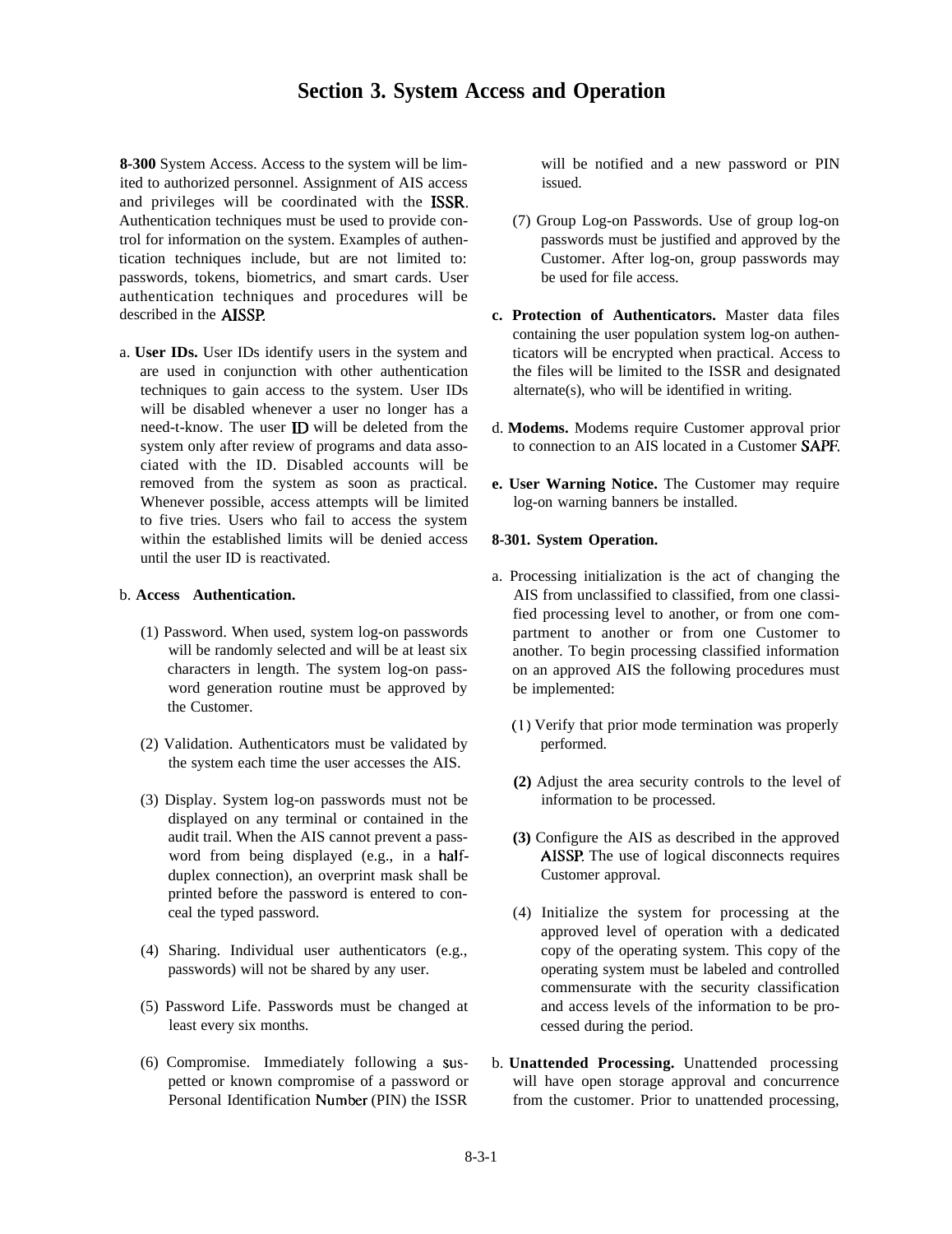## Section 3. System Access and Operation

**8-300** System Access. Access to the system will be limited to authorized personnel. Assignment of AIS access and privileges will be coordinated with the ISSR. Authentication techniques must be used to provide control for information on the system. Examples of authentication techniques include, but are not limited to: passwords, tokens, biometrics, and smart cards. User authentication techniques and procedures will be described in the AISSP.

a. **User IDs.** User IDs identify users in the system and are used in conjunction with other authentication techniques to gain access to the system. User IDs will be disabled whenever a user no longer has a need-t-know. The user ID will be deleted from the system only after review of programs and data associated with the ID. Disabled accounts will be removed from the system as soon as practical. Whenever possible, access attempts will be limited to five tries. Users who fail to access the system within the established limits will be denied access until the user ID is reactivated.

b. **Access Authentication.**

(1) Password. When used, system log-on passwords will be randomly selected and will be at least six characters in length. The system log-on password generation routine must be approved by the Customer.

(2) Validation. Authenticators must be validated by the system each time the user accesses the AIS.

(3) Display. System log-on passwords must not be displayed on any terminal or contained in the audit trail. When the AIS cannot prevent a password from being displayed (e.g., in a half-duplex connection), an overprint mask shall be printed before the password is entered to conceal the typed password.

(4) Sharing. Individual user authenticators (e.g., passwords) will not be shared by any user.

(5) Password Life. Passwords must be changed at least every six months.

(6) Compromise. Immediately following a suspetted or known compromise of a password or Personal Identification Number (PIN) the ISSR will be notified and a new password or PIN issued.

(7) Group Log-on Passwords. Use of group log-on passwords must be justified and approved by the Customer. After log-on, group passwords may be used for file access.

c. **Protection of Authenticators.** Master data files containing the user population system log-on authenticators will be encrypted when practical. Access to the files will be limited to the ISSR and designated alternate(s), who will be identified in writing.

d. **Modems.** Modems require Customer approval prior to connection to an AIS located in a Customer SAPF.

e. **User Warning Notice.** The Customer may require log-on warning banners be installed.

**8-301. System Operation.**

a. Processing initialization is the act of changing the AIS from unclassified to classified, from one classified processing level to another, or from one compartment to another or from one Customer to another. To begin processing classified information on an approved AIS the following procedures must be implemented:

(1) Verify that prior mode termination was properly performed.

**(2)** Adjust the area security controls to the level of information to be processed.

**(3)** Configure the AIS as described in the approved AISSP. The use of logical disconnects requires Customer approval.

(4) Initialize the system for processing at the approved level of operation with a dedicated copy of the operating system. This copy of the operating system must be labeled and controlled commensurate with the security classification and access levels of the information to be processed during the period.

b. **Unattended Processing.** Unattended processing will have open storage approval and concurrence from the customer. Prior to unattended processing,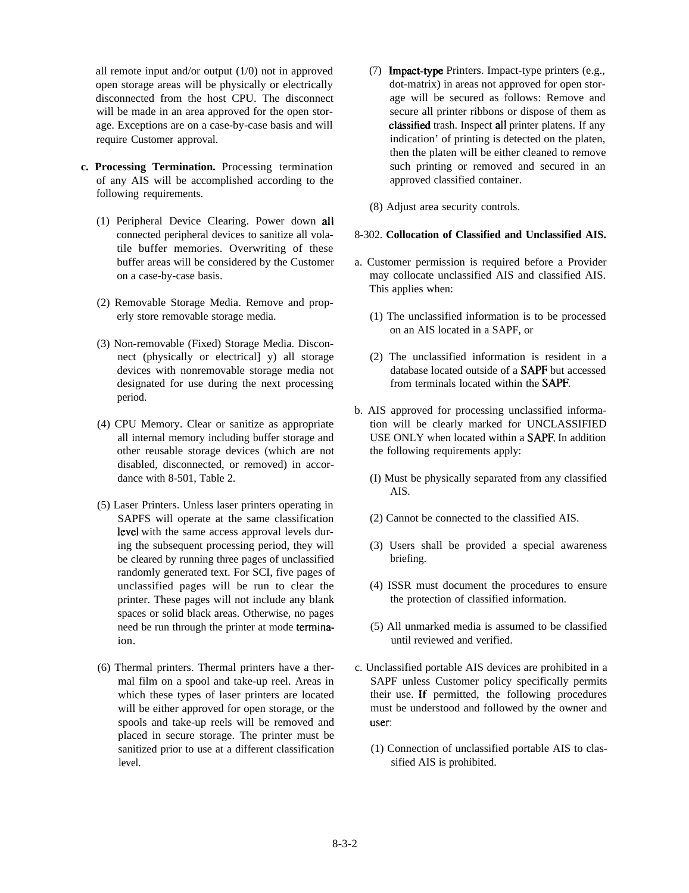all remote input and/or output (1/0) not in approved open storage areas will be physically or electrically disconnected from the host CPU. The disconnect will be made in an area approved for the open storage. Exceptions are on a case-by-case basis and will require Customer approval.

**c. Processing Termination.** Processing termination of any AIS will be accomplished according to the following requirements.

(1) Peripheral Device Clearing. Power down all connected peripheral devices to sanitize all volatile buffer memories. Overwriting of these buffer areas will be considered by the Customer on a case-by-case basis.

(2) Removable Storage Media. Remove and properly store removable storage media.

(3) Non-removable (Fixed) Storage Media. Disconnect (physically or electrical] y) all storage devices with nonremovable storage media not designated for use during the next processing period.

(4) CPU Memory. Clear or sanitize as appropriate all internal memory including buffer storage and other reusable storage devices (which are not disabled, disconnected, or removed) in accordance with 8-501, Table 2.

(5) Laser Printers. Unless laser printers operating in SAPFS will operate at the same classification level with the same access approval levels during the subsequent processing period, they will be cleared by running three pages of unclassified randomly generated text. For SCI, five pages of unclassified pages will be run to clear the printer. These pages will not include any blank spaces or solid black areas. Otherwise, no pages need be run through the printer at mode termina-ion.

(6) Thermal printers. Thermal printers have a thermal film on a spool and take-up reel. Areas in which these types of laser printers are located will be either approved for open storage, or the spools and take-up reels will be removed and placed in secure storage. The printer must be sanitized prior to use at a different classification level.

(7) Impact-type Printers. Impact-type printers (e.g., dot-matrix) in areas not approved for open storage will be secured as follows: Remove and secure all printer ribbons or dispose of them as classified trash. Inspect all printer platens. If any indication' of printing is detected on the platen, then the platen will be either cleaned to remove such printing or removed and secured in an approved classified container.

(8) Adjust area security controls.

8-302. **Collocation of Classified and Unclassified AIS.**

a. Customer permission is required before a Provider may collocate unclassified AIS and classified AIS. This applies when:

(1) The unclassified information is to be processed on an AIS located in a SAPF, or

(2) The unclassified information is resident in a database located outside of a SAPF but accessed from terminals located within the SAPF.

b. AIS approved for processing unclassified information will be clearly marked for UNCLASSIFIED USE ONLY when located within a SAPF. In addition the following requirements apply:

(I) Must be physically separated from any classified AIS.

(2) Cannot be connected to the classified AIS.

(3) Users shall be provided a special awareness briefing.

(4) ISSR must document the procedures to ensure the protection of classified information.

(5) All unmarked media is assumed to be classified until reviewed and verified.

c. Unclassified portable AIS devices are prohibited in a SAPF unless Customer policy specifically permits their use. If permitted, the following procedures must be understood and followed by the owner and user:

(1) Connection of unclassified portable AIS to classified AIS is prohibited.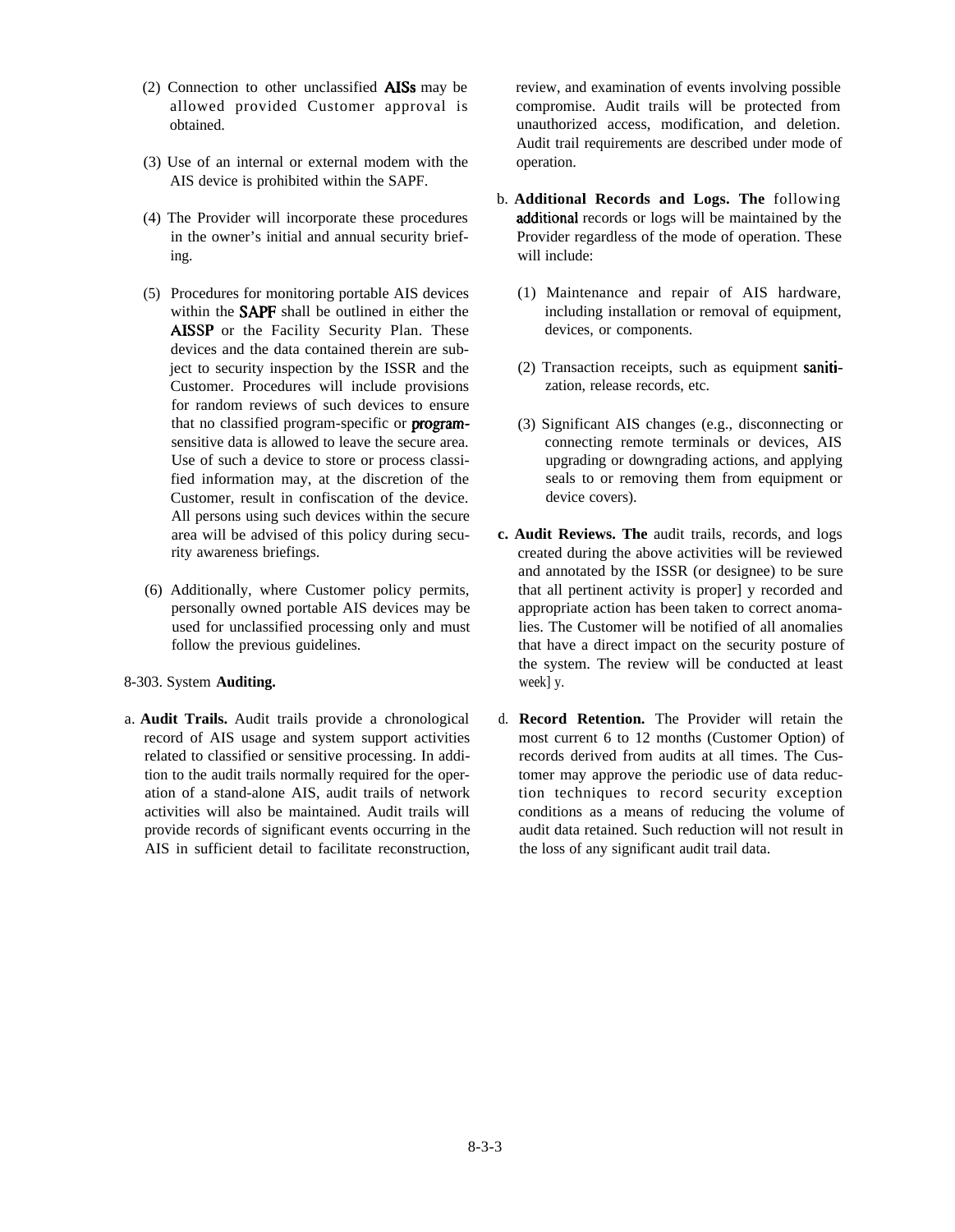(2) Connection to other unclassified AISs may be allowed provided Customer approval is obtained.

(3) Use of an internal or external modem with the AIS device is prohibited within the SAPF.

(4) The Provider will incorporate these procedures in the owner's initial and annual security briefing.

(5) Procedures for monitoring portable AIS devices within the SAPF shall be outlined in either the AISSP or the Facility Security Plan. These devices and the data contained therein are subject to security inspection by the ISSR and the Customer. Procedures will include provisions for random reviews of such devices to ensure that no classified program-specific or program-sensitive data is allowed to leave the secure area. Use of such a device to store or process classified information may, at the discretion of the Customer, result in confiscation of the device. All persons using such devices within the secure area will be advised of this policy during security awareness briefings.

(6) Additionally, where Customer policy permits, personally owned portable AIS devices may be used for unclassified processing only and must follow the previous guidelines.

8-303. System **Auditing.**

a. **Audit Trails.** Audit trails provide a chronological record of AIS usage and system support activities related to classified or sensitive processing. In addition to the audit trails normally required for the operation of a stand-alone AIS, audit trails of network activities will also be maintained. Audit trails will provide records of significant events occurring in the AIS in sufficient detail to facilitate reconstruction, review, and examination of events involving possible compromise. Audit trails will be protected from unauthorized access, modification, and deletion. Audit trail requirements are described under mode of operation.

b. **Additional Records and Logs. The** following additional records or logs will be maintained by the Provider regardless of the mode of operation. These will include:

(1) Maintenance and repair of AIS hardware, including installation or removal of equipment, devices, or components.

(2) Transaction receipts, such as equipment sanitization, release records, etc.

(3) Significant AIS changes (e.g., disconnecting or connecting remote terminals or devices, AIS upgrading or downgrading actions, and applying seals to or removing them from equipment or device covers).

c. **Audit Reviews. The** audit trails, records, and logs created during the above activities will be reviewed and annotated by the ISSR (or designee) to be sure that all pertinent activity is properly recorded and appropriate action has been taken to correct anomalies. The Customer will be notified of all anomalies that have a direct impact on the security posture of the system. The review will be conducted at least weekly.

d. **Record Retention.** The Provider will retain the most current 6 to 12 months (Customer Option) of records derived from audits at all times. The Customer may approve the periodic use of data reduction techniques to record security exception conditions as a means of reducing the volume of audit data retained. Such reduction will not result in the loss of any significant audit trail data.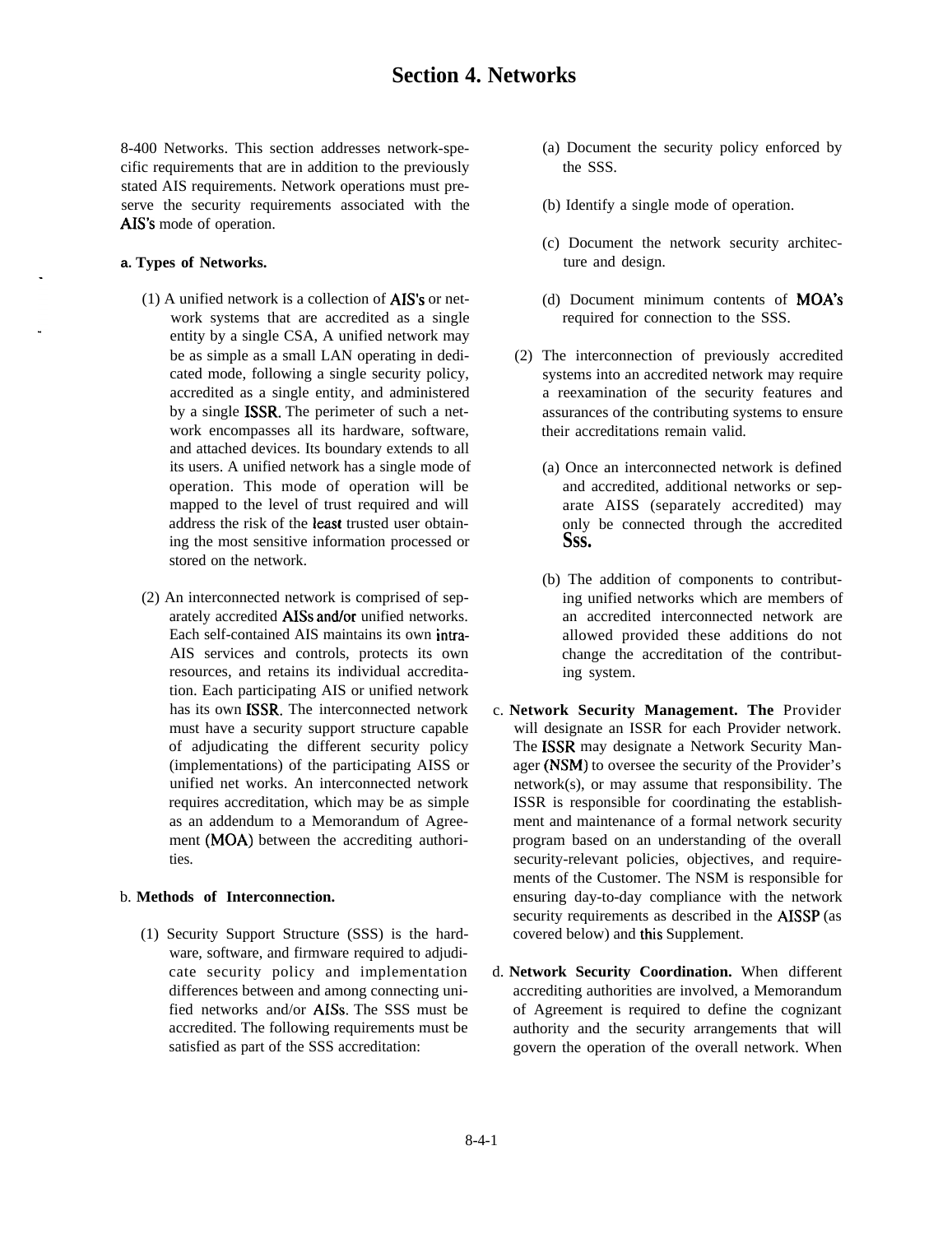# Section 4. Networks

8-400 Networks. This section addresses network-specific requirements that are in addition to the previously stated AIS requirements. Network operations must preserve the security requirements associated with the AIS's mode of operation.

**a. Types of Networks.**

(1) A unified network is a collection of AIS's or network systems that are accredited as a single entity by a single CSA, A unified network may be as simple as a small LAN operating in dedicated mode, following a single security policy, accredited as a single entity, and administered by a single ISSR. The perimeter of such a network encompasses all its hardware, software, and attached devices. Its boundary extends to all its users. A unified network has a single mode of operation. This mode of operation will be mapped to the level of trust required and will address the risk of the least trusted user obtaining the most sensitive information processed or stored on the network.

(2) An interconnected network is comprised of separately accredited AISs and/or unified networks. Each self-contained AIS maintains its own intra-AIS services and controls, protects its own resources, and retains its individual accreditation. Each participating AIS or unified network has its own ISSR. The interconnected network must have a security support structure capable of adjudicating the different security policy (implementations) of the participating AISS or unified net works. An interconnected network requires accreditation, which may be as simple as an addendum to a Memorandum of Agreement (MOA) between the accrediting authorities.

b. **Methods of Interconnection.**

(1) Security Support Structure (SSS) is the hardware, software, and firmware required to adjudicate security policy and implementation differences between and among connecting unified networks and/or AISs. The SSS must be accredited. The following requirements must be satisfied as part of the SSS accreditation:

(a) Document the security policy enforced by the SSS.

(b) Identify a single mode of operation.

(c) Document the network security architecture and design.

(d) Document minimum contents of MOA's required for connection to the SSS.

(2) The interconnection of previously accredited systems into an accredited network may require a reexamination of the security features and assurances of the contributing systems to ensure their accreditations remain valid.

(a) Once an interconnected network is defined and accredited, additional networks or separate AISS (separately accredited) may only be connected through the accredited Sss.

(b) The addition of components to contributing unified networks which are members of an accredited interconnected network are allowed provided these additions do not change the accreditation of the contributing system.

c. **Network Security Management. The** Provider will designate an ISSR for each Provider network. The ISSR may designate a Network Security Manager (NSM) to oversee the security of the Provider's network(s), or may assume that responsibility. The ISSR is responsible for coordinating the establishment and maintenance of a formal network security program based on an understanding of the overall security-relevant policies, objectives, and requirements of the Customer. The NSM is responsible for ensuring day-to-day compliance with the network security requirements as described in the AISSP (as covered below) and this Supplement.

d. **Network Security Coordination.** When different accrediting authorities are involved, a Memorandum of Agreement is required to define the cognizant authority and the security arrangements that will govern the operation of the overall network. When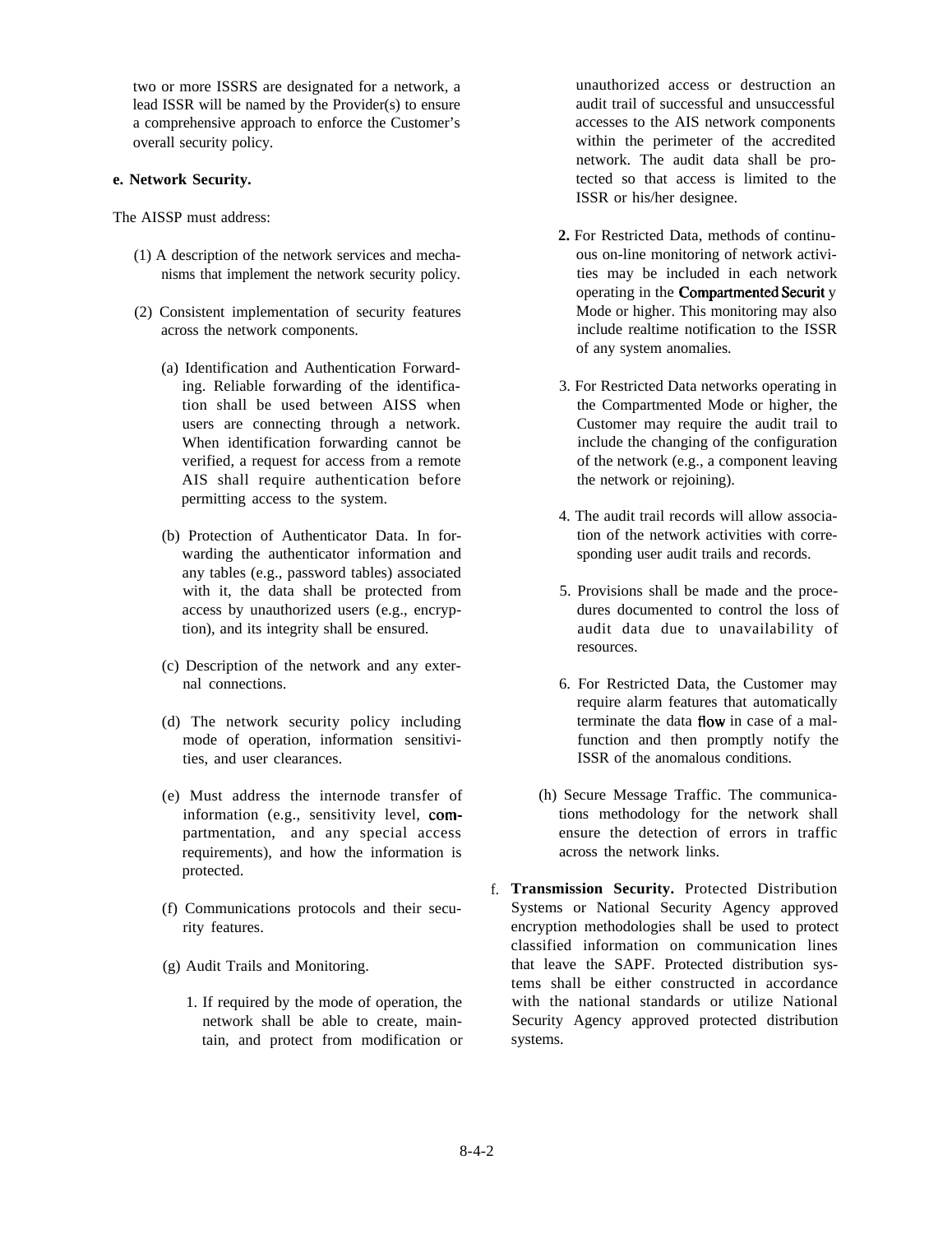two or more ISSRS are designated for a network, a lead ISSR will be named by the Provider(s) to ensure a comprehensive approach to enforce the Customer's overall security policy.

**e. Network Security.**

The AISSP must address:

(1) A description of the network services and mechanisms that implement the network security policy.

(2) Consistent implementation of security features across the network components.

(a) Identification and Authentication Forwarding. Reliable forwarding of the identification shall be used between AISS when users are connecting through a network. When identification forwarding cannot be verified, a request for access from a remote AIS shall require authentication before permitting access to the system.

(b) Protection of Authenticator Data. In forwarding the authenticator information and any tables (e.g., password tables) associated with it, the data shall be protected from access by unauthorized users (e.g., encryption), and its integrity shall be ensured.

(c) Description of the network and any external connections.

(d) The network security policy including mode of operation, information sensitivities, and user clearances.

(e) Must address the internode transfer of information (e.g., sensitivity level, compartmentation, and any special access requirements), and how the information is protected.

(f) Communications protocols and their security features.

(g) Audit Trails and Monitoring.

1. If required by the mode of operation, the network shall be able to create, maintain, and protect from modification or unauthorized access or destruction an audit trail of successful and unsuccessful accesses to the AIS network components within the perimeter of the accredited network. The audit data shall be protected so that access is limited to the ISSR or his/her designee.

2. For Restricted Data, methods of continuous on-line monitoring of network activities may be included in each network operating in the Compartmented Securit y Mode or higher. This monitoring may also include realtime notification to the ISSR of any system anomalies.

3. For Restricted Data networks operating in the Compartmented Mode or higher, the Customer may require the audit trail to include the changing of the configuration of the network (e.g., a component leaving the network or rejoining).

4. The audit trail records will allow association of the network activities with corresponding user audit trails and records.

5. Provisions shall be made and the procedures documented to control the loss of audit data due to unavailability of resources.

6. For Restricted Data, the Customer may require alarm features that automatically terminate the data flow in case of a malfunction and then promptly notify the ISSR of the anomalous conditions.

(h) Secure Message Traffic. The communications methodology for the network shall ensure the detection of errors in traffic across the network links.

f. **Transmission Security.** Protected Distribution Systems or National Security Agency approved encryption methodologies shall be used to protect classified information on communication lines that leave the SAPF. Protected distribution systems shall be either constructed in accordance with the national standards or utilize National Security Agency approved protected distribution systems.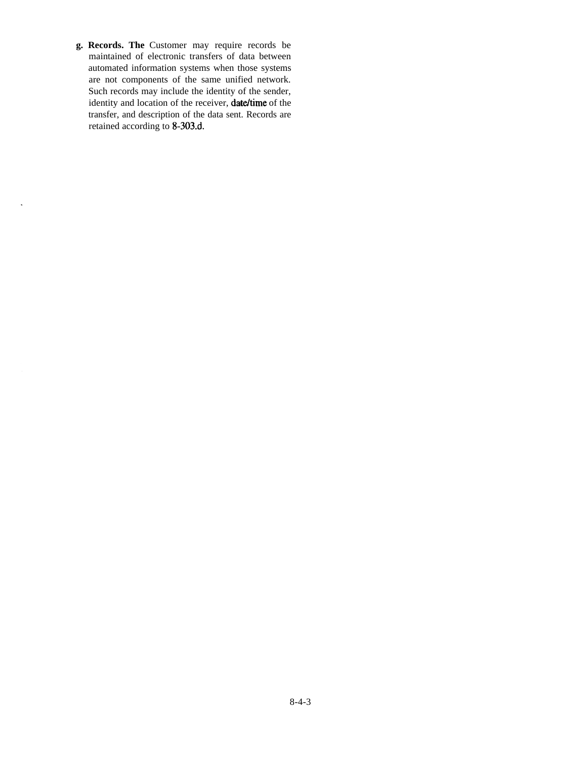**g. Records. The** Customer may require records be maintained of electronic transfers of data between automated information systems when those systems are not components of the same unified network. Such records may include the identity of the sender, identity and location of the receiver, date/time of the transfer, and description of the data sent. Records are retained according to 8-303.d.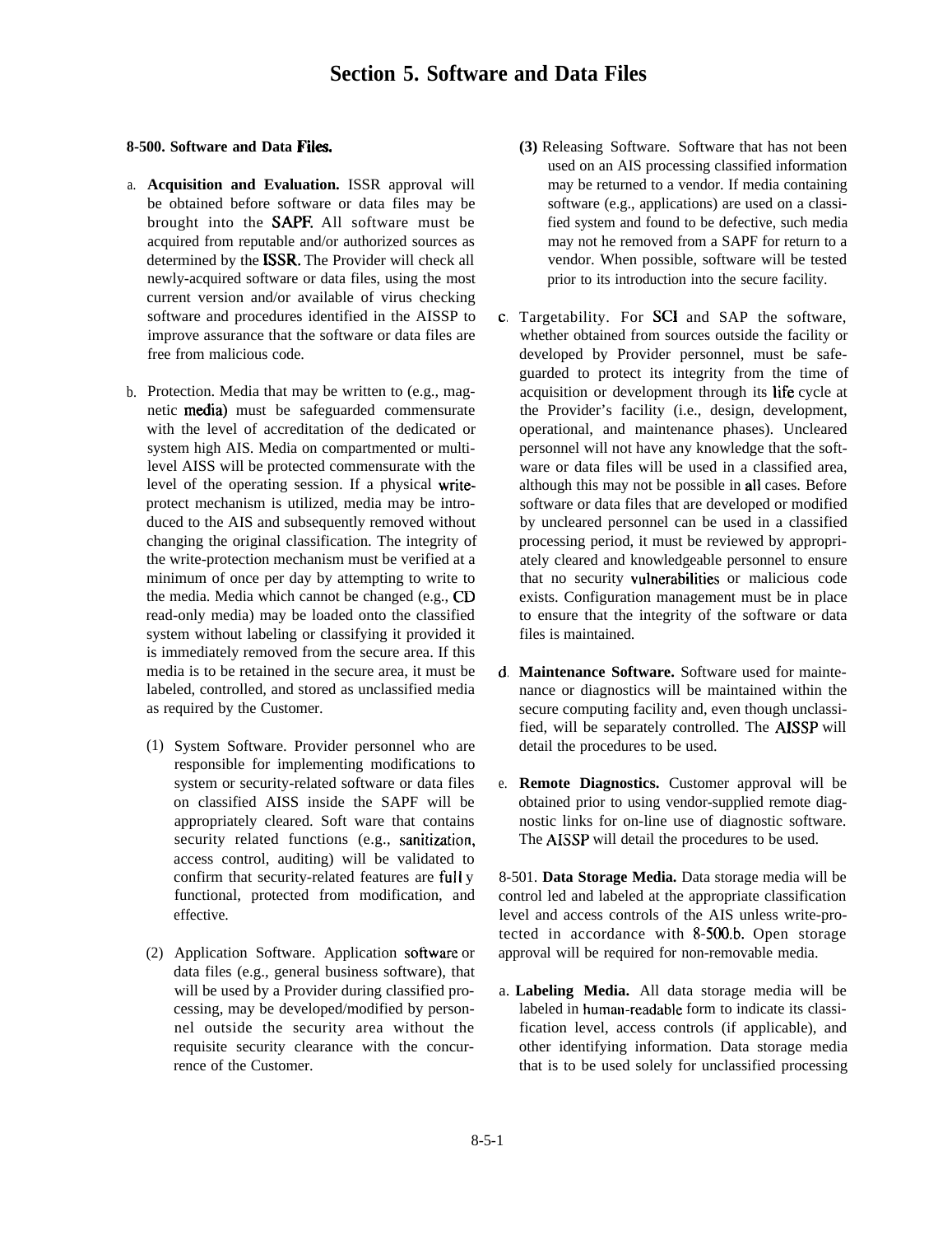# Section 5. Software and Data Files

**8-500. Software and Data Files.**

a. **Acquisition and Evaluation.** ISSR approval will be obtained before software or data files may be brought into the SAPF. All software must be acquired from reputable and/or authorized sources as determined by the ISSR. The Provider will check all newly-acquired software or data files, using the most current version and/or available of virus checking software and procedures identified in the AISSP to improve assurance that the software or data files are free from malicious code.

b. Protection. Media that may be written to (e.g., magnetic media) must be safeguarded commensurate with the level of accreditation of the dedicated or system high AIS. Media on compartmented or multilevel AISS will be protected commensurate with the level of the operating session. If a physical write-protect mechanism is utilized, media may be introduced to the AIS and subsequently removed without changing the original classification. The integrity of the write-protection mechanism must be verified at a minimum of once per day by attempting to write to the media. Media which cannot be changed (e.g., CD read-only media) may be loaded onto the classified system without labeling or classifying it provided it is immediately removed from the secure area. If this media is to be retained in the secure area, it must be labeled, controlled, and stored as unclassified media as required by the Customer.

   (1) System Software. Provider personnel who are responsible for implementing modifications to system or security-related software or data files on classified AISS inside the SAPF will be appropriately cleared. Soft ware that contains security related functions (e.g., sanitization, access control, auditing) will be validated to confirm that security-related features are full y functional, protected from modification, and effective.

   (2) Application Software. Application software or data files (e.g., general business software), that will be used by a Provider during classified processing, may be developed/modified by personnel outside the security area without the requisite security clearance with the concurrence of the Customer.

   **(3)** Releasing Software. Software that has not been used on an AIS processing classified information may be returned to a vendor. If media containing software (e.g., applications) are used on a classified system and found to be defective, such media may not he removed from a SAPF for return to a vendor. When possible, software will be tested prior to its introduction into the secure facility.

c. Targetability. For SCI and SAP the software, whether obtained from sources outside the facility or developed by Provider personnel, must be safeguarded to protect its integrity from the time of acquisition or development through its life cycle at the Provider's facility (i.e., design, development, operational, and maintenance phases). Uncleared personnel will not have any knowledge that the software or data files will be used in a classified area, although this may not be possible in all cases. Before software or data files that are developed or modified by uncleared personnel can be used in a classified processing period, it must be reviewed by appropriately cleared and knowledgeable personnel to ensure that no security vulnerabilities or malicious code exists. Configuration management must be in place to ensure that the integrity of the software or data files is maintained.

d. **Maintenance Software.** Software used for maintenance or diagnostics will be maintained within the secure computing facility and, even though unclassified, will be separately controlled. The AISSP will detail the procedures to be used.

e. **Remote Diagnostics.** Customer approval will be obtained prior to using vendor-supplied remote diagnostic links for on-line use of diagnostic software. The AISSP will detail the procedures to be used.

8-501. **Data Storage Media.** Data storage media will be control led and labeled at the appropriate classification level and access controls of the AIS unless write-protected in accordance with 8-500.b. Open storage approval will be required for non-removable media.

a. **Labeling Media.** All data storage media will be labeled in human-readable form to indicate its classification level, access controls (if applicable), and other identifying information. Data storage media that is to be used solely for unclassified processing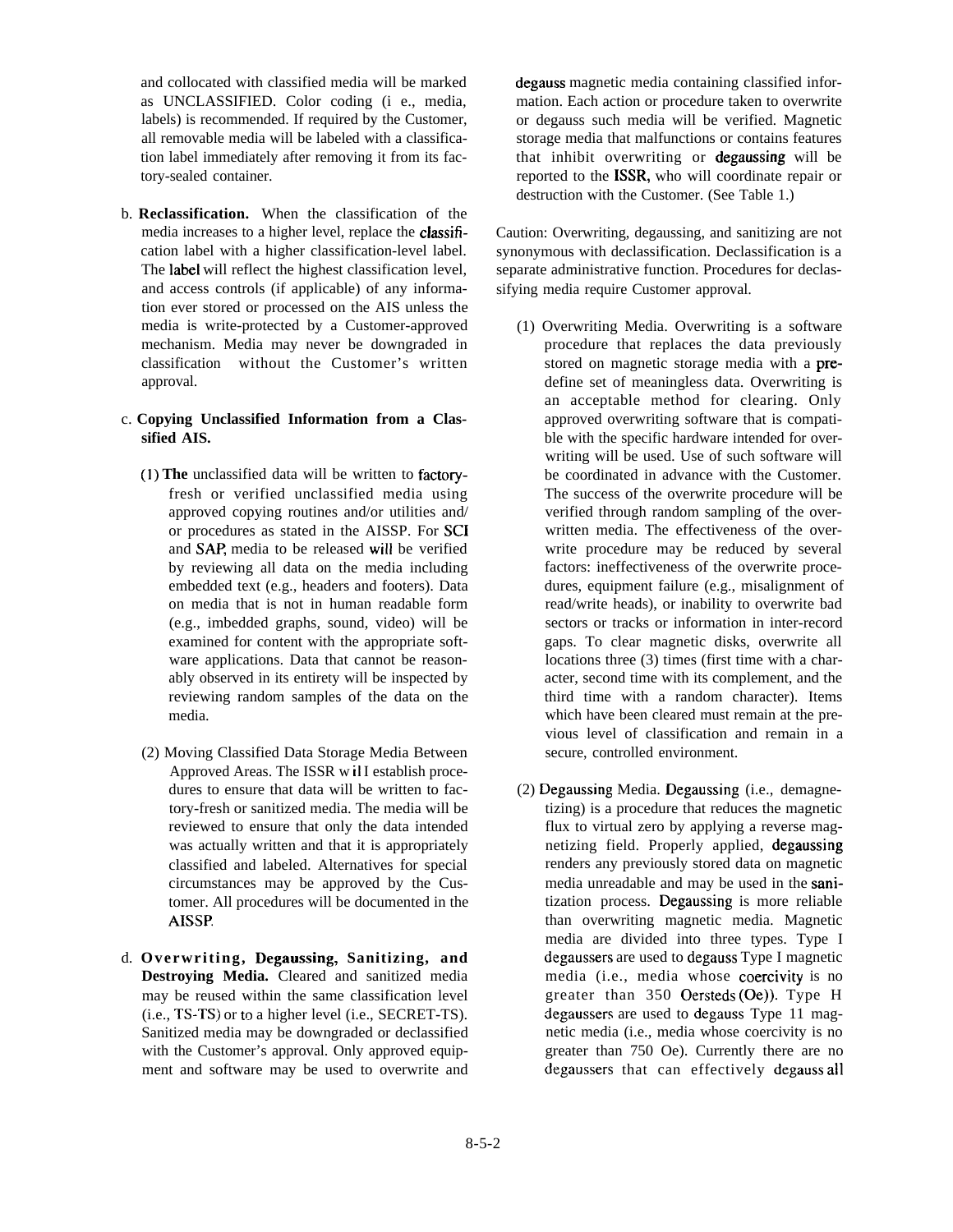and collocated with classified media will be marked as UNCLASSIFIED. Color coding (i e., media, labels) is recommended. If required by the Customer, all removable media will be labeled with a classification label immediately after removing it from its factory-sealed container.

b. **Reclassification.** When the classification of the media increases to a higher level, replace the classification label with a higher classification-level label. The label will reflect the highest classification level, and access controls (if applicable) of any information ever stored or processed on the AIS unless the media is write-protected by a Customer-approved mechanism. Media may never be downgraded in classification without the Customer's written approval.

c. **Copying Unclassified Information from a Classified AIS.**

(1) **The** unclassified data will be written to factory-fresh or verified unclassified media using approved copying routines and/or utilities and/ or procedures as stated in the AISSP. For SCI and SAP, media to be released will be verified by reviewing all data on the media including embedded text (e.g., headers and footers). Data on media that is not in human readable form (e.g., imbedded graphs, sound, video) will be examined for content with the appropriate software applications. Data that cannot be reasonably observed in its entirety will be inspected by reviewing random samples of the data on the media.

(2) Moving Classified Data Storage Media Between Approved Areas. The ISSR will establish procedures to ensure that data will be written to factory-fresh or sanitized media. The media will be reviewed to ensure that only the data intended was actually written and that it is appropriately classified and labeled. Alternatives for special circumstances may be approved by the Customer. All procedures will be documented in the AISSP.

d. **Overwriting, Degaussing, Sanitizing, and Destroying Media.** Cleared and sanitized media may be reused within the same classification level (i.e., TS-TS) or to a higher level (i.e., SECRET-TS). Sanitized media may be downgraded or declassified with the Customer's approval. Only approved equipment and software may be used to overwrite and degauss magnetic media containing classified information. Each action or procedure taken to overwrite or degauss such media will be verified. Magnetic storage media that malfunctions or contains features that inhibit overwriting or degaussing will be reported to the ISSR, who will coordinate repair or destruction with the Customer. (See Table 1.)

Caution: Overwriting, degaussing, and sanitizing are not synonymous with declassification. Declassification is a separate administrative function. Procedures for declassifying media require Customer approval.

(1) Overwriting Media. Overwriting is a software procedure that replaces the data previously stored on magnetic storage media with a predefine set of meaningless data. Overwriting is an acceptable method for clearing. Only approved overwriting software that is compatible with the specific hardware intended for overwriting will be used. Use of such software will be coordinated in advance with the Customer. The success of the overwrite procedure will be verified through random sampling of the overwritten media. The effectiveness of the overwrite procedure may be reduced by several factors: ineffectiveness of the overwrite procedures, equipment failure (e.g., misalignment of read/write heads), or inability to overwrite bad sectors or tracks or information in inter-record gaps. To clear magnetic disks, overwrite all locations three (3) times (first time with a character, second time with its complement, and the third time with a random character). Items which have been cleared must remain at the previous level of classification and remain in a secure, controlled environment.

(2) Degaussing Media. Degaussing (i.e., demagnetizing) is a procedure that reduces the magnetic flux to virtual zero by applying a reverse magnetizing field. Properly applied, degaussing renders any previously stored data on magnetic media unreadable and may be used in the sanitization process. Degaussing is more reliable than overwriting magnetic media. Magnetic media are divided into three types. Type I degaussers are used to degauss Type I magnetic media (i.e., media whose coercivity is no greater than 350 Oersteds (Oe)). Type H degaussers are used to degauss Type 11 magnetic media (i.e., media whose coercivity is no greater than 750 Oe). Currently there are no degaussers that can effectively degauss all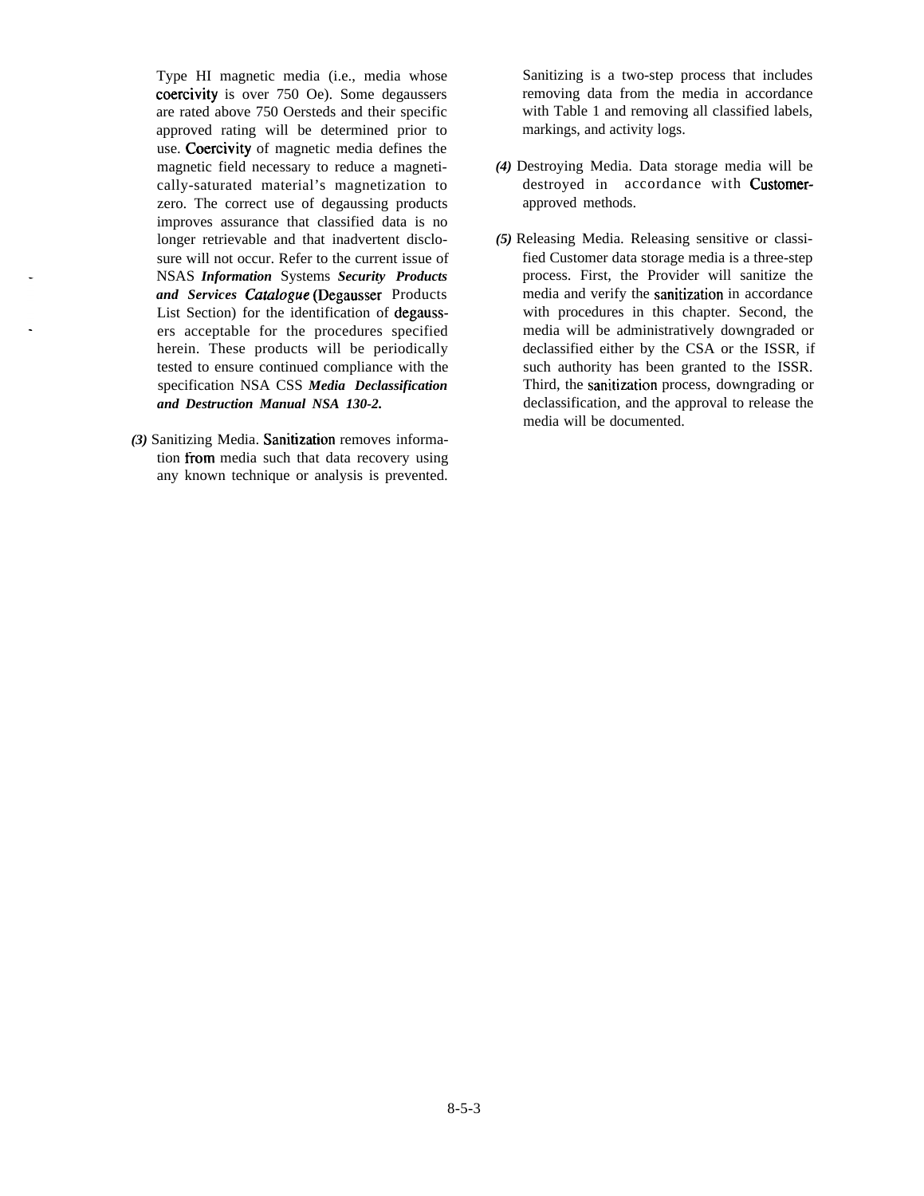Type HI magnetic media (i.e., media whose coercivity is over 750 Oe). Some degaussers are rated above 750 Oersteds and their specific approved rating will be determined prior to use. Coercivity of magnetic media defines the magnetic field necessary to reduce a magnetically-saturated material's magnetization to zero. The correct use of degaussing products improves assurance that classified data is no longer retrievable and that inadvertent disclosure will not occur. Refer to the current issue of NSAS ***Information*** Systems ***Security Products and Services Catalogue*** (Degausser Products List Section) for the identification of degaussers acceptable for the procedures specified herein. These products will be periodically tested to ensure continued compliance with the specification NSA CSS ***Media Declassification and Destruction Manual NSA 130-2.***

***(3)*** Sanitizing Media. Sanitization removes information from media such that data recovery using any known technique or analysis is prevented. Sanitizing is a two-step process that includes removing data from the media in accordance with Table 1 and removing all classified labels, markings, and activity logs.

***(4)*** Destroying Media. Data storage media will be destroyed in accordance with Customer-approved methods.

***(5)*** Releasing Media. Releasing sensitive or classified Customer data storage media is a three-step process. First, the Provider will sanitize the media and verify the sanitization in accordance with procedures in this chapter. Second, the media will be administratively downgraded or declassified either by the CSA or the ISSR, if such authority has been granted to the ISSR. Third, the sanitization process, downgrading or declassification, and the approval to release the media will be documented.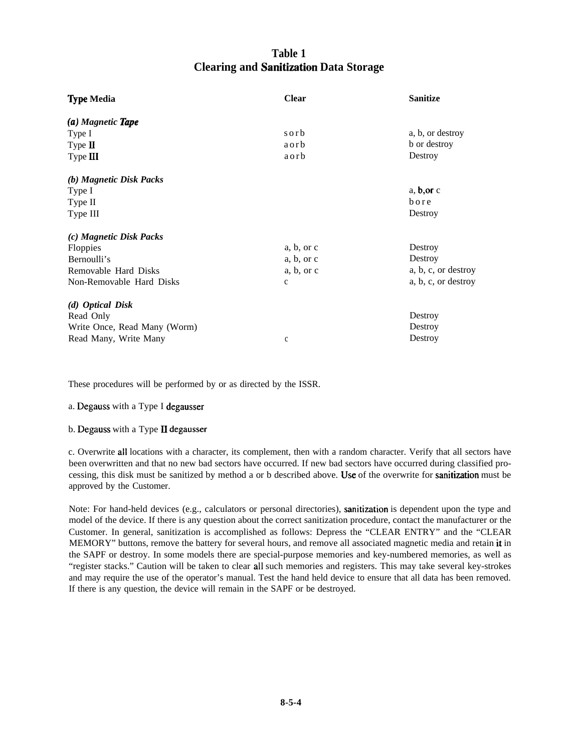# Table 1
# Clearing and Sanitization Data Storage

| Type Media | Clear | Sanitize |
|---|---|---|
| ***(a) Magnetic Tape*** | | |
| Type I | s o r b | a, b, or destroy |
| Type II | a o r b | b or destroy |
| Type III | a o r b | Destroy |
| ***(b) Magnetic Disk Packs*** | | |
| Type I | | a, b,or c |
| Type II | | b o r e |
| Type III | | Destroy |
| ***(c) Magnetic Disk Packs*** | | |
| Floppies | a, b, or c | Destroy |
| Bernoulli's | a, b, or c | Destroy |
| Removable Hard Disks | a, b, or c | a, b, c, or destroy |
| Non-Removable Hard Disks | c | a, b, c, or destroy |
| ***(d) Optical Disk*** | | |
| Read Only | | Destroy |
| Write Once, Read Many (Worm) | | Destroy |
| Read Many, Write Many | c | Destroy |

These procedures will be performed by or as directed by the ISSR.

a. Degauss with a Type I degausser

b. Degauss with a Type II degausser

c. Overwrite all locations with a character, its complement, then with a random character. Verify that all sectors have been overwritten and that no new bad sectors have occurred. If new bad sectors have occurred during classified processing, this disk must be sanitized by method a or b described above. Use of the overwrite for sanitization must be approved by the Customer.

Note: For hand-held devices (e.g., calculators or personal directories), sanitization is dependent upon the type and model of the device. If there is any question about the correct sanitization procedure, contact the manufacturer or the Customer. In general, sanitization is accomplished as follows: Depress the "CLEAR ENTRY" and the "CLEAR MEMORY" buttons, remove the battery for several hours, and remove all associated magnetic media and retain it in the SAPF or destroy. In some models there are special-purpose memories and key-numbered memories, as well as "register stacks." Caution will be taken to clear all such memories and registers. This may take several key-strokes and may require the use of the operator's manual. Test the hand held device to ensure that all data has been removed. If there is any question, the device will remain in the SAPF or be destroyed.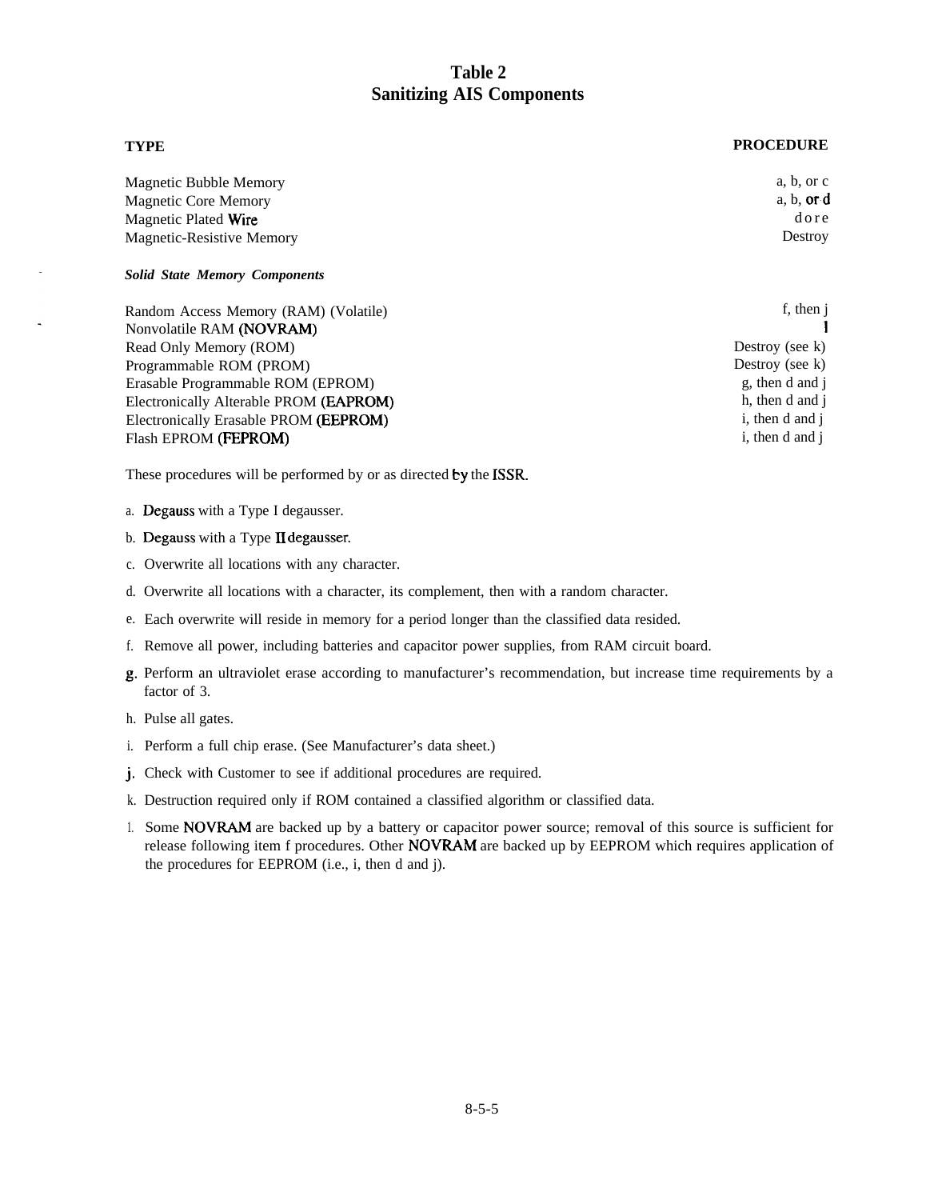## Table 2
## Sanitizing AIS Components

| TYPE | PROCEDURE |
|---|---|
| Magnetic Bubble Memory | a, b, or c |
| Magnetic Core Memory | a, b, or d |
| Magnetic Plated Wire | d or e |
| Magnetic-Resistive Memory | Destroy |
| ***Solid State Memory Components*** | |
| Random Access Memory (RAM) (Volatile) | f, then j |
| Nonvolatile RAM (NOVRAM) | l |
| Read Only Memory (ROM) | Destroy (see k) |
| Programmable ROM (PROM) | Destroy (see k) |
| Erasable Programmable ROM (EPROM) | g, then d and j |
| Electronically Alterable PROM (EAPROM) | h, then d and j |
| Electronically Erasable PROM (EEPROM) | i, then d and j |
| Flash EPROM (FEPROM) | i, then d and j |

These procedures will be performed by or as directed by the ISSR.

a. Degauss with a Type I degausser.

b. Degauss with a Type II degausser.

c. Overwrite all locations with any character.

d. Overwrite all locations with a character, its complement, then with a random character.

e. Each overwrite will reside in memory for a period longer than the classified data resided.

f. Remove all power, including batteries and capacitor power supplies, from RAM circuit board.

g. Perform an ultraviolet erase according to manufacturer's recommendation, but increase time requirements by a factor of 3.

h. Pulse all gates.

i. Perform a full chip erase. (See Manufacturer's data sheet.)

j. Check with Customer to see if additional procedures are required.

k. Destruction required only if ROM contained a classified algorithm or classified data.

l. Some NOVRAM are backed up by a battery or capacitor power source; removal of this source is sufficient for release following item f procedures. Other NOVRAM are backed up by EEPROM which requires application of the procedures for EEPROM (i.e., i, then d and j).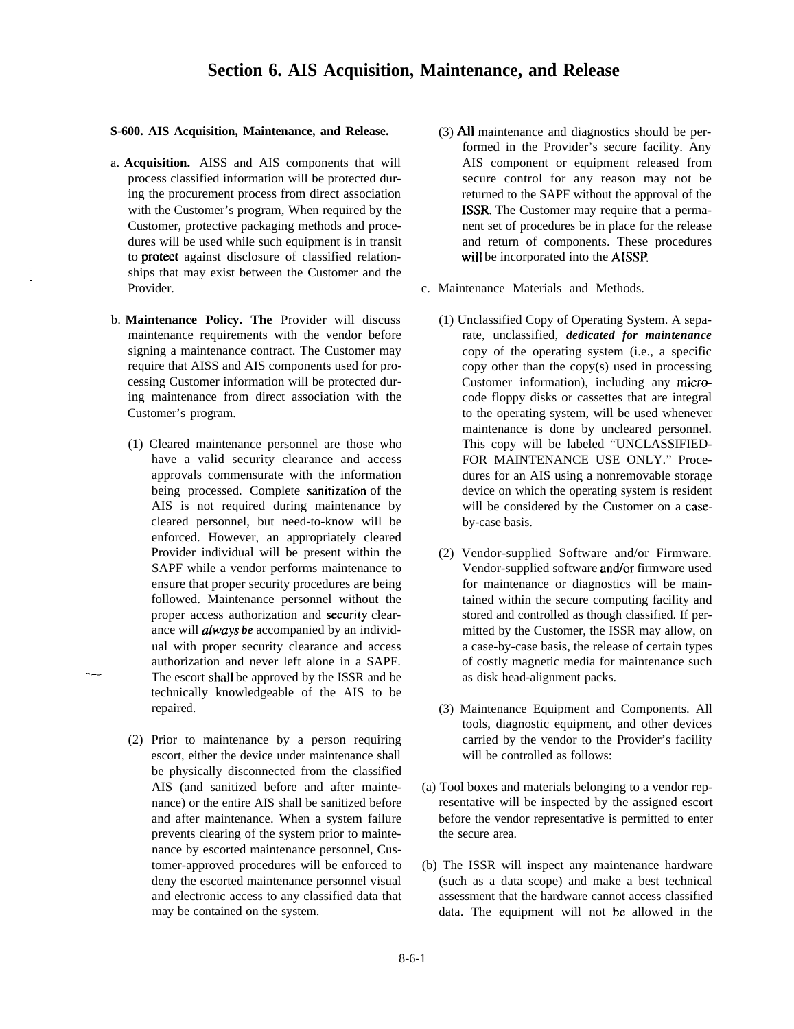# Section 6. AIS Acquisition, Maintenance, and Release

**S-600. AIS Acquisition, Maintenance, and Release.**

a. **Acquisition.** AISS and AIS components that will process classified information will be protected during the procurement process from direct association with the Customer's program, When required by the Customer, protective packaging methods and procedures will be used while such equipment is in transit to protect against disclosure of classified relationships that may exist between the Customer and the Provider.

b. **Maintenance Policy. The** Provider will discuss maintenance requirements with the vendor before signing a maintenance contract. The Customer may require that AISS and AIS components used for processing Customer information will be protected during maintenance from direct association with the Customer's program.

(1) Cleared maintenance personnel are those who have a valid security clearance and access approvals commensurate with the information being processed. Complete sanitization of the AIS is not required during maintenance by cleared personnel, but need-to-know will be enforced. However, an appropriately cleared Provider individual will be present within the SAPF while a vendor performs maintenance to ensure that proper security procedures are being followed. Maintenance personnel without the proper access authorization and security clearance will *always be* accompanied by an individual with proper security clearance and access authorization and never left alone in a SAPF. The escort shall be approved by the ISSR and be technically knowledgeable of the AIS to be repaired.

(2) Prior to maintenance by a person requiring escort, either the device under maintenance shall be physically disconnected from the classified AIS (and sanitized before and after maintenance) or the entire AIS shall be sanitized before and after maintenance. When a system failure prevents clearing of the system prior to maintenance by escorted maintenance personnel, Customer-approved procedures will be enforced to deny the escorted maintenance personnel visual and electronic access to any classified data that may be contained on the system.

(3) All maintenance and diagnostics should be performed in the Provider's secure facility. Any AIS component or equipment released from secure control for any reason may not be returned to the SAPF without the approval of the ISSR. The Customer may require that a permanent set of procedures be in place for the release and return of components. These procedures will be incorporated into the AISSP.

c. Maintenance Materials and Methods.

(1) Unclassified Copy of Operating System. A separate, unclassified, ***dedicated for maintenance*** copy of the operating system (i.e., a specific copy other than the copy(s) used in processing Customer information), including any microcode floppy disks or cassettes that are integral to the operating system, will be used whenever maintenance is done by uncleared personnel. This copy will be labeled "UNCLASSIFIED-FOR MAINTENANCE USE ONLY." Procedures for an AIS using a nonremovable storage device on which the operating system is resident will be considered by the Customer on a case-by-case basis.

(2) Vendor-supplied Software and/or Firmware. Vendor-supplied software and/or firmware used for maintenance or diagnostics will be maintained within the secure computing facility and stored and controlled as though classified. If permitted by the Customer, the ISSR may allow, on a case-by-case basis, the release of certain types of costly magnetic media for maintenance such as disk head-alignment packs.

(3) Maintenance Equipment and Components. All tools, diagnostic equipment, and other devices carried by the vendor to the Provider's facility will be controlled as follows:

(a) Tool boxes and materials belonging to a vendor representative will be inspected by the assigned escort before the vendor representative is permitted to enter the secure area.

(b) The ISSR will inspect any maintenance hardware (such as a data scope) and make a best technical assessment that the hardware cannot access classified data. The equipment will not be allowed in the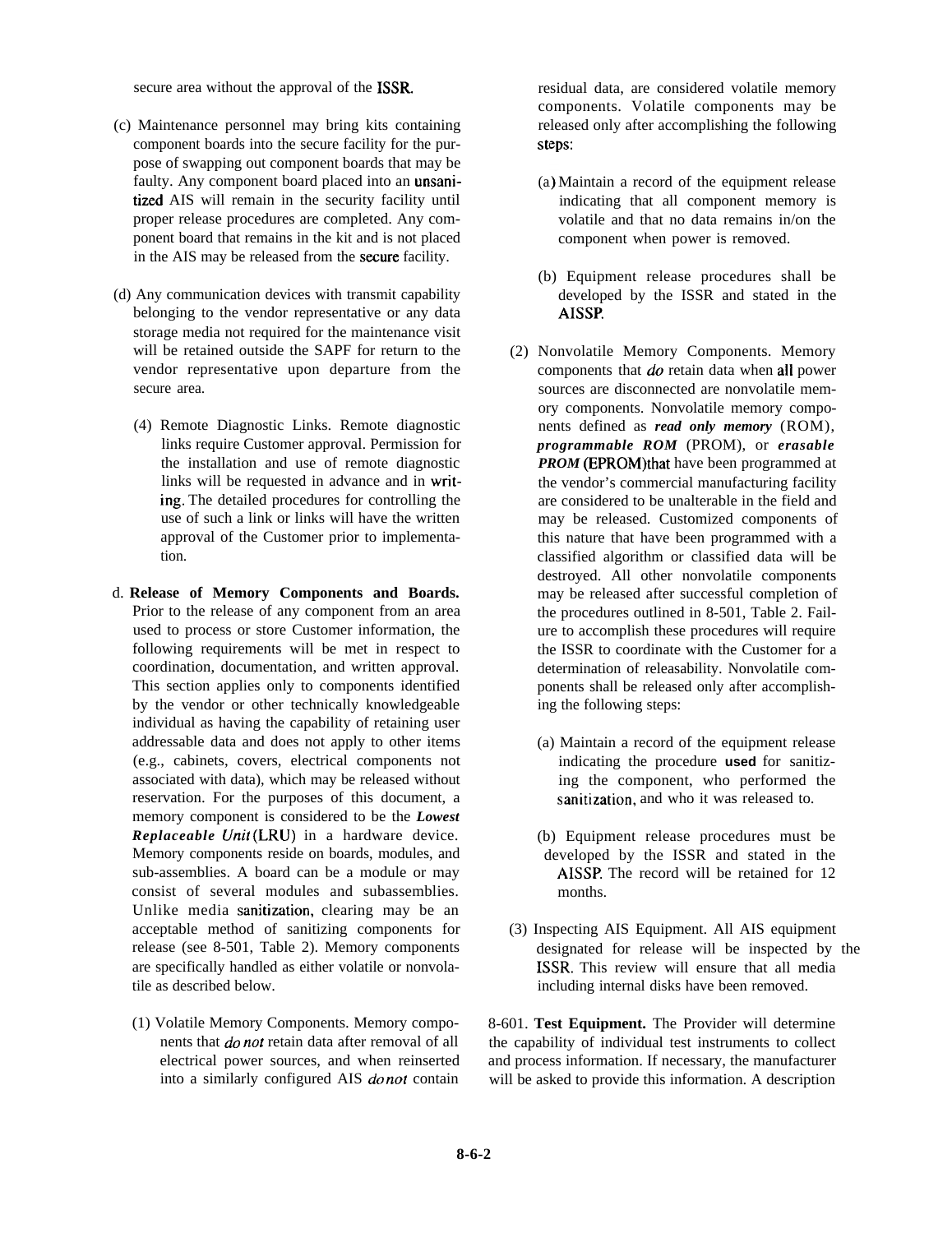secure area without the approval of the ISSR.

(c) Maintenance personnel may bring kits containing component boards into the secure facility for the purpose of swapping out component boards that may be faulty. Any component board placed into an unsanitized AIS will remain in the security facility until proper release procedures are completed. Any component board that remains in the kit and is not placed in the AIS may be released from the secure facility.

(d) Any communication devices with transmit capability belonging to the vendor representative or any data storage media not required for the maintenance visit will be retained outside the SAPF for return to the vendor representative upon departure from the secure area.

(4) Remote Diagnostic Links. Remote diagnostic links require Customer approval. Permission for the installation and use of remote diagnostic links will be requested in advance and in writing. The detailed procedures for controlling the use of such a link or links will have the written approval of the Customer prior to implementation.

d. **Release of Memory Components and Boards.** Prior to the release of any component from an area used to process or store Customer information, the following requirements will be met in respect to coordination, documentation, and written approval. This section applies only to components identified by the vendor or other technically knowledgeable individual as having the capability of retaining user addressable data and does not apply to other items (e.g., cabinets, covers, electrical components not associated with data), which may be released without reservation. For the purposes of this document, a memory component is considered to be the ***Lowest Replaceable Unit*** (LRU) in a hardware device. Memory components reside on boards, modules, and sub-assemblies. A board can be a module or may consist of several modules and subassemblies. Unlike media sanitization, clearing may be an acceptable method of sanitizing components for release (see 8-501, Table 2). Memory components are specifically handled as either volatile or nonvolatile as described below.

(1) Volatile Memory Components. Memory components that *do not* retain data after removal of all electrical power sources, and when reinserted into a similarly configured AIS *do not* contain residual data, are considered volatile memory components. Volatile components may be released only after accomplishing the following steps:

(a) Maintain a record of the equipment release indicating that all component memory is volatile and that no data remains in/on the component when power is removed.

(b) Equipment release procedures shall be developed by the ISSR and stated in the AISSP.

(2) Nonvolatile Memory Components. Memory components that *do* retain data when all power sources are disconnected are nonvolatile memory components. Nonvolatile memory components defined as ***read only memory*** (ROM), ***programmable ROM*** (PROM), or ***erasable PROM*** (EPROM)that have been programmed at the vendor's commercial manufacturing facility are considered to be unalterable in the field and may be released. Customized components of this nature that have been programmed with a classified algorithm or classified data will be destroyed. All other nonvolatile components may be released after successful completion of the procedures outlined in 8-501, Table 2. Failure to accomplish these procedures will require the ISSR to coordinate with the Customer for a determination of releasability. Nonvolatile components shall be released only after accomplishing the following steps:

(a) Maintain a record of the equipment release indicating the procedure **used** for sanitizing the component, who performed the sanitization, and who it was released to.

(b) Equipment release procedures must be developed by the ISSR and stated in the AISSP. The record will be retained for 12 months.

(3) Inspecting AIS Equipment. All AIS equipment designated for release will be inspected by the ISSR. This review will ensure that all media including internal disks have been removed.

8-601. **Test Equipment.** The Provider will determine the capability of individual test instruments to collect and process information. If necessary, the manufacturer will be asked to provide this information. A description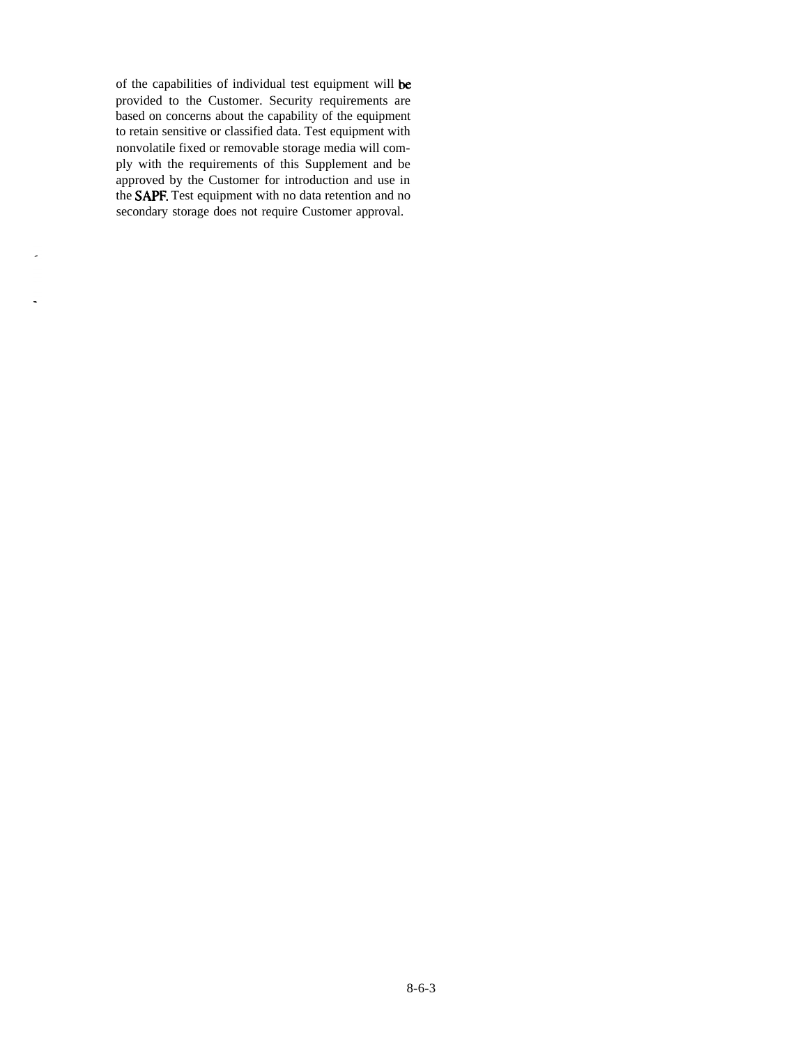of the capabilities of individual test equipment will be provided to the Customer. Security requirements are based on concerns about the capability of the equipment to retain sensitive or classified data. Test equipment with nonvolatile fixed or removable storage media will comply with the requirements of this Supplement and be approved by the Customer for introduction and use in the SAPF. Test equipment with no data retention and no secondary storage does not require Customer approval.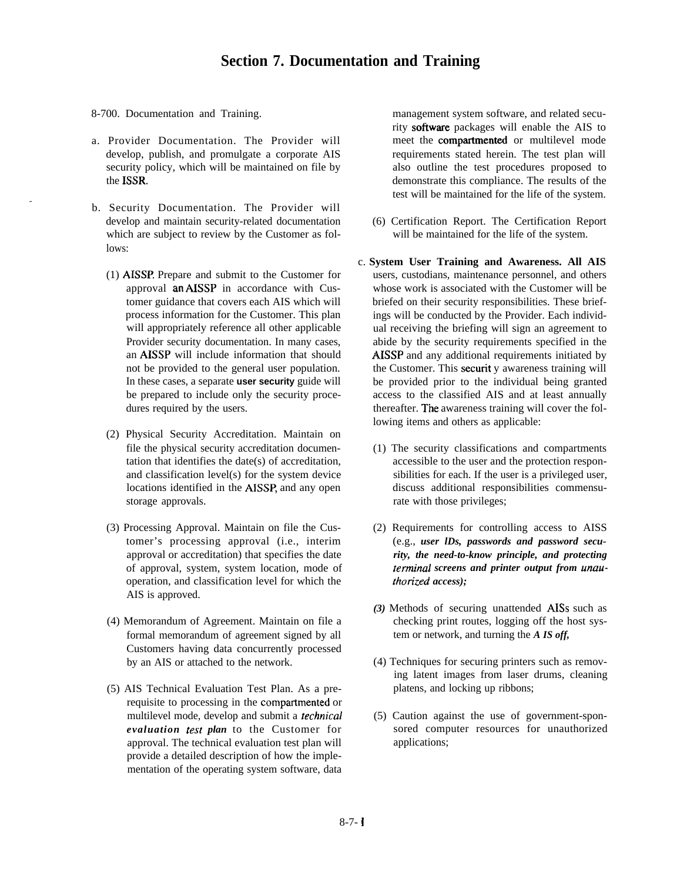# Section 7. Documentation and Training

8-700. Documentation and Training.

a. Provider Documentation. The Provider will develop, publish, and promulgate a corporate AIS security policy, which will be maintained on file by the ISSR.

b. Security Documentation. The Provider will develop and maintain security-related documentation which are subject to review by the Customer as follows:

(1) AISSP. Prepare and submit to the Customer for approval an AISSP in accordance with Customer guidance that covers each AIS which will process information for the Customer. This plan will appropriately reference all other applicable Provider security documentation. In many cases, an AISSP will include information that should not be provided to the general user population. In these cases, a separate **user security** guide will be prepared to include only the security procedures required by the users.

(2) Physical Security Accreditation. Maintain on file the physical security accreditation documentation that identifies the date(s) of accreditation, and classification level(s) for the system device locations identified in the AISSP, and any open storage approvals.

(3) Processing Approval. Maintain on file the Customer's processing approval (i.e., interim approval or accreditation) that specifies the date of approval, system, system location, mode of operation, and classification level for which the AIS is approved.

(4) Memorandum of Agreement. Maintain on file a formal memorandum of agreement signed by all Customers having data concurrently processed by an AIS or attached to the network.

(5) AIS Technical Evaluation Test Plan. As a prerequisite to processing in the compartmented or multilevel mode, develop and submit a ***technical evaluation test plan*** to the Customer for approval. The technical evaluation test plan will provide a detailed description of how the implementation of the operating system software, data management system software, and related security software packages will enable the AIS to meet the compartmented or multilevel mode requirements stated herein. The test plan will also outline the test procedures proposed to demonstrate this compliance. The results of the test will be maintained for the life of the system.

(6) Certification Report. The Certification Report will be maintained for the life of the system.

c. **System User Training and Awareness. All AIS** users, custodians, maintenance personnel, and others whose work is associated with the Customer will be briefed on their security responsibilities. These briefings will be conducted by the Provider. Each individual receiving the briefing will sign an agreement to abide by the security requirements specified in the AISSP and any additional requirements initiated by the Customer. This security awareness training will be provided prior to the individual being granted access to the classified AIS and at least annually thereafter. The awareness training will cover the following items and others as applicable:

(1) The security classifications and compartments accessible to the user and the protection responsibilities for each. If the user is a privileged user, discuss additional responsibilities commensurate with those privileges;

(2) Requirements for controlling access to AISS (e.g., ***user IDs, passwords and password security, the need-to-know principle, and protecting terminal screens and printer output from unauthorized access);***

***(3)*** Methods of securing unattended AISs such as checking print routes, logging off the host system or network, and turning the ***A IS off,***

(4) Techniques for securing printers such as removing latent images from laser drums, cleaning platens, and locking up ribbons;

(5) Caution against the use of government-sponsored computer resources for unauthorized applications;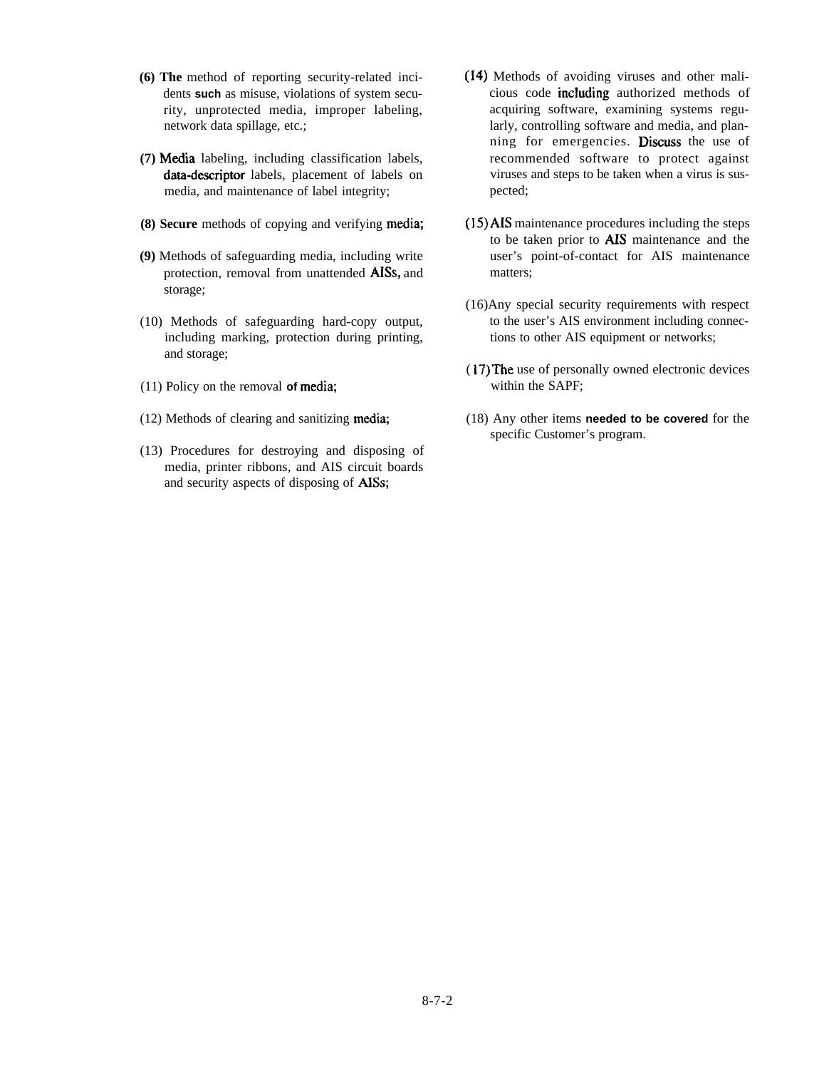(6) The method of reporting security-related incidents such as misuse, violations of system security, unprotected media, improper labeling, network data spillage, etc.;

(7) Media labeling, including classification labels, data-descriptor labels, placement of labels on media, and maintenance of label integrity;

(8) Secure methods of copying and verifying media;

(9) Methods of safeguarding media, including write protection, removal from unattended AISs, and storage;

(10) Methods of safeguarding hard-copy output, including marking, protection during printing, and storage;

(11) Policy on the removal of media;

(12) Methods of clearing and sanitizing media;

(13) Procedures for destroying and disposing of media, printer ribbons, and AIS circuit boards and security aspects of disposing of AISs;

(14) Methods of avoiding viruses and other malicious code including authorized methods of acquiring software, examining systems regularly, controlling software and media, and planning for emergencies. Discuss the use of recommended software to protect against viruses and steps to be taken when a virus is suspected;

(15) AIS maintenance procedures including the steps to be taken prior to AIS maintenance and the user's point-of-contact for AIS maintenance matters;

(16) Any special security requirements with respect to the user's AIS environment including connections to other AIS equipment or networks;

(17) The use of personally owned electronic devices within the SAPF;

(18) Any other items needed to be covered for the specific Customer's program.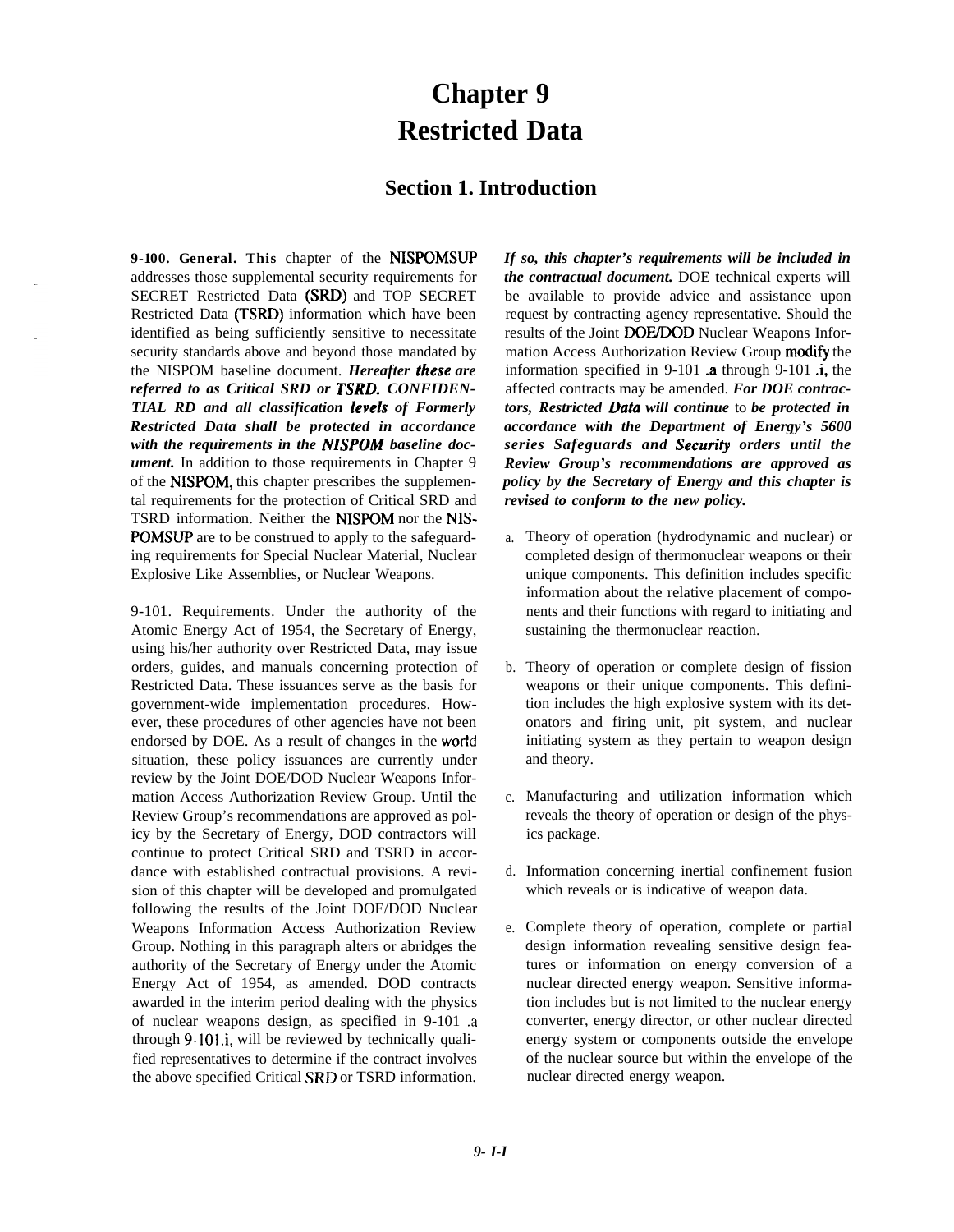# Chapter 9
# Restricted Data

## Section 1. Introduction

**9-100. General. This** chapter of the NISPOMSUP addresses those supplemental security requirements for SECRET Restricted Data (SRD) and TOP SECRET Restricted Data (TSRD) information which have been identified as being sufficiently sensitive to necessitate security standards above and beyond those mandated by the NISPOM baseline document. ***Hereafter these are referred to as Critical SRD or TSRD. CONFIDENTIAL RD and all classification levels of Formerly Restricted Data shall be protected in accordance with the requirements in the NISPOM baseline document.*** In addition to those requirements in Chapter 9 of the NISPOM, this chapter prescribes the supplemental requirements for the protection of Critical SRD and TSRD information. Neither the NISPOM nor the NISPOMSUP are to be construed to apply to the safeguarding requirements for Special Nuclear Material, Nuclear Explosive Like Assemblies, or Nuclear Weapons.

9-101. Requirements. Under the authority of the Atomic Energy Act of 1954, the Secretary of Energy, using his/her authority over Restricted Data, may issue orders, guides, and manuals concerning protection of Restricted Data. These issuances serve as the basis for government-wide implementation procedures. However, these procedures of other agencies have not been endorsed by DOE. As a result of changes in the world situation, these policy issuances are currently under review by the Joint DOE/DOD Nuclear Weapons Information Access Authorization Review Group. Until the Review Group's recommendations are approved as policy by the Secretary of Energy, DOD contractors will continue to protect Critical SRD and TSRD in accordance with established contractual provisions. A revision of this chapter will be developed and promulgated following the results of the Joint DOE/DOD Nuclear Weapons Information Access Authorization Review Group. Nothing in this paragraph alters or abridges the authority of the Secretary of Energy under the Atomic Energy Act of 1954, as amended. DOD contracts awarded in the interim period dealing with the physics of nuclear weapons design, as specified in 9-101 .a through 9-101.i, will be reviewed by technically qualified representatives to determine if the contract involves the above specified Critical SRD or TSRD information. ***If so, this chapter's requirements will be included in the contractual document.*** DOE technical experts will be available to provide advice and assistance upon request by contracting agency representative. Should the results of the Joint DOE/DOD Nuclear Weapons Information Access Authorization Review Group modify the information specified in 9-101 .a through 9-101 .i, the affected contracts may be amended. ***For DOE contractors, Restricted Data will continue*** to ***be protected in accordance with the Department of Energy's 5600 series Safeguards and Security orders until the Review Group's recommendations are approved as policy by the Secretary of Energy and this chapter is revised to conform to the new policy.***

a. Theory of operation (hydrodynamic and nuclear) or completed design of thermonuclear weapons or their unique components. This definition includes specific information about the relative placement of components and their functions with regard to initiating and sustaining the thermonuclear reaction.

b. Theory of operation or complete design of fission weapons or their unique components. This definition includes the high explosive system with its detonators and firing unit, pit system, and nuclear initiating system as they pertain to weapon design and theory.

c. Manufacturing and utilization information which reveals the theory of operation or design of the physics package.

d. Information concerning inertial confinement fusion which reveals or is indicative of weapon data.

e. Complete theory of operation, complete or partial design information revealing sensitive design features or information on energy conversion of a nuclear directed energy weapon. Sensitive information includes but is not limited to the nuclear energy converter, energy director, or other nuclear directed energy system or components outside the envelope of the nuclear source but within the envelope of the nuclear directed energy weapon.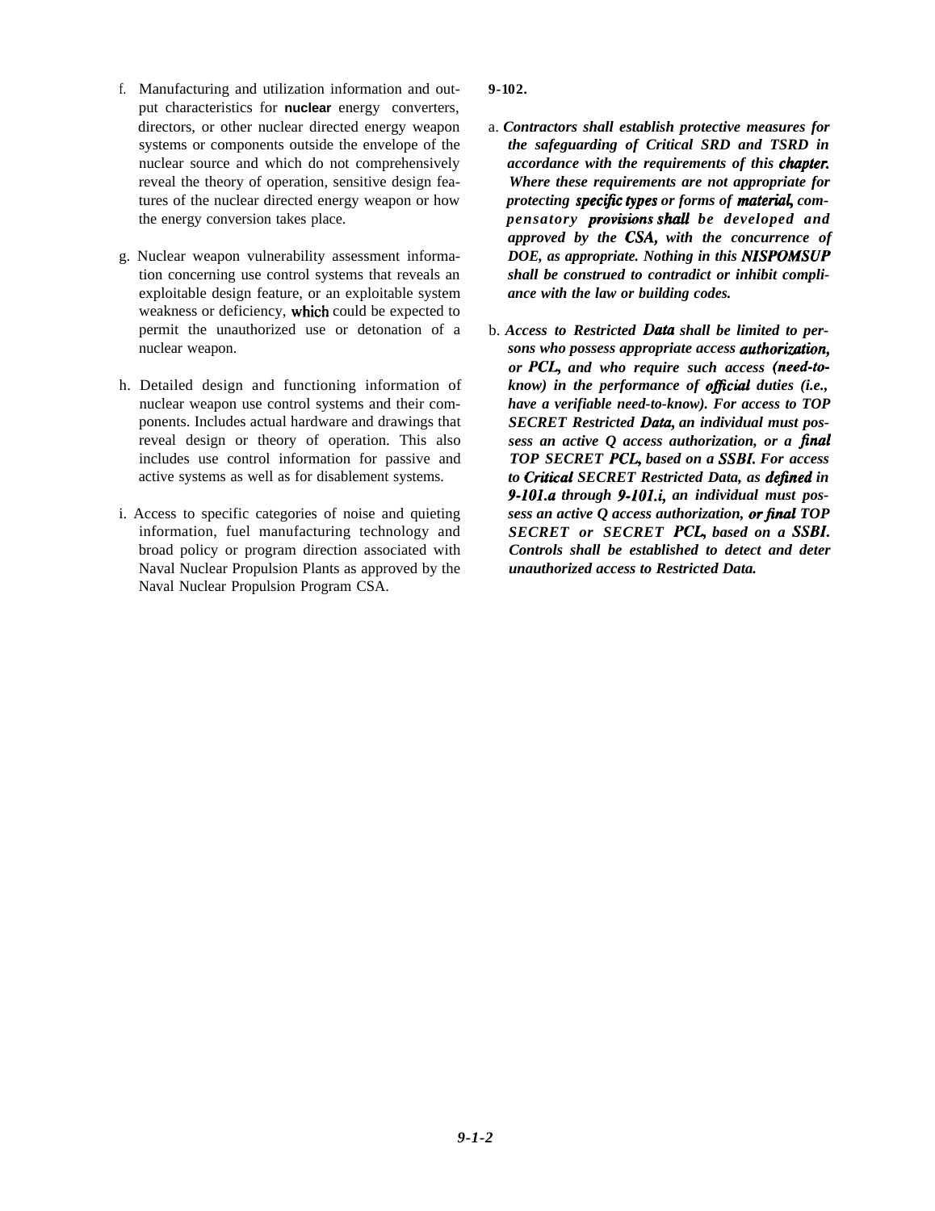f. Manufacturing and utilization information and output characteristics for nuclear energy converters, directors, or other nuclear directed energy weapon systems or components outside the envelope of the nuclear source and which do not comprehensively reveal the theory of operation, sensitive design features of the nuclear directed energy weapon or how the energy conversion takes place.

g. Nuclear weapon vulnerability assessment information concerning use control systems that reveals an exploitable design feature, or an exploitable system weakness or deficiency, which could be expected to permit the unauthorized use or detonation of a nuclear weapon.

h. Detailed design and functioning information of nuclear weapon use control systems and their components. Includes actual hardware and drawings that reveal design or theory of operation. This also includes use control information for passive and active systems as well as for disablement systems.

i. Access to specific categories of noise and quieting information, fuel manufacturing technology and broad policy or program direction associated with Naval Nuclear Propulsion Plants as approved by the Naval Nuclear Propulsion Program CSA.

**9-102.**

a. ***Contractors shall establish protective measures for the safeguarding of Critical SRD and TSRD in accordance with the requirements of this chapter. Where these requirements are not appropriate for protecting specific types or forms of material, compensatory provisions shall be developed and approved by the CSA, with the concurrence of DOE, as appropriate. Nothing in this NISPOMSUP shall be construed to contradict or inhibit compliance with the law or building codes.***

b. ***Access to Restricted Data shall be limited to persons who possess appropriate access authorization, or PCL, and who require such access (need-to-know) in the performance of official duties (i.e., have a verifiable need-to-know). For access to TOP SECRET Restricted Data, an individual must possess an active Q access authorization, or a final TOP SECRET PCL, based on a SSBI. For access to Critical SECRET Restricted Data, as defined in 9-101.a through 9-101.i, an individual must possess an active Q access authorization, or final TOP SECRET or SECRET PCL, based on a SSBI. Controls shall be established to detect and deter unauthorized access to Restricted Data.***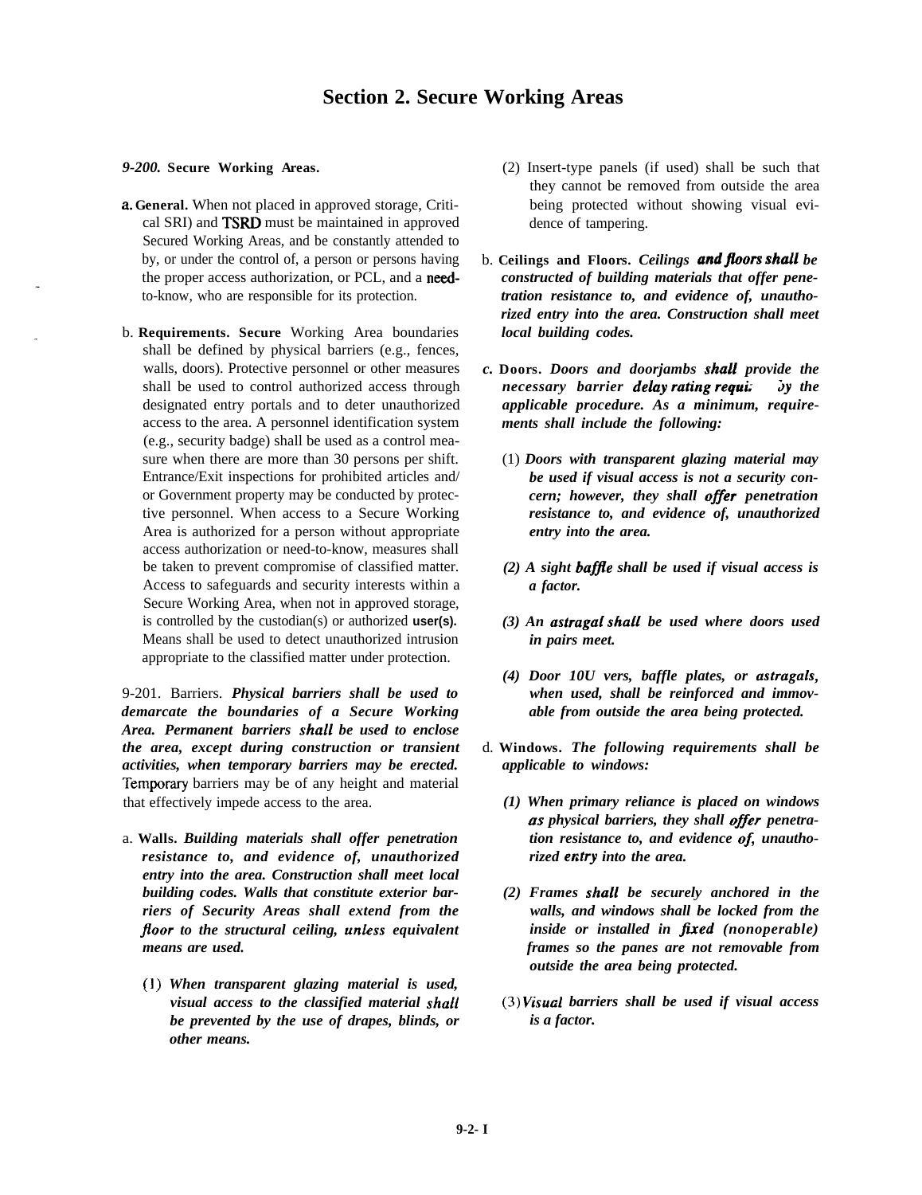## Section 2. Secure Working Areas

***9-200.* Secure Working Areas.**

a. **General.** When not placed in approved storage, Critical SRI) and TSRD must be maintained in approved Secured Working Areas, and be constantly attended to by, or under the control of, a person or persons having the proper access authorization, or PCL, and a need-to-know, who are responsible for its protection.

b. **Requirements. Secure** Working Area boundaries shall be defined by physical barriers (e.g., fences, walls, doors). Protective personnel or other measures shall be used to control authorized access through designated entry portals and to deter unauthorized access to the area. A personnel identification system (e.g., security badge) shall be used as a control measure when there are more than 30 persons per shift. Entrance/Exit inspections for prohibited articles and/or Government property may be conducted by protective personnel. When access to a Secure Working Area is authorized for a person without appropriate access authorization or need-to-know, measures shall be taken to prevent compromise of classified matter. Access to safeguards and security interests within a Secure Working Area, when not in approved storage, is controlled by the custodian(s) or authorized user(s). Means shall be used to detect unauthorized intrusion appropriate to the classified matter under protection.

9-201. Barriers. ***Physical barriers shall be used to demarcate the boundaries of a Secure Working Area. Permanent barriers shall be used to enclose the area, except during construction or transient activities, when temporary barriers may be erected.*** Temporary barriers may be of any height and material that effectively impede access to the area.

a. **Walls.** ***Building materials shall offer penetration resistance to, and evidence of, unauthorized entry into the area. Construction shall meet local building codes. Walls that constitute exterior barriers of Security Areas shall extend from the floor to the structural ceiling, unless equivalent means are used.***

(1) ***When transparent glazing material is used, visual access to the classified material shall be prevented by the use of drapes, blinds, or other means.***

(2) Insert-type panels (if used) shall be such that they cannot be removed from outside the area being protected without showing visual evidence of tampering.

b. **Ceilings and Floors.** ***Ceilings and floors shall be constructed of building materials that offer penetration resistance to, and evidence of, unauthorized entry into the area. Construction shall meet local building codes.***

***c.* Doors.** ***Doors and doorjambs shall provide the necessary barrier delay rating requi: by the applicable procedure. As a minimum, requirements shall include the following:***

(1) ***Doors with transparent glazing material may be used if visual access is not a security concern; however, they shall offer penetration resistance to, and evidence of, unauthorized entry into the area.***

***(2) A sight baffle shall be used if visual access is a factor.***

***(3) An astragal shall be used where doors used in pairs meet.***

***(4) Door 10U vers, baffle plates, or astragals, when used, shall be reinforced and immovable from outside the area being protected.***

d. **Windows.** ***The following requirements shall be applicable to windows:***

***(1) When primary reliance is placed on windows as physical barriers, they shall offer penetration resistance to, and evidence of, unauthorized entry into the area.***

***(2) Frames shall be securely anchored in the walls, and windows shall be locked from the inside or installed in fixed (nonoperable) frames so the panes are not removable from outside the area being protected.***

(3) ***Visual barriers shall be used if visual access is a factor.***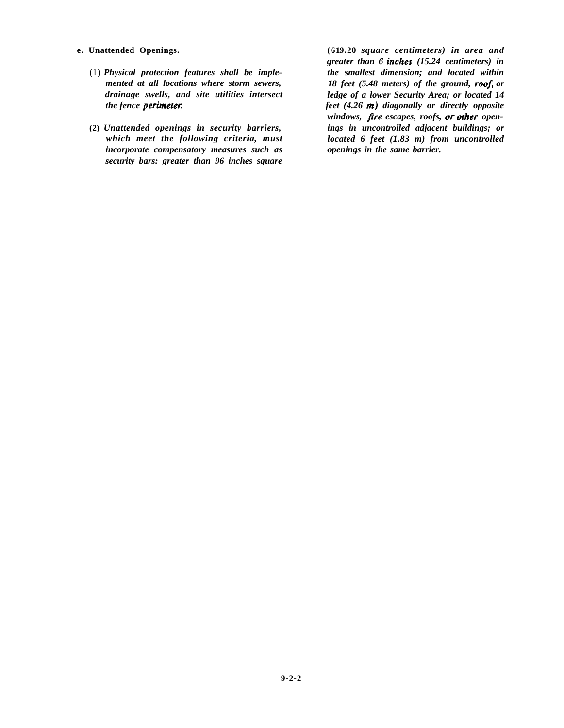**e. Unattended Openings.**

(1) *Physical protection features shall be implemented at all locations where storm sewers, drainage swells, and site utilities intersect the fence perimeter.*

(2) *Unattended openings in security barriers, which meet the following criteria, must incorporate compensatory measures such as security bars: greater than 96 inches square (619.20 square centimeters) in area and greater than 6 inches (15.24 centimeters) in the smallest dimension; and located within 18 feet (5.48 meters) of the ground, roof, or ledge of a lower Security Area; or located 14 feet (4.26 m) diagonally or directly opposite windows, fire escapes, roofs, or other openings in uncontrolled adjacent buildings; or located 6 feet (1.83 m) from uncontrolled openings in the same barrier.*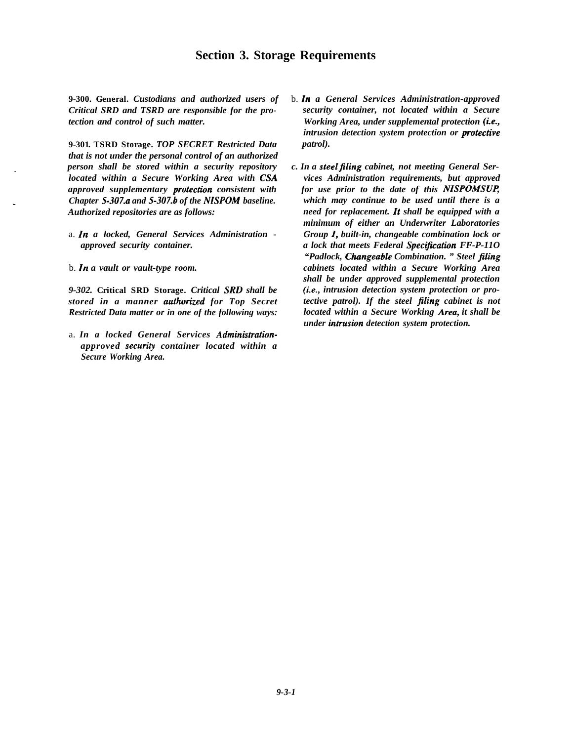# Section 3. Storage Requirements

**9-300. General.** ***Custodians and authorized users of Critical SRD and TSRD are responsible for the protection and control of such matter.***

**9-301. TSRD Storage.** ***TOP SECRET Restricted Data that is not under the personal control of an authorized person shall be stored within a security repository located within a Secure Working Area with CSA approved supplementary protection consistent with Chapter 5-307.a and 5-307.b of the NISPOM baseline. Authorized repositories are as follows:***

a. ***In a locked, General Services Administration - approved security container.***

b. ***In a vault or vault-type room.***

***9-302.*** **Critical SRD Storage.** ***Critical SRD shall be stored in a manner authorized for Top Secret Restricted Data matter or in one of the following ways:***

a. ***In a locked General Services Administration-approved security container located within a Secure Working Area.***

b. ***In a General Services Administration-approved security container, not located within a Secure Working Area, under supplemental protection (i.e., intrusion detection system protection or protective patrol).***

c. ***In a steel filing cabinet, not meeting General Services Administration requirements, but approved for use prior to the date of this NISPOMSUP, which may continue to be used until there is a need for replacement. It shall be equipped with a minimum of either an Underwriter Laboratories Group 1, built-in, changeable combination lock or a lock that meets Federal Specification FF-P-110 "Padlock, Changeable Combination." Steel filing cabinets located within a Secure Working Area shall be under approved supplemental protection (i.e., intrusion detection system protection or protective patrol). If the steel filing cabinet is not located within a Secure Working Area, it shall be under intrusion detection system protection.***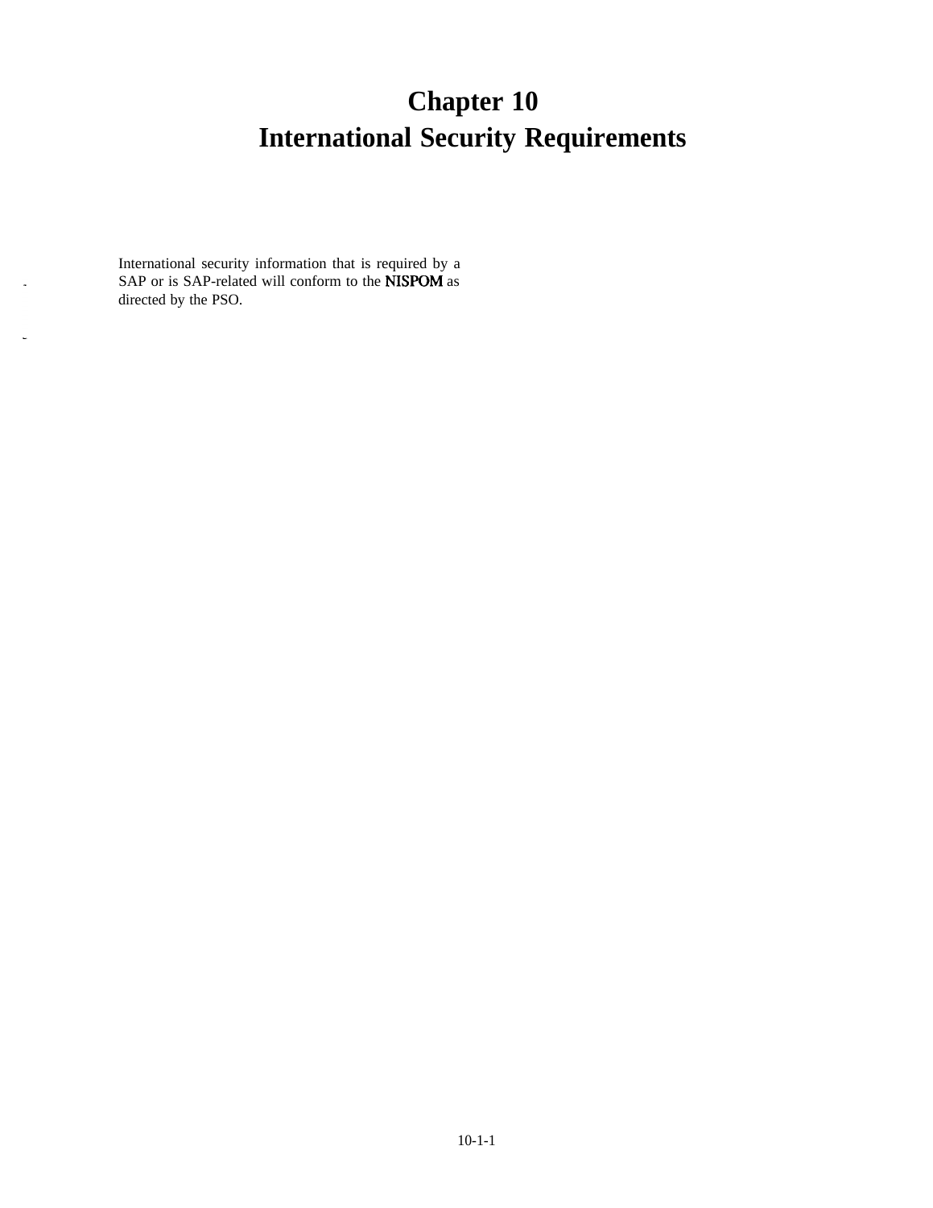# Chapter 10
# International Security Requirements

International security information that is required by a SAP or is SAP-related will conform to the NISPOM as directed by the PSO.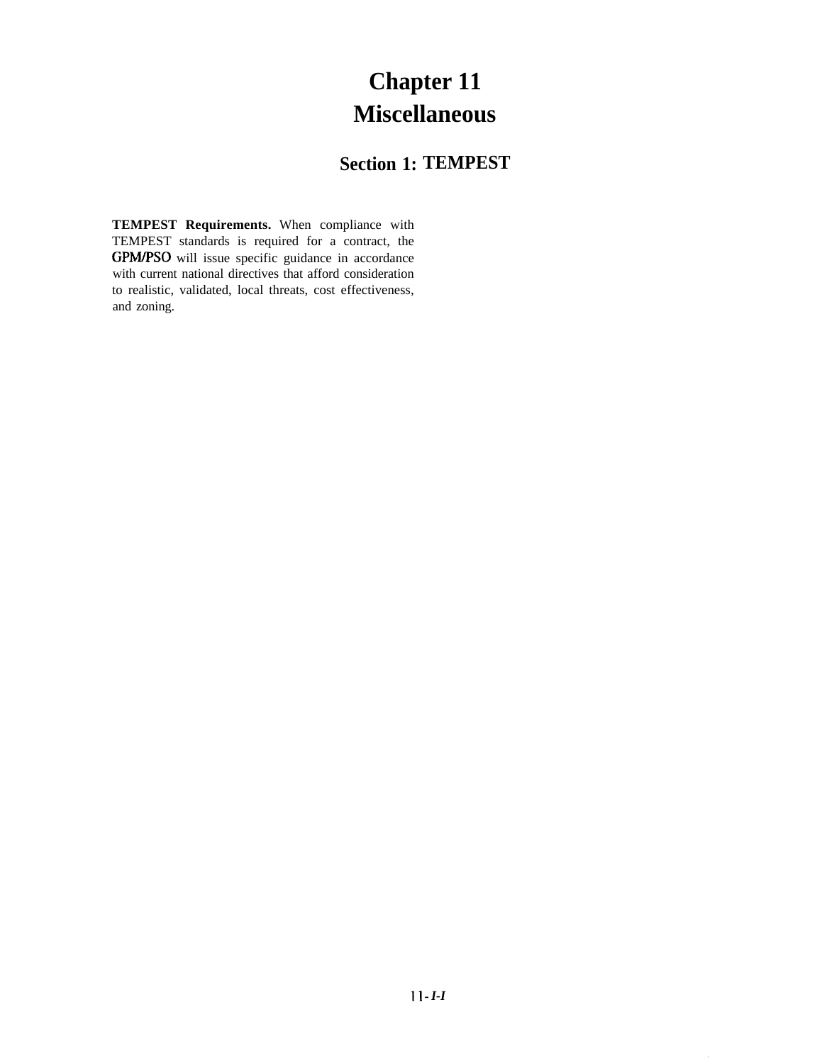# Chapter 11
# Miscellaneous

## Section 1: TEMPEST

**TEMPEST Requirements.** When compliance with TEMPEST standards is required for a contract, the GPM/PSO will issue specific guidance in accordance with current national directives that afford consideration to realistic, validated, local threats, cost effectiveness, and zoning.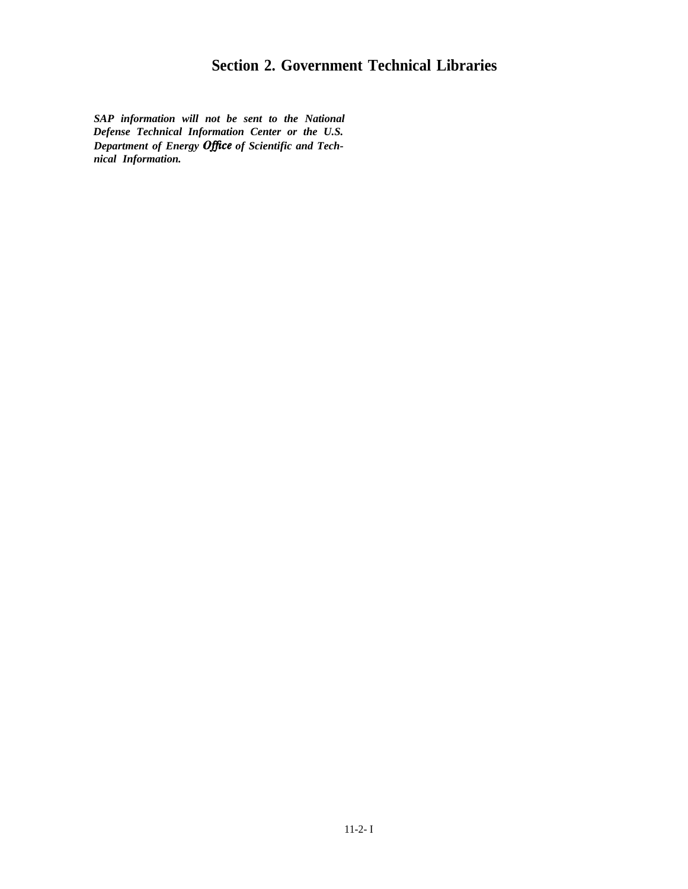# Section 2. Government Technical Libraries

***SAP information will not be sent to the National Defense Technical Information Center or the U.S. Department of Energy Office of Scientific and Technical Information.***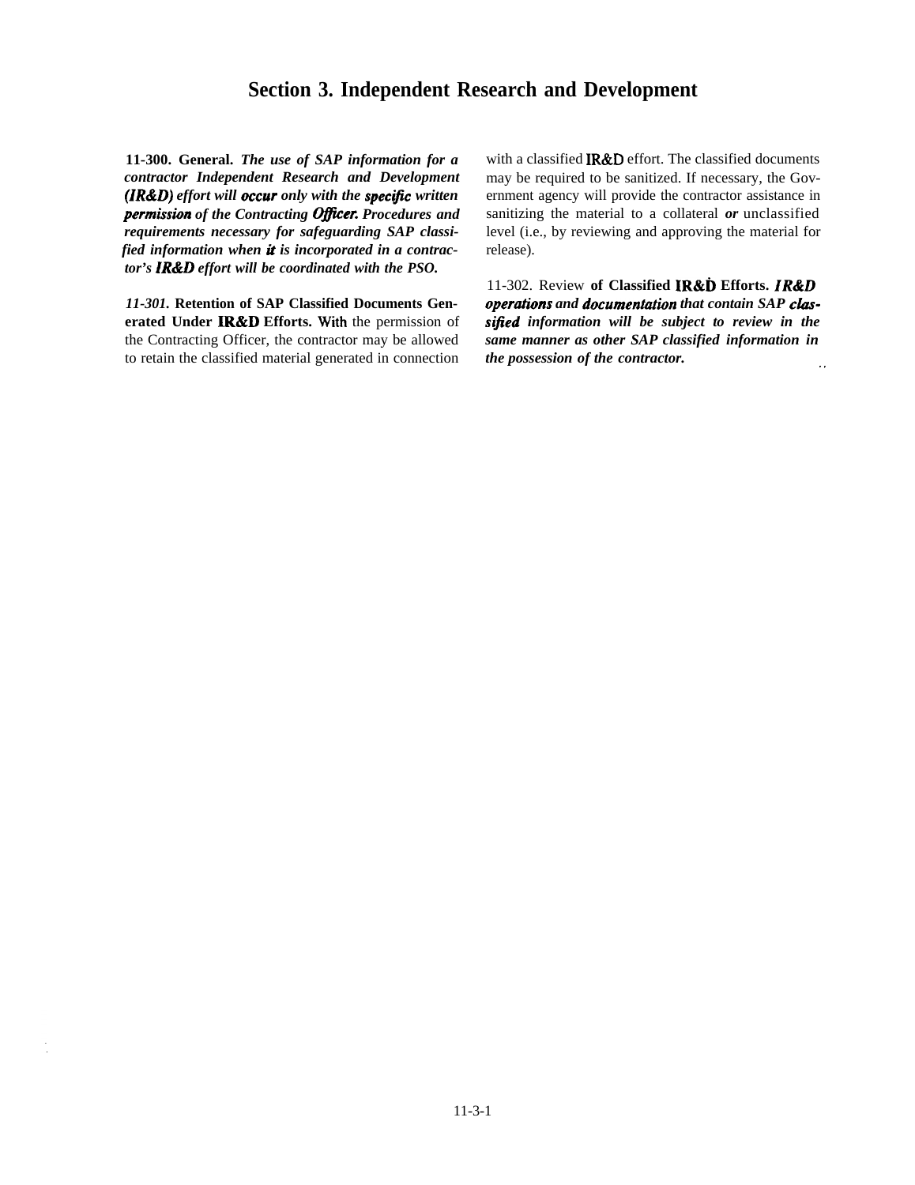## Section 3. Independent Research and Development

**11-300. General.** ***The use of SAP information for a contractor Independent Research and Development (IR&D) effort will occur only with the specific written permission of the Contracting Officer. Procedures and requirements necessary for safeguarding SAP classified information when it is incorporated in a contractor's IR&D effort will be coordinated with the PSO.***

***11-301.*** **Retention of SAP Classified Documents Generated Under IR&D Efforts.** With the permission of the Contracting Officer, the contractor may be allowed to retain the classified material generated in connection with a classified IR&D effort. The classified documents may be required to be sanitized. If necessary, the Government agency will provide the contractor assistance in sanitizing the material to a collateral *or* unclassified level (i.e., by reviewing and approving the material for release).

11-302. Review **of Classified IR&D Efforts.** ***IR&D operations and documentation that contain SAP classified information will be subject to review in the same manner as other SAP classified information in the possession of the contractor.***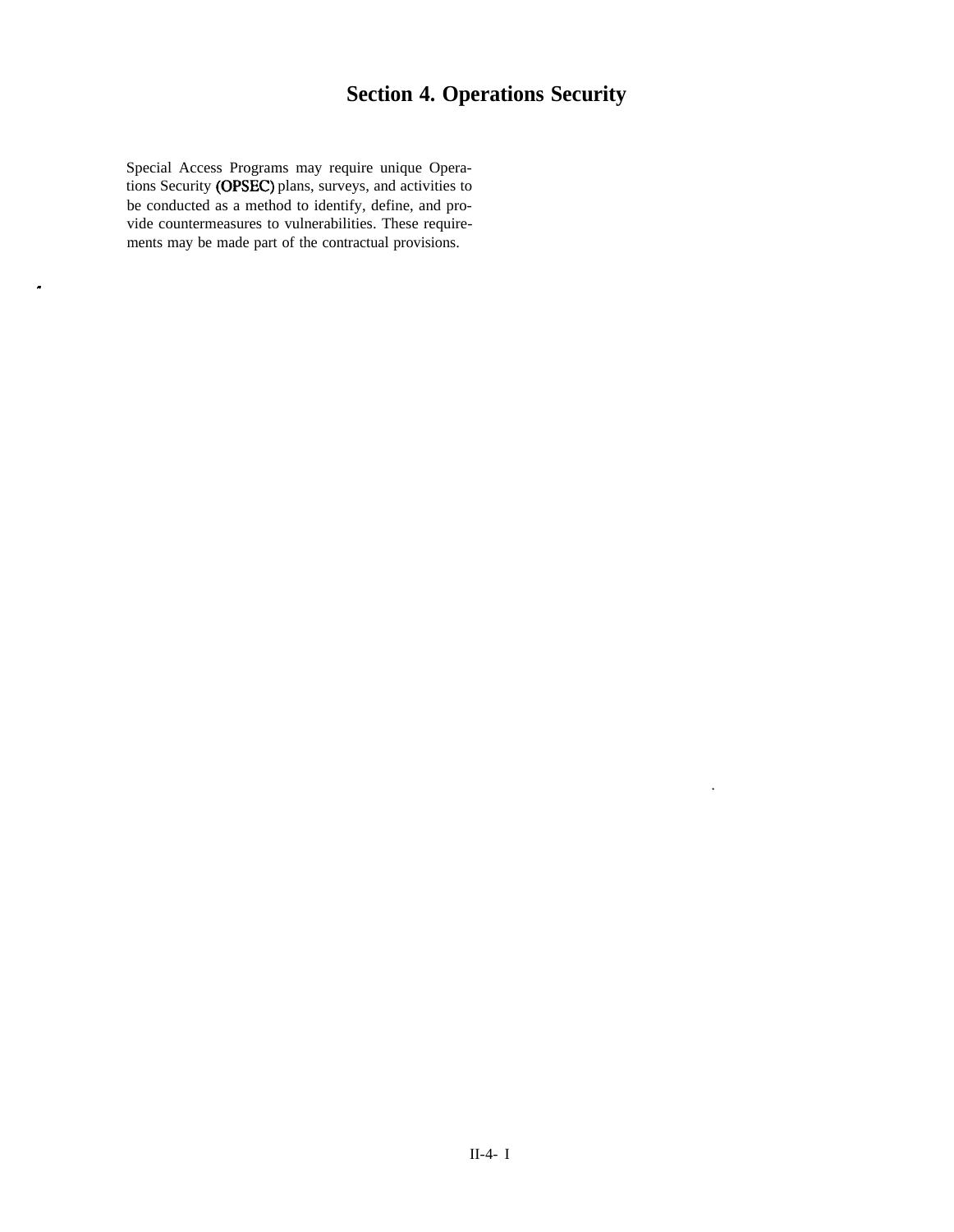# Section 4. Operations Security

Special Access Programs may require unique Operations Security (OPSEC) plans, surveys, and activities to be conducted as a method to identify, define, and provide countermeasures to vulnerabilities. These requirements may be made part of the contractual provisions.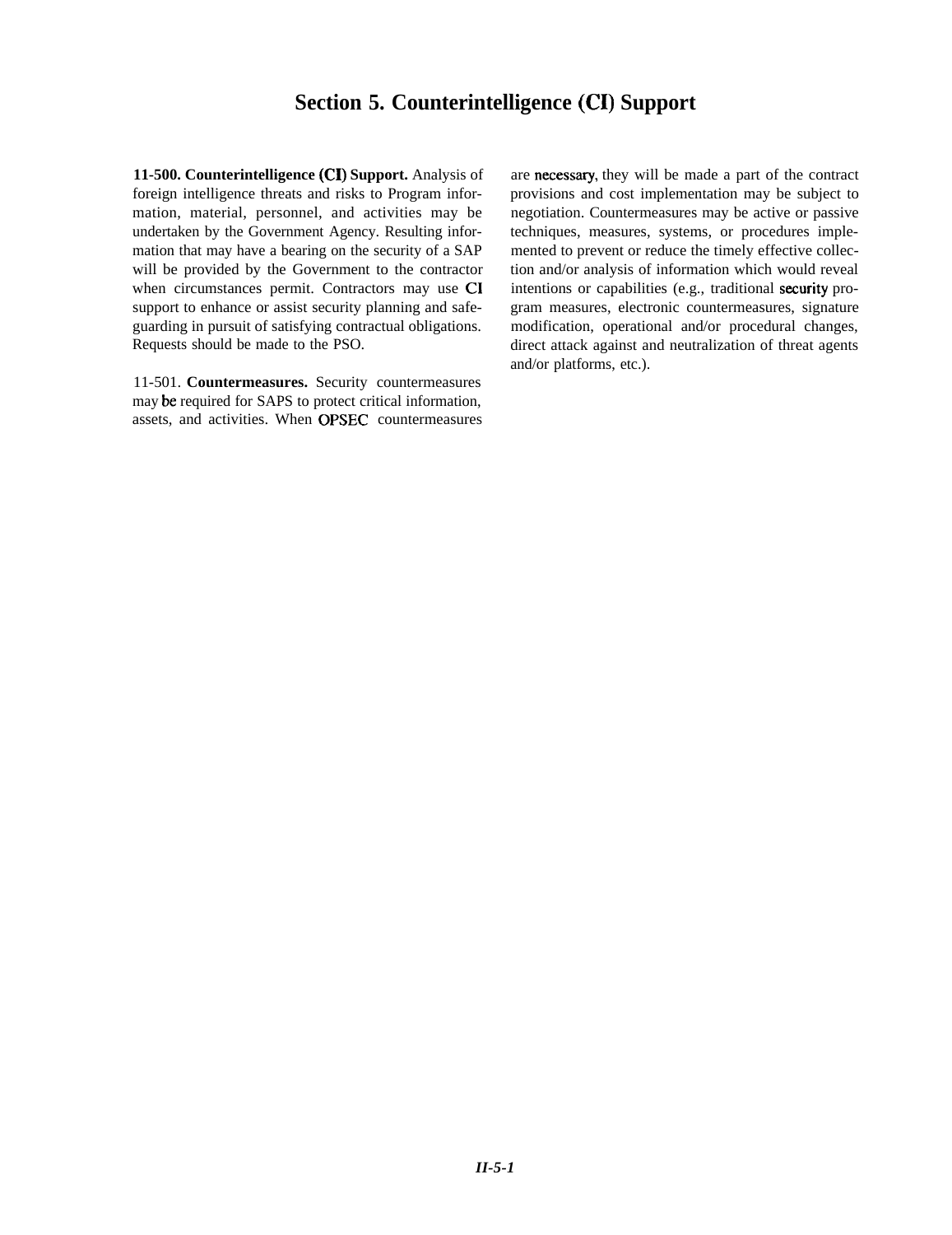## Section 5. Counterintelligence (CI) Support

**11-500. Counterintelligence (CI) Support.** Analysis of foreign intelligence threats and risks to Program information, material, personnel, and activities may be undertaken by the Government Agency. Resulting information that may have a bearing on the security of a SAP will be provided by the Government to the contractor when circumstances permit. Contractors may use CI support to enhance or assist security planning and safeguarding in pursuit of satisfying contractual obligations. Requests should be made to the PSO.

11-501. **Countermeasures.** Security countermeasures may be required for SAPS to protect critical information, assets, and activities. When OPSEC countermeasures are necessary, they will be made a part of the contract provisions and cost implementation may be subject to negotiation. Countermeasures may be active or passive techniques, measures, systems, or procedures implemented to prevent or reduce the timely effective collection and/or analysis of information which would reveal intentions or capabilities (e.g., traditional security program measures, electronic countermeasures, signature modification, operational and/or procedural changes, direct attack against and neutralization of threat agents and/or platforms, etc.).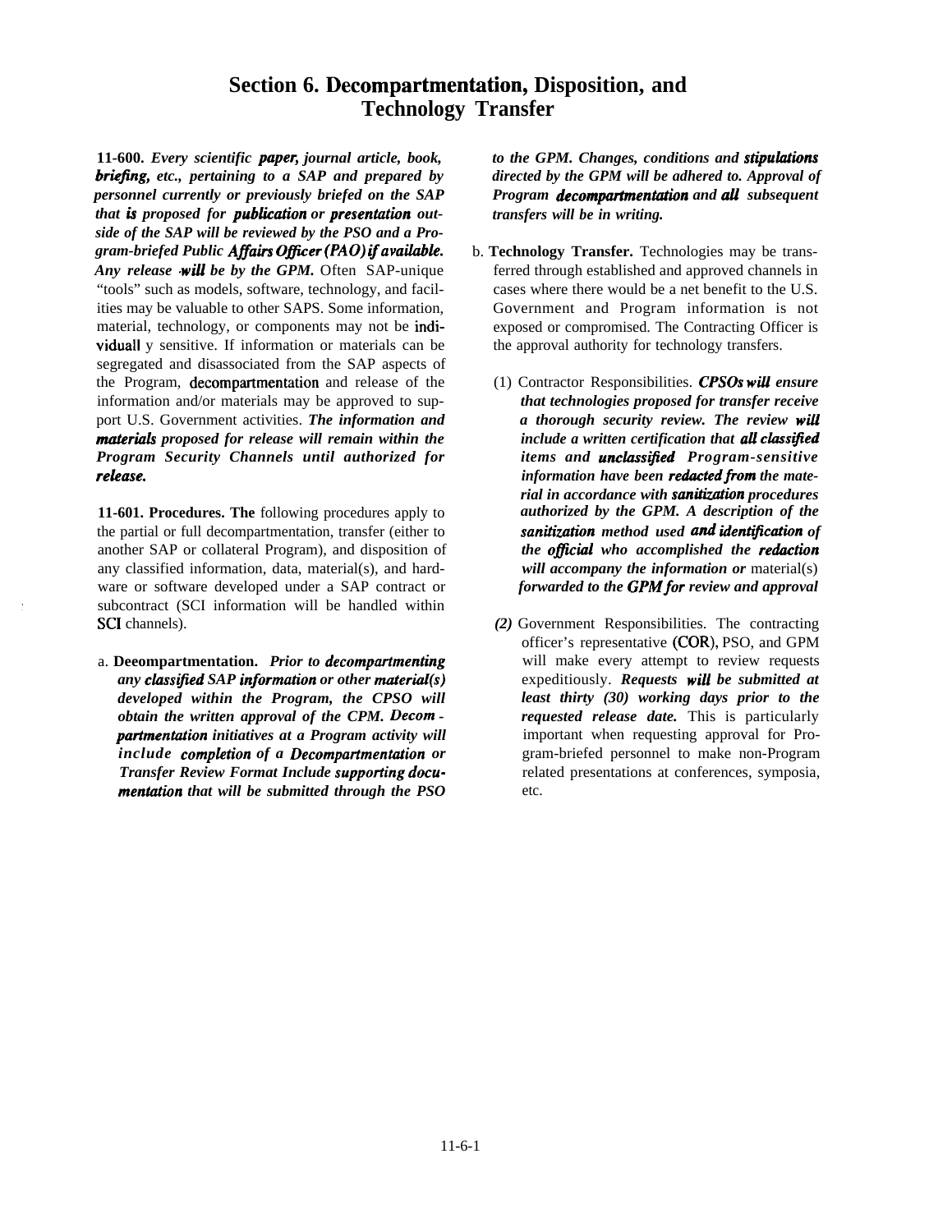# Section 6. Decompartmentation, Disposition, and Technology Transfer

**11-600.** ***Every scientific paper, journal article, book, briefing, etc., pertaining to a SAP and prepared by personnel currently or previously briefed on the SAP that is proposed for publication or presentation outside of the SAP will be reviewed by the PSO and a Program-briefed Public Affairs Officer (PAO) if available. Any release will be by the GPM.*** Often SAP-unique "tools" such as models, software, technology, and facilities may be valuable to other SAPS. Some information, material, technology, or components may not be individuall y sensitive. If information or materials can be segregated and disassociated from the SAP aspects of the Program, decompartmentation and release of the information and/or materials may be approved to support U.S. Government activities. ***The information and materials proposed for release will remain within the Program Security Channels until authorized for release.***

**11-601. Procedures. The** following procedures apply to the partial or full decompartmentation, transfer (either to another SAP or collateral Program), and disposition of any classified information, data, material(s), and hardware or software developed under a SAP contract or subcontract (SCI information will be handled within SCI channels).

a. **Deeompartmentation.** ***Prior to decompartmenting any classified SAP information or other material(s) developed within the Program, the CPSO will obtain the written approval of the CPM. Decompartmentation initiatives at a Program activity will include completion of a Decompartmentation or Transfer Review Format Include supporting documentation that will be submitted through the PSO to the GPM. Changes, conditions and stipulations directed by the GPM will be adhered to. Approval of Program decompartmentation and all subsequent transfers will be in writing.***

b. **Technology Transfer.** Technologies may be transferred through established and approved channels in cases where there would be a net benefit to the U.S. Government and Program information is not exposed or compromised. The Contracting Officer is the approval authority for technology transfers.

(1) Contractor Responsibilities. ***CPSOs will ensure that technologies proposed for transfer receive a thorough security review. The review will include a written certification that all classified items and unclassified Program-sensitive information have been redacted from the material in accordance with sanitization procedures authorized by the GPM. A description of the sanitization method used and identification of the official who accomplished the redaction will accompany the information or*** material(s) ***forwarded to the GPM for review and approval***

*(2)* Government Responsibilities. The contracting officer's representative (COR), PSO, and GPM will make every attempt to review requests expeditiously. ***Requests will be submitted at least thirty (30) working days prior to the requested release date.*** This is particularly important when requesting approval for Program-briefed personnel to make non-Program related presentations at conferences, symposia, etc.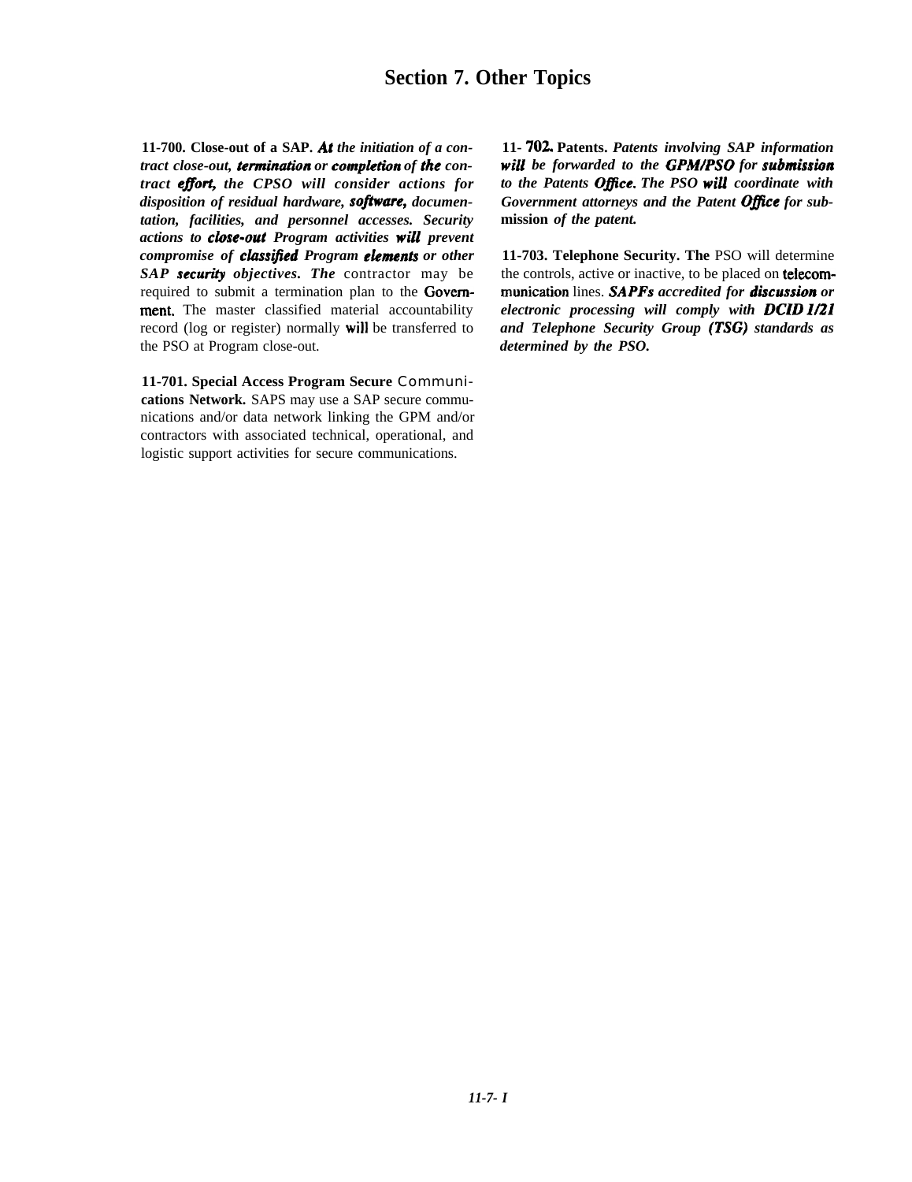## Section 7. Other Topics

**11-700. Close-out of a SAP.** *At the initiation of a contract close-out, termination or completion of the contract effort, the CPSO will consider actions for disposition of residual hardware, software, documentation, facilities, and personnel accesses. Security actions to close-out Program activities will prevent compromise of classified Program elements or other SAP security objectives. The* contractor may be required to submit a termination plan to the Government. The master classified material accountability record (log or register) normally will be transferred to the PSO at Program close-out.

**11-701. Special Access Program Secure Communications Network.** SAPS may use a SAP secure communications and/or data network linking the GPM and/or contractors with associated technical, operational, and logistic support activities for secure communications.

**11- 702. Patents.** *Patents involving SAP information will be forwarded to the GPM/PSO for submission to the Patents Office. The PSO will coordinate with Government attorneys and the Patent Office for sub-* **mission** *of the patent.*

**11-703. Telephone Security. The** PSO will determine the controls, active or inactive, to be placed on telecommunication lines. *SAPFs accredited for discussion or electronic processing will comply with DCID 1/21 and Telephone Security Group (TSG) standards as determined by the PSO.*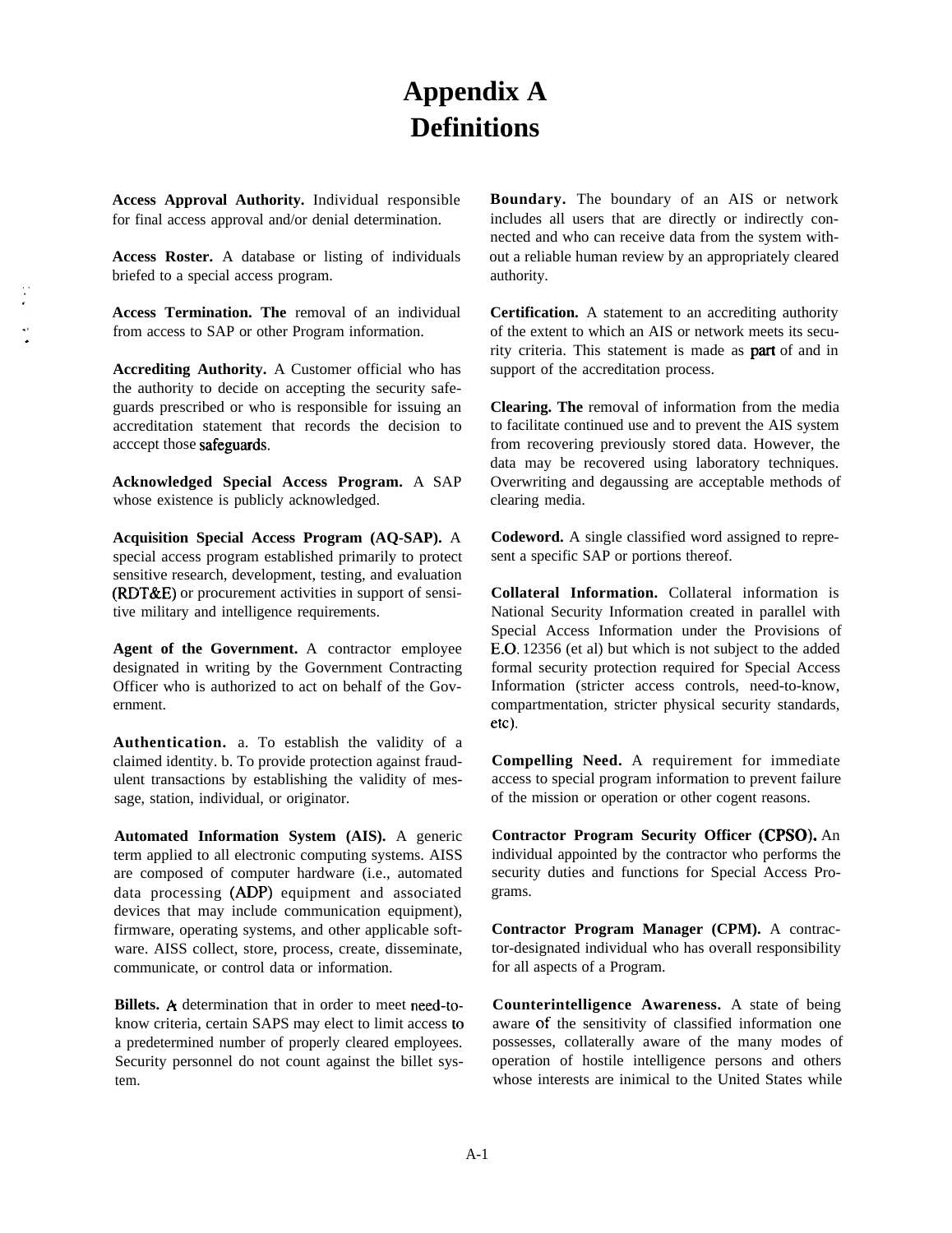# Appendix A
# Definitions

**Access Approval Authority.** Individual responsible for final access approval and/or denial determination.

**Access Roster.** A database or listing of individuals briefed to a special access program.

**Access Termination. The** removal of an individual from access to SAP or other Program information.

**Accrediting Authority.** A Customer official who has the authority to decide on accepting the security safeguards prescribed or who is responsible for issuing an accreditation statement that records the decision to acccept those safeguards.

**Acknowledged Special Access Program.** A SAP whose existence is publicly acknowledged.

**Acquisition Special Access Program (AQ-SAP).** A special access program established primarily to protect sensitive research, development, testing, and evaluation (RDT&E) or procurement activities in support of sensitive military and intelligence requirements.

**Agent of the Government.** A contractor employee designated in writing by the Government Contracting Officer who is authorized to act on behalf of the Government.

**Authentication.** a. To establish the validity of a claimed identity. b. To provide protection against fraudulent transactions by establishing the validity of message, station, individual, or originator.

**Automated Information System (AIS).** A generic term applied to all electronic computing systems. AISS are composed of computer hardware (i.e., automated data processing (ADP) equipment and associated devices that may include communication equipment), firmware, operating systems, and other applicable software. AISS collect, store, process, create, disseminate, communicate, or control data or information.

**Billets.** A determination that in order to meet need-to-know criteria, certain SAPS may elect to limit access to a predetermined number of properly cleared employees. Security personnel do not count against the billet system.

**Boundary.** The boundary of an AIS or network includes all users that are directly or indirectly connected and who can receive data from the system without a reliable human review by an appropriately cleared authority.

**Certification.** A statement to an accrediting authority of the extent to which an AIS or network meets its security criteria. This statement is made as part of and in support of the accreditation process.

**Clearing. The** removal of information from the media to facilitate continued use and to prevent the AIS system from recovering previously stored data. However, the data may be recovered using laboratory techniques. Overwriting and degaussing are acceptable methods of clearing media.

**Codeword.** A single classified word assigned to represent a specific SAP or portions thereof.

**Collateral Information.** Collateral information is National Security Information created in parallel with Special Access Information under the Provisions of E.O. 12356 (et al) but which is not subject to the added formal security protection required for Special Access Information (stricter access controls, need-to-know, compartmentation, stricter physical security standards, etc).

**Compelling Need.** A requirement for immediate access to special program information to prevent failure of the mission or operation or other cogent reasons.

**Contractor Program Security Officer (CPSO).** An individual appointed by the contractor who performs the security duties and functions for Special Access Programs.

**Contractor Program Manager (CPM).** A contractor-designated individual who has overall responsibility for all aspects of a Program.

**Counterintelligence Awareness.** A state of being aware of the sensitivity of classified information one possesses, collaterally aware of the many modes of operation of hostile intelligence persons and others whose interests are inimical to the United States while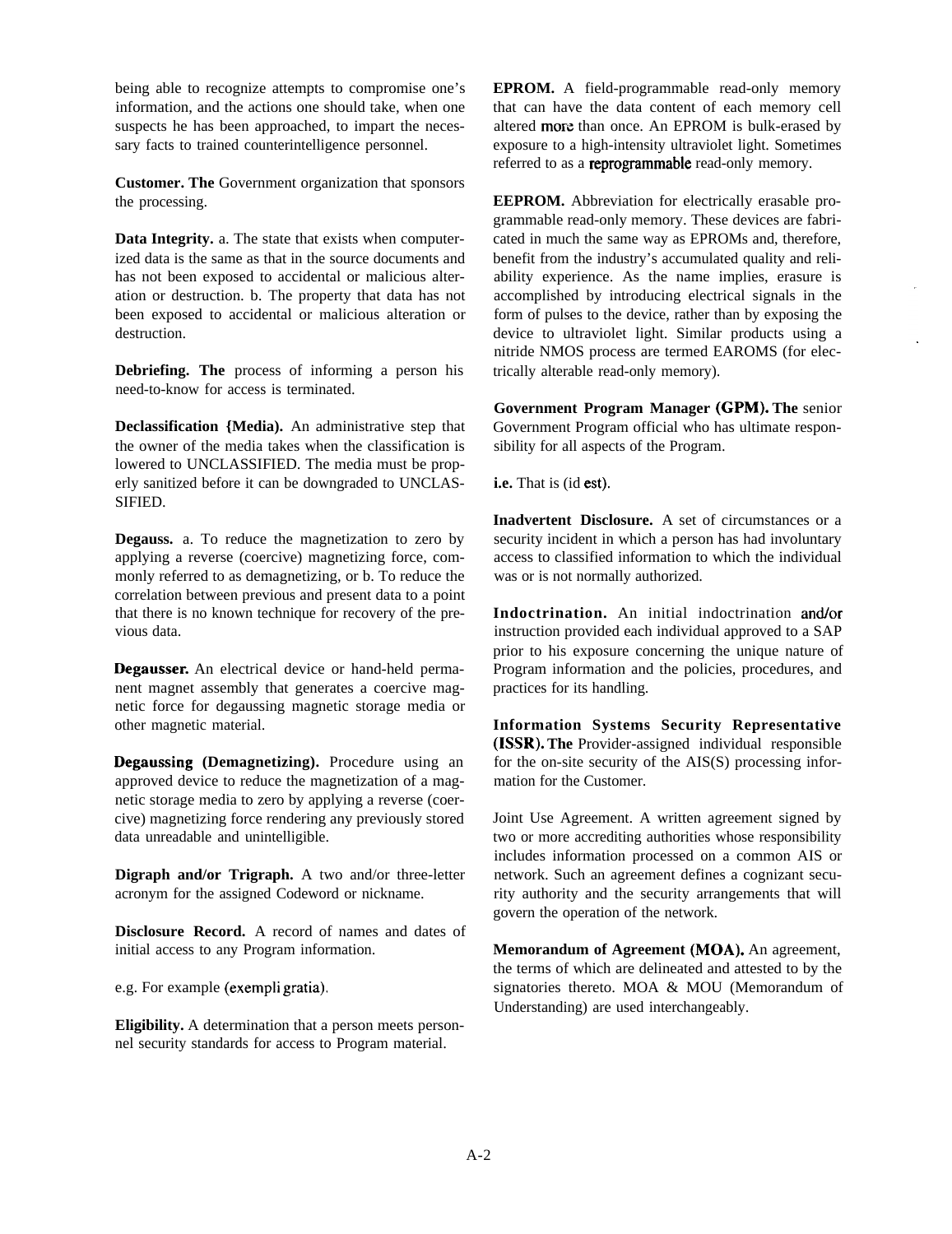being able to recognize attempts to compromise one's information, and the actions one should take, when one suspects he has been approached, to impart the necessary facts to trained counterintelligence personnel.

**Customer. The** Government organization that sponsors the processing.

**Data Integrity.** a. The state that exists when computerized data is the same as that in the source documents and has not been exposed to accidental or malicious alteration or destruction. b. The property that data has not been exposed to accidental or malicious alteration or destruction.

**Debriefing. The** process of informing a person his need-to-know for access is terminated.

**Declassification {Media).** An administrative step that the owner of the media takes when the classification is lowered to UNCLASSIFIED. The media must be properly sanitized before it can be downgraded to UNCLASSIFIED.

**Degauss.** a. To reduce the magnetization to zero by applying a reverse (coercive) magnetizing force, commonly referred to as demagnetizing, or b. To reduce the correlation between previous and present data to a point that there is no known technique for recovery of the previous data.

**Degausser.** An electrical device or hand-held permanent magnet assembly that generates a coercive magnetic force for degaussing magnetic storage media or other magnetic material.

**Degaussing (Demagnetizing).** Procedure using an approved device to reduce the magnetization of a magnetic storage media to zero by applying a reverse (coercive) magnetizing force rendering any previously stored data unreadable and unintelligible.

**Digraph and/or Trigraph.** A two and/or three-letter acronym for the assigned Codeword or nickname.

**Disclosure Record.** A record of names and dates of initial access to any Program information.

e.g. For example (exempli gratia).

**Eligibility.** A determination that a person meets personnel security standards for access to Program material.

**EPROM.** A field-programmable read-only memory that can have the data content of each memory cell altered more than once. An EPROM is bulk-erased by exposure to a high-intensity ultraviolet light. Sometimes referred to as a reprogrammable read-only memory.

**EEPROM.** Abbreviation for electrically erasable programmable read-only memory. These devices are fabricated in much the same way as EPROMs and, therefore, benefit from the industry's accumulated quality and reliability experience. As the name implies, erasure is accomplished by introducing electrical signals in the form of pulses to the device, rather than by exposing the device to ultraviolet light. Similar products using a nitride NMOS process are termed EAROMS (for electrically alterable read-only memory).

**Government Program Manager (GPM). The** senior Government Program official who has ultimate responsibility for all aspects of the Program.

**i.e.** That is (id est).

**Inadvertent Disclosure.** A set of circumstances or a security incident in which a person has had involuntary access to classified information to which the individual was or is not normally authorized.

**Indoctrination.** An initial indoctrination and/or instruction provided each individual approved to a SAP prior to his exposure concerning the unique nature of Program information and the policies, procedures, and practices for its handling.

**Information Systems Security Representative (ISSR). The** Provider-assigned individual responsible for the on-site security of the AIS(S) processing information for the Customer.

Joint Use Agreement. A written agreement signed by two or more accrediting authorities whose responsibility includes information processed on a common AIS or network. Such an agreement defines a cognizant security authority and the security arrangements that will govern the operation of the network.

**Memorandum of Agreement (MOA).** An agreement, the terms of which are delineated and attested to by the signatories thereto. MOA & MOU (Memorandum of Understanding) are used interchangeably.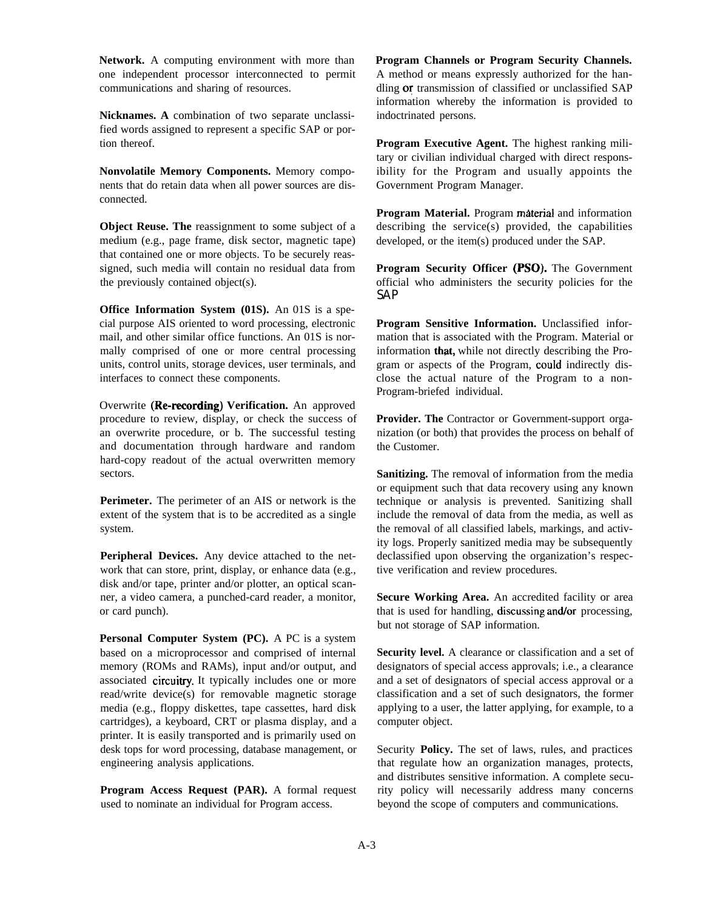**Network.** A computing environment with more than one independent processor interconnected to permit communications and sharing of resources.

**Nicknames. A** combination of two separate unclassified words assigned to represent a specific SAP or portion thereof.

**Nonvolatile Memory Components.** Memory components that do retain data when all power sources are disconnected.

**Object Reuse. The** reassignment to some subject of a medium (e.g., page frame, disk sector, magnetic tape) that contained one or more objects. To be securely reassigned, such media will contain no residual data from the previously contained object(s).

**Office Information System (01S).** An 01S is a special purpose AIS oriented to word processing, electronic mail, and other similar office functions. An 01S is normally comprised of one or more central processing units, control units, storage devices, user terminals, and interfaces to connect these components.

Overwrite **(Re-recording) Verification.** An approved procedure to review, display, or check the success of an overwrite procedure, or b. The successful testing and documentation through hardware and random hard-copy readout of the actual overwritten memory sectors.

**Perimeter.** The perimeter of an AIS or network is the extent of the system that is to be accredited as a single system.

**Peripheral Devices.** Any device attached to the network that can store, print, display, or enhance data (e.g., disk and/or tape, printer and/or plotter, an optical scanner, a video camera, a punched-card reader, a monitor, or card punch).

**Personal Computer System (PC).** A PC is a system based on a microprocessor and comprised of internal memory (ROMs and RAMs), input and/or output, and associated circuitry. It typically includes one or more read/write device(s) for removable magnetic storage media (e.g., floppy diskettes, tape cassettes, hard disk cartridges), a keyboard, CRT or plasma display, and a printer. It is easily transported and is primarily used on desk tops for word processing, database management, or engineering analysis applications.

**Program Access Request (PAR).** A formal request used to nominate an individual for Program access.

**Program Channels or Program Security Channels.** A method or means expressly authorized for the handling or transmission of classified or unclassified SAP information whereby the information is provided to indoctrinated persons.

**Program Executive Agent.** The highest ranking military or civilian individual charged with direct responsibility for the Program and usually appoints the Government Program Manager.

**Program Material.** Program material and information describing the service(s) provided, the capabilities developed, or the item(s) produced under the SAP.

**Program Security Officer (PSO).** The Government official who administers the security policies for the SAP

**Program Sensitive Information.** Unclassified information that is associated with the Program. Material or information that, while not directly describing the Program or aspects of the Program, could indirectly disclose the actual nature of the Program to a non-Program-briefed individual.

**Provider. The** Contractor or Government-support organization (or both) that provides the process on behalf of the Customer.

**Sanitizing.** The removal of information from the media or equipment such that data recovery using any known technique or analysis is prevented. Sanitizing shall include the removal of data from the media, as well as the removal of all classified labels, markings, and activity logs. Properly sanitized media may be subsequently declassified upon observing the organization's respective verification and review procedures.

**Secure Working Area.** An accredited facility or area that is used for handling, discussing and/or processing, but not storage of SAP information.

**Security level.** A clearance or classification and a set of designators of special access approvals; i.e., a clearance and a set of designators of special access approval or a classification and a set of such designators, the former applying to a user, the latter applying, for example, to a computer object.

Security **Policy.** The set of laws, rules, and practices that regulate how an organization manages, protects, and distributes sensitive information. A complete security policy will necessarily address many concerns beyond the scope of computers and communications.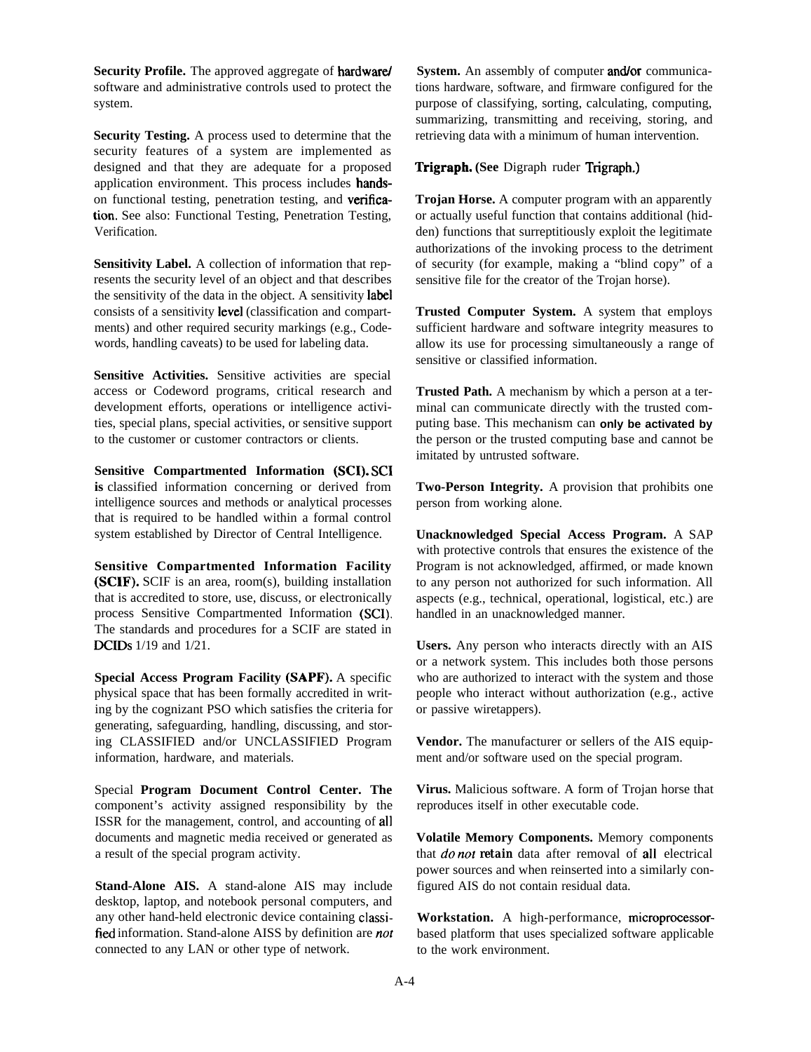**Security Profile.** The approved aggregate of hardware/ software and administrative controls used to protect the system.

**Security Testing.** A process used to determine that the security features of a system are implemented as designed and that they are adequate for a proposed application environment. This process includes hands-on functional testing, penetration testing, and verification. See also: Functional Testing, Penetration Testing, Verification.

**Sensitivity Label.** A collection of information that represents the security level of an object and that describes the sensitivity of the data in the object. A sensitivity label consists of a sensitivity level (classification and compartments) and other required security markings (e.g., Codewords, handling caveats) to be used for labeling data.

**Sensitive Activities.** Sensitive activities are special access or Codeword programs, critical research and development efforts, operations or intelligence activities, special plans, special activities, or sensitive support to the customer or customer contractors or clients.

**Sensitive Compartmented Information (SCI). SCI is** classified information concerning or derived from intelligence sources and methods or analytical processes that is required to be handled within a formal control system established by Director of Central Intelligence.

**Sensitive Compartmented Information Facility (SCIF).** SCIF is an area, room(s), building installation that is accredited to store, use, discuss, or electronically process Sensitive Compartmented Information (SCI). The standards and procedures for a SCIF are stated in DCIDs 1/19 and 1/21.

**Special Access Program Facility (SAPF).** A specific physical space that has been formally accredited in writing by the cognizant PSO which satisfies the criteria for generating, safeguarding, handling, discussing, and storing CLASSIFIED and/or UNCLASSIFIED Program information, hardware, and materials.

Special **Program Document Control Center. The** component's activity assigned responsibility by the ISSR for the management, control, and accounting of all documents and magnetic media received or generated as a result of the special program activity.

**Stand-Alone AIS.** A stand-alone AIS may include desktop, laptop, and notebook personal computers, and any other hand-held electronic device containing classified information. Stand-alone AISS by definition are *not* connected to any LAN or other type of network.

**System.** An assembly of computer and/or communications hardware, software, and firmware configured for the purpose of classifying, sorting, calculating, computing, summarizing, transmitting and receiving, storing, and retrieving data with a minimum of human intervention.

**Trigraph. (See** Digraph ruder Trigraph.)

**Trojan Horse.** A computer program with an apparently or actually useful function that contains additional (hidden) functions that surreptitiously exploit the legitimate authorizations of the invoking process to the detriment of security (for example, making a "blind copy" of a sensitive file for the creator of the Trojan horse).

**Trusted Computer System.** A system that employs sufficient hardware and software integrity measures to allow its use for processing simultaneously a range of sensitive or classified information.

**Trusted Path.** A mechanism by which a person at a terminal can communicate directly with the trusted computing base. This mechanism can only be activated by the person or the trusted computing base and cannot be imitated by untrusted software.

**Two-Person Integrity.** A provision that prohibits one person from working alone.

**Unacknowledged Special Access Program.** A SAP with protective controls that ensures the existence of the Program is not acknowledged, affirmed, or made known to any person not authorized for such information. All aspects (e.g., technical, operational, logistical, etc.) are handled in an unacknowledged manner.

**Users.** Any person who interacts directly with an AIS or a network system. This includes both those persons who are authorized to interact with the system and those people who interact without authorization (e.g., active or passive wiretappers).

**Vendor.** The manufacturer or sellers of the AIS equipment and/or software used on the special program.

**Virus.** Malicious software. A form of Trojan horse that reproduces itself in other executable code.

**Volatile Memory Components.** Memory components that *do not* **retain** data after removal of all electrical power sources and when reinserted into a similarly configured AIS do not contain residual data.

**Workstation.** A high-performance, microprocessor-based platform that uses specialized software applicable to the work environment.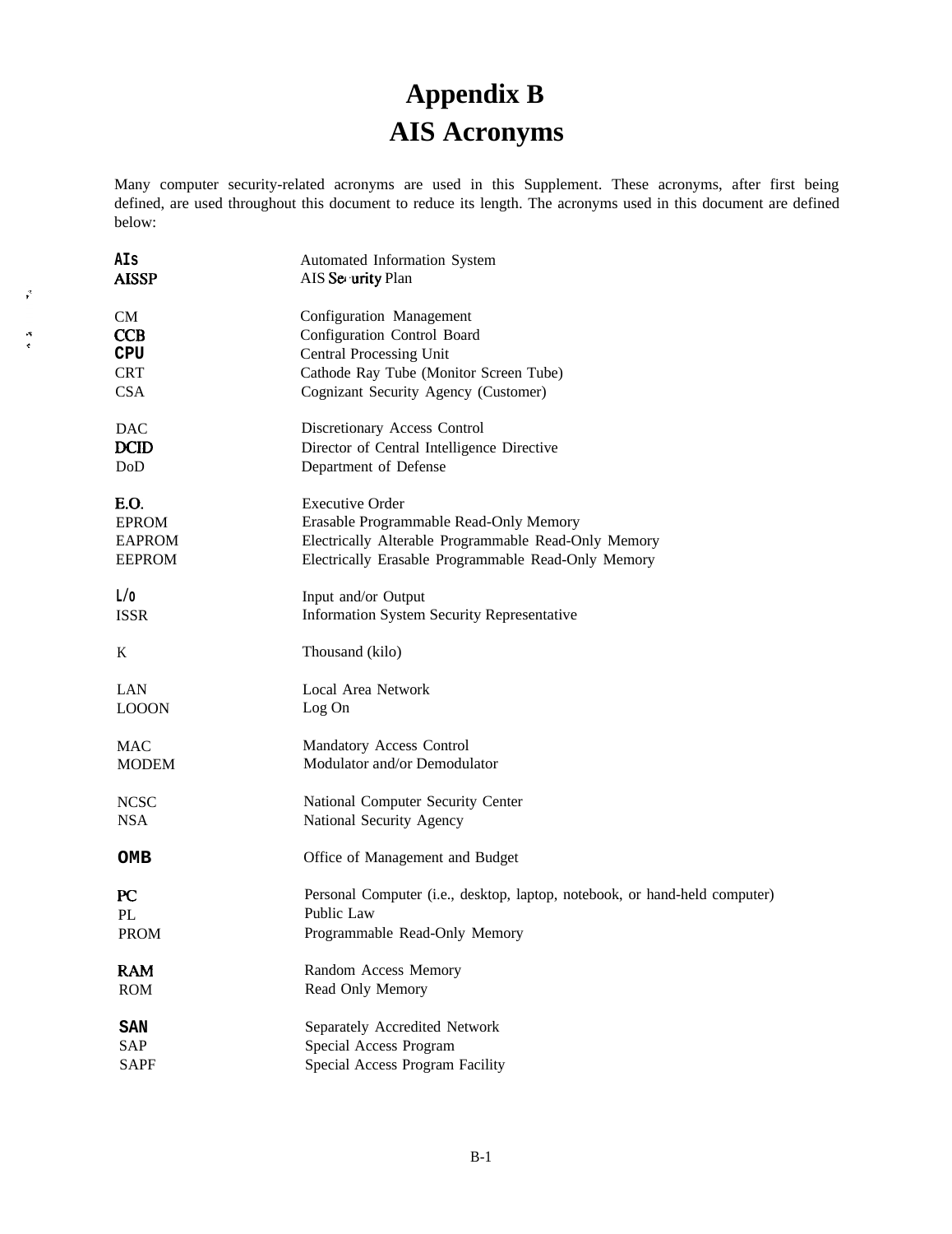# Appendix B

# AIS Acronyms

Many computer security-related acronyms are used in this Supplement. These acronyms, after first being defined, are used throughout this document to reduce its length. The acronyms used in this document are defined below:

| | |
|---|---|
| AIS | Automated Information System |
| AISSP | AIS Security Plan |
| | |
| CM | Configuration Management |
| CCB | Configuration Control Board |
| CPU | Central Processing Unit |
| CRT | Cathode Ray Tube (Monitor Screen Tube) |
| CSA | Cognizant Security Agency (Customer) |
| | |
| DAC | Discretionary Access Control |
| DCID | Director of Central Intelligence Directive |
| DoD | Department of Defense |
| | |
| E.O. | Executive Order |
| EPROM | Erasable Programmable Read-Only Memory |
| EAPROM | Electrically Alterable Programmable Read-Only Memory |
| EEPROM | Electrically Erasable Programmable Read-Only Memory |
| | |
| I/O | Input and/or Output |
| ISSR | Information System Security Representative |
| | |
| K | Thousand (kilo) |
| | |
| LAN | Local Area Network |
| LOGON | Log On |
| | |
| MAC | Mandatory Access Control |
| MODEM | Modulator and/or Demodulator |
| | |
| NCSC | National Computer Security Center |
| NSA | National Security Agency |
| | |
| OMB | Office of Management and Budget |
| | |
| PC | Personal Computer (i.e., desktop, laptop, notebook, or hand-held computer) |
| PL | Public Law |
| PROM | Programmable Read-Only Memory |
| | |
| RAM | Random Access Memory |
| ROM | Read Only Memory |
| | |
| SAN | Separately Accredited Network |
| SAP | Special Access Program |
| SAPF | Special Access Program Facility |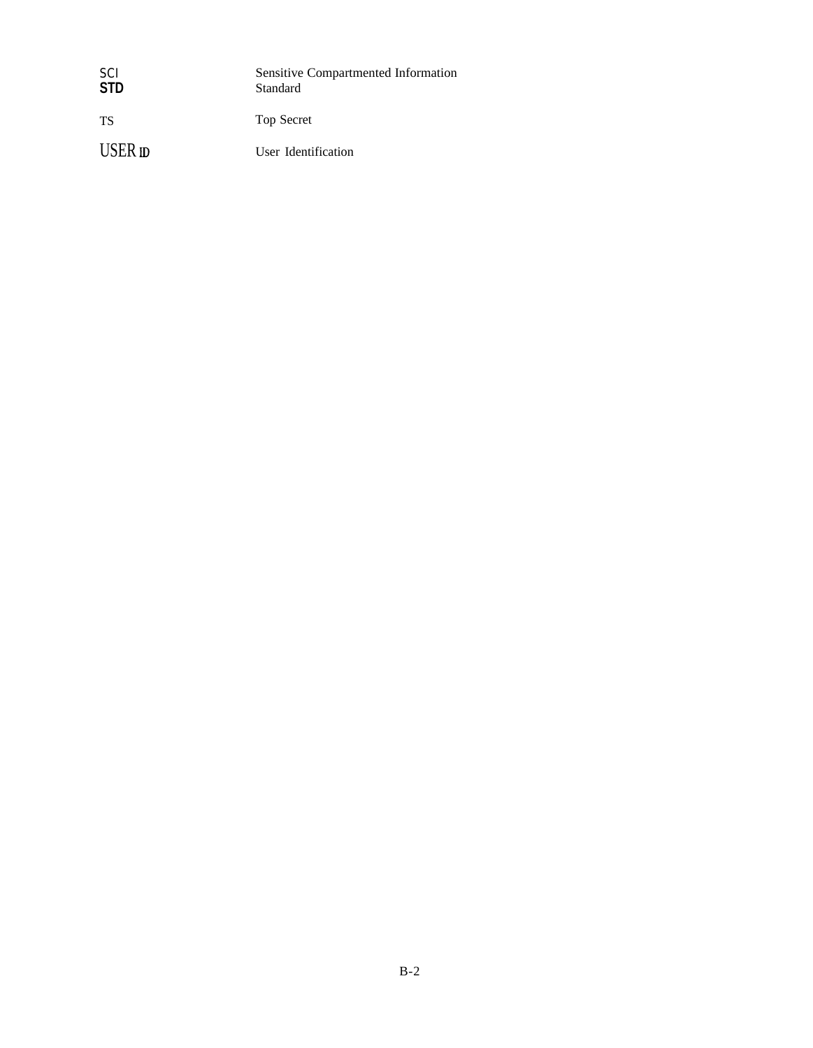| | |
|---|---|
| SCI | Sensitive Compartmented Information |
| STD | Standard |
| TS | Top Secret |
| USER ID | User Identification |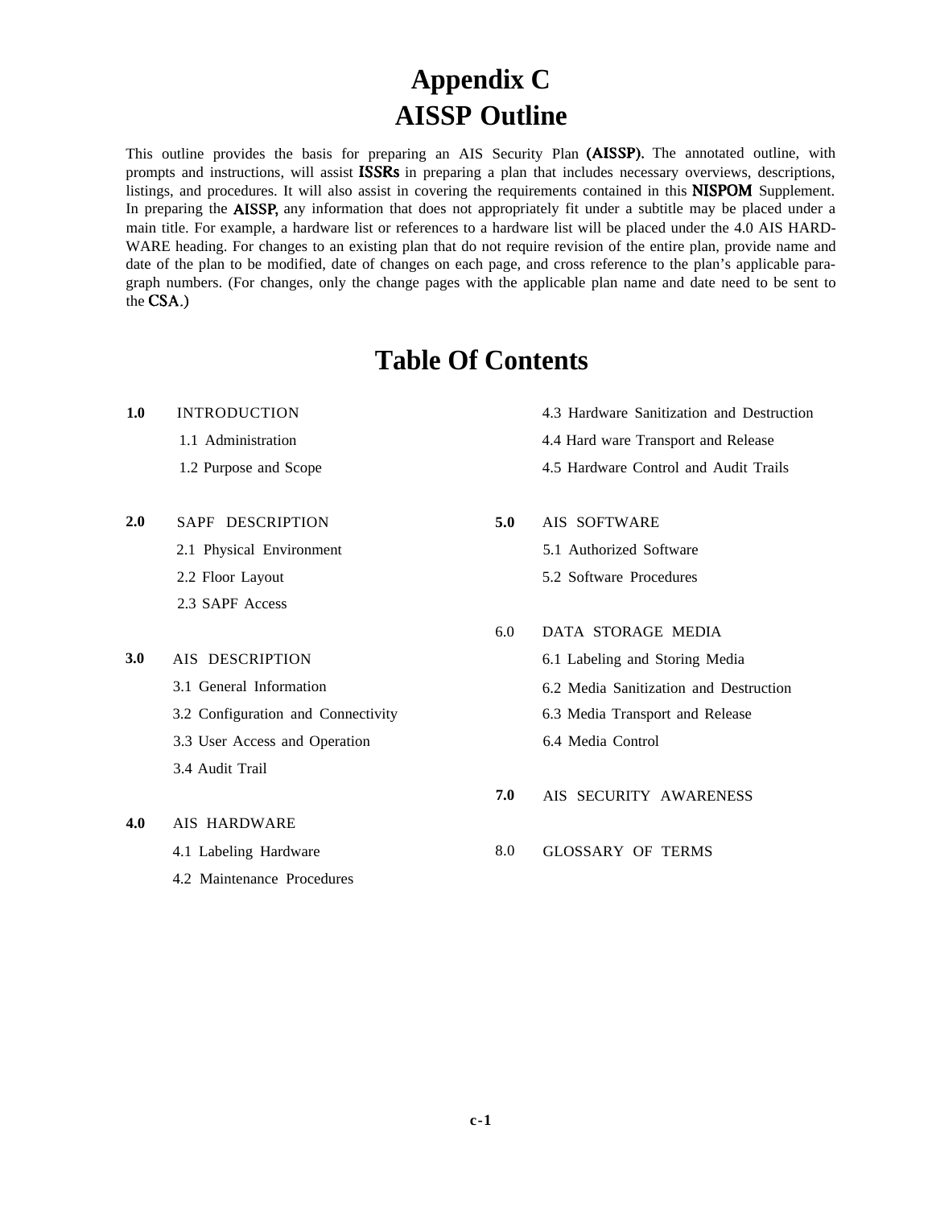# Appendix C
# AISSP Outline

This outline provides the basis for preparing an AIS Security Plan (AISSP). The annotated outline, with prompts and instructions, will assist ISSRs in preparing a plan that includes necessary overviews, descriptions, listings, and procedures. It will also assist in covering the requirements contained in this NISPOM Supplement. In preparing the AISSP, any information that does not appropriately fit under a subtitle may be placed under a main title. For example, a hardware list or references to a hardware list will be placed under the 4.0 AIS HARDWARE heading. For changes to an existing plan that do not require revision of the entire plan, provide name and date of the plan to be modified, date of changes on each page, and cross reference to the plan's applicable paragraph numbers. (For changes, only the change pages with the applicable plan name and date need to be sent to the CSA.)

## Table Of Contents

**1.0** INTRODUCTION
- 1.1 Administration
- 1.2 Purpose and Scope

**2.0** SAPF DESCRIPTION
- 2.1 Physical Environment
- 2.2 Floor Layout
- 2.3 SAPF Access

**3.0** AIS DESCRIPTION
- 3.1 General Information
- 3.2 Configuration and Connectivity
- 3.3 User Access and Operation
- 3.4 Audit Trail

**4.0** AIS HARDWARE
- 4.1 Labeling Hardware
- 4.2 Maintenance Procedures
- 4.3 Hardware Sanitization and Destruction
- 4.4 Hard ware Transport and Release
- 4.5 Hardware Control and Audit Trails

**5.0** AIS SOFTWARE
- 5.1 Authorized Software
- 5.2 Software Procedures

6.0 DATA STORAGE MEDIA
- 6.1 Labeling and Storing Media
- 6.2 Media Sanitization and Destruction
- 6.3 Media Transport and Release
- 6.4 Media Control

**7.0** AIS SECURITY AWARENESS

8.0 GLOSSARY OF TERMS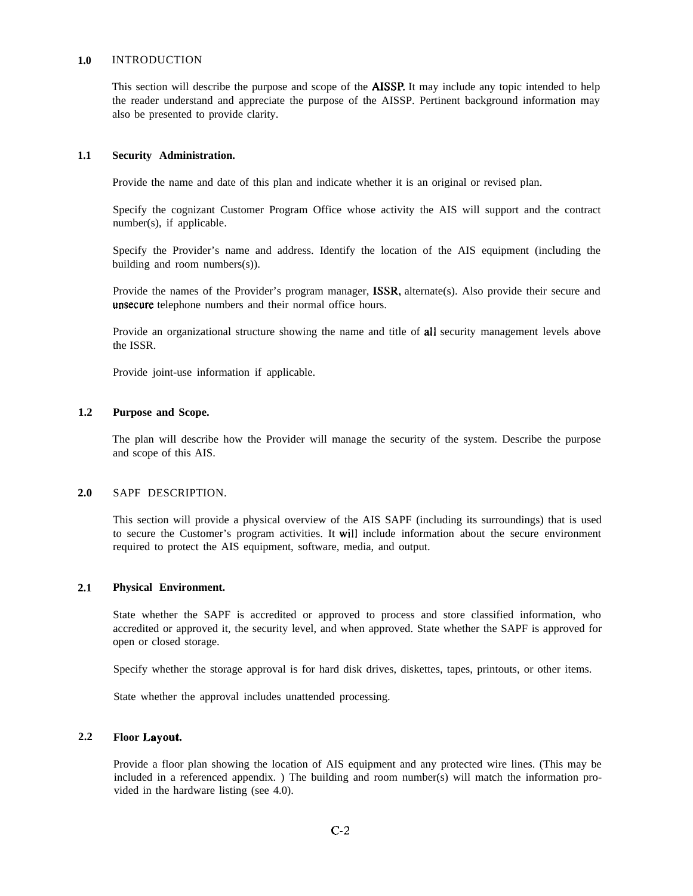## 1.0 INTRODUCTION

This section will describe the purpose and scope of the AISSP. It may include any topic intended to help the reader understand and appreciate the purpose of the AISSP. Pertinent background information may also be presented to provide clarity.

### 1.1 Security Administration.

Provide the name and date of this plan and indicate whether it is an original or revised plan.

Specify the cognizant Customer Program Office whose activity the AIS will support and the contract number(s), if applicable.

Specify the Provider's name and address. Identify the location of the AIS equipment (including the building and room numbers(s)).

Provide the names of the Provider's program manager, ISSR, alternate(s). Also provide their secure and unsecure telephone numbers and their normal office hours.

Provide an organizational structure showing the name and title of all security management levels above the ISSR.

Provide joint-use information if applicable.

### 1.2 Purpose and Scope.

The plan will describe how the Provider will manage the security of the system. Describe the purpose and scope of this AIS.

## 2.0 SAPF DESCRIPTION.

This section will provide a physical overview of the AIS SAPF (including its surroundings) that is used to secure the Customer's program activities. It will include information about the secure environment required to protect the AIS equipment, software, media, and output.

### 2.1 Physical Environment.

State whether the SAPF is accredited or approved to process and store classified information, who accredited or approved it, the security level, and when approved. State whether the SAPF is approved for open or closed storage.

Specify whether the storage approval is for hard disk drives, diskettes, tapes, printouts, or other items.

State whether the approval includes unattended processing.

### 2.2 Floor Layout.

Provide a floor plan showing the location of AIS equipment and any protected wire lines. (This may be included in a referenced appendix. ) The building and room number(s) will match the information provided in the hardware listing (see 4.0).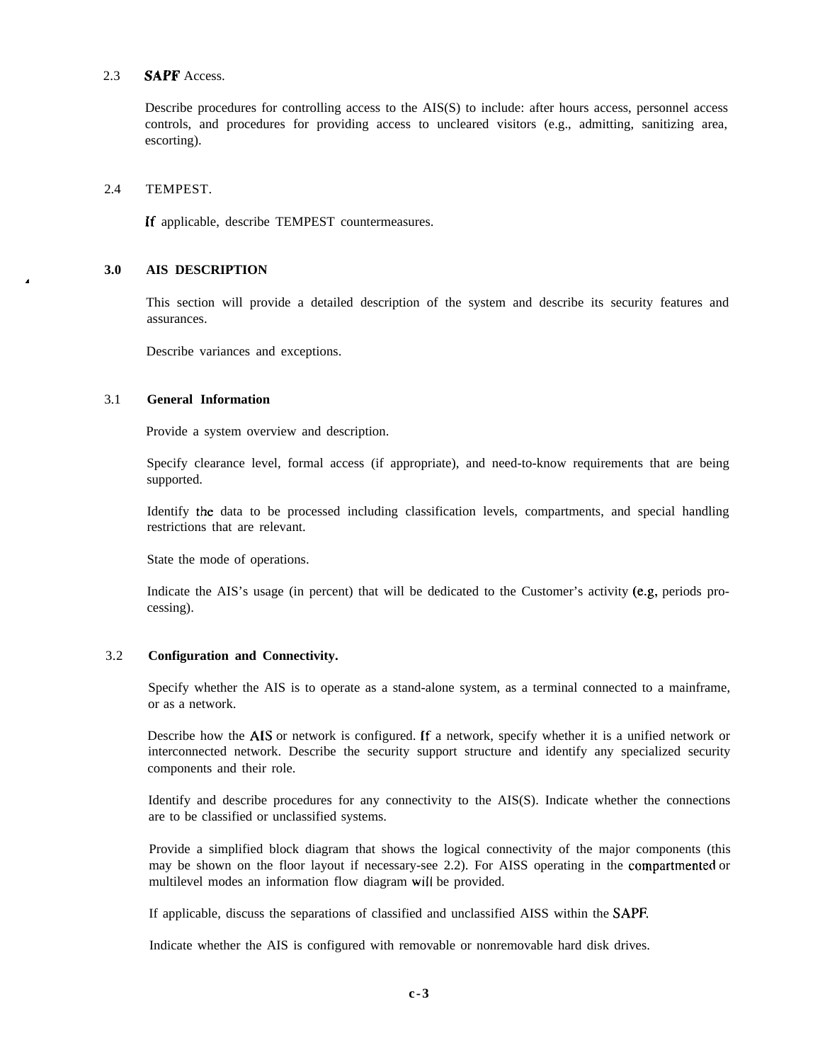2.3 **SAPF** Access.

Describe procedures for controlling access to the AIS(S) to include: after hours access, personnel access controls, and procedures for providing access to uncleared visitors (e.g., admitting, sanitizing area, escorting).

2.4 TEMPEST.

If applicable, describe TEMPEST countermeasures.

## 3.0 AIS DESCRIPTION

This section will provide a detailed description of the system and describe its security features and assurances.

Describe variances and exceptions.

### 3.1 General Information

Provide a system overview and description.

Specify clearance level, formal access (if appropriate), and need-to-know requirements that are being supported.

Identify the data to be processed including classification levels, compartments, and special handling restrictions that are relevant.

State the mode of operations.

Indicate the AIS's usage (in percent) that will be dedicated to the Customer's activity (e.g, periods processing).

### 3.2 Configuration and Connectivity.

Specify whether the AIS is to operate as a stand-alone system, as a terminal connected to a mainframe, or as a network.

Describe how the AIS or network is configured. If a network, specify whether it is a unified network or interconnected network. Describe the security support structure and identify any specialized security components and their role.

Identify and describe procedures for any connectivity to the AIS(S). Indicate whether the connections are to be classified or unclassified systems.

Provide a simplified block diagram that shows the logical connectivity of the major components (this may be shown on the floor layout if necessary-see 2.2). For AISS operating in the compartmented or multilevel modes an information flow diagram will be provided.

If applicable, discuss the separations of classified and unclassified AISS within the SAPF.

Indicate whether the AIS is configured with removable or nonremovable hard disk drives.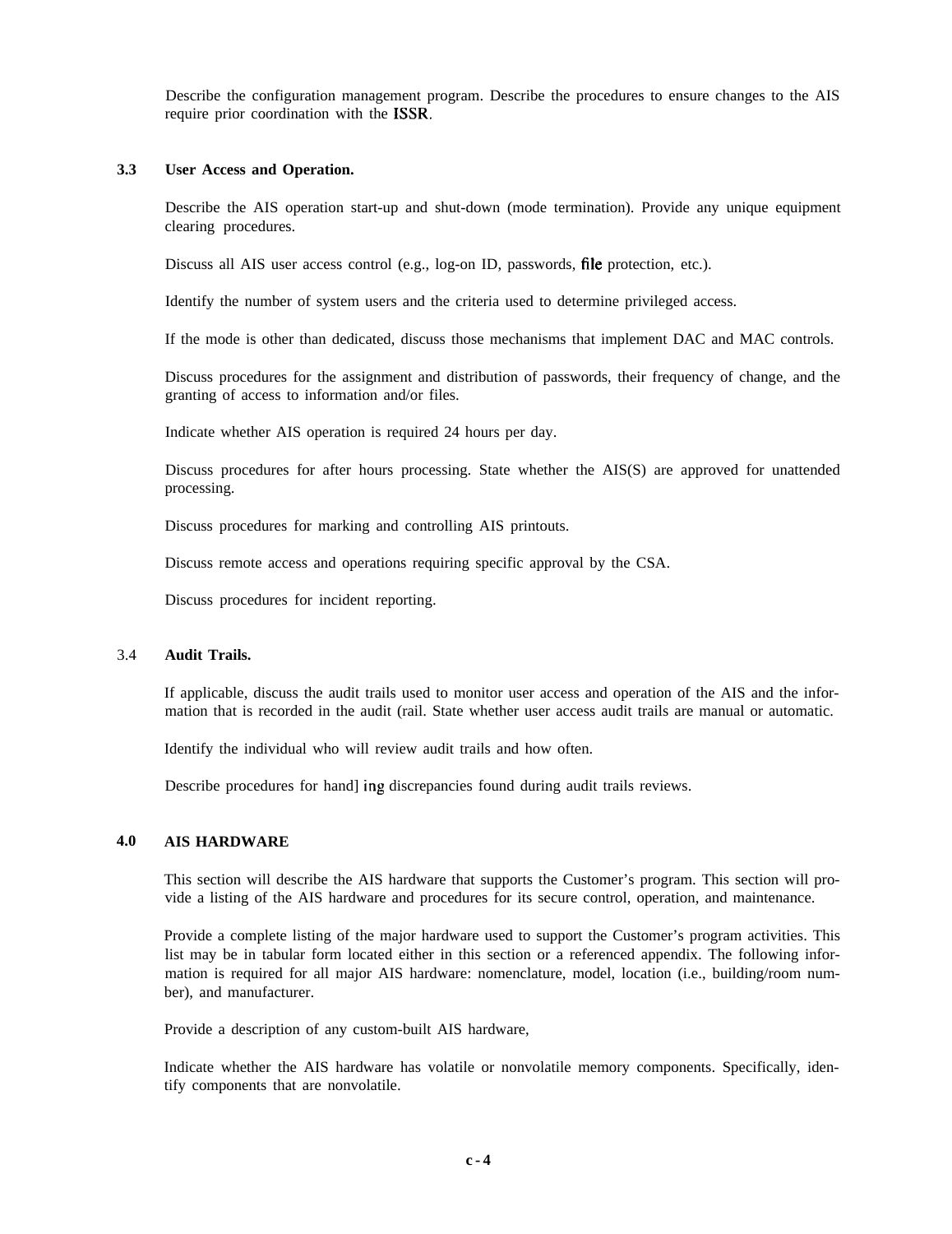Describe the configuration management program. Describe the procedures to ensure changes to the AIS require prior coordination with the ISSR.

### 3.3 User Access and Operation.

Describe the AIS operation start-up and shut-down (mode termination). Provide any unique equipment clearing procedures.

Discuss all AIS user access control (e.g., log-on ID, passwords, file protection, etc.).

Identify the number of system users and the criteria used to determine privileged access.

If the mode is other than dedicated, discuss those mechanisms that implement DAC and MAC controls.

Discuss procedures for the assignment and distribution of passwords, their frequency of change, and the granting of access to information and/or files.

Indicate whether AIS operation is required 24 hours per day.

Discuss procedures for after hours processing. State whether the AIS(S) are approved for unattended processing.

Discuss procedures for marking and controlling AIS printouts.

Discuss remote access and operations requiring specific approval by the CSA.

Discuss procedures for incident reporting.

### 3.4 Audit Trails.

If applicable, discuss the audit trails used to monitor user access and operation of the AIS and the information that is recorded in the audit (rail. State whether user access audit trails are manual or automatic.

Identify the individual who will review audit trails and how often.

Describe procedures for hand] ing discrepancies found during audit trails reviews.

## 4.0 AIS HARDWARE

This section will describe the AIS hardware that supports the Customer's program. This section will provide a listing of the AIS hardware and procedures for its secure control, operation, and maintenance.

Provide a complete listing of the major hardware used to support the Customer's program activities. This list may be in tabular form located either in this section or a referenced appendix. The following information is required for all major AIS hardware: nomenclature, model, location (i.e., building/room number), and manufacturer.

Provide a description of any custom-built AIS hardware,

Indicate whether the AIS hardware has volatile or nonvolatile memory components. Specifically, identify components that are nonvolatile.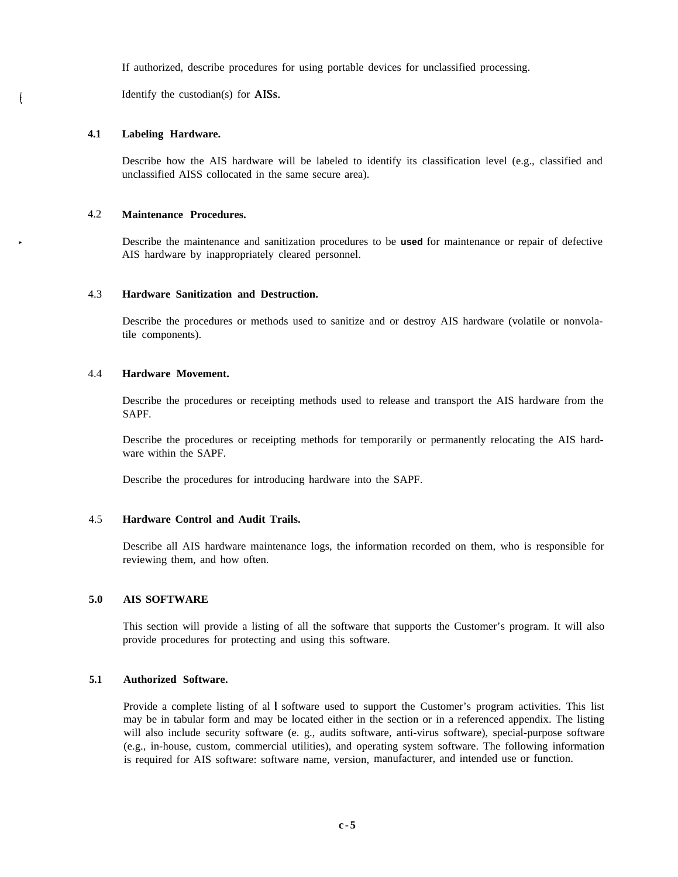If authorized, describe procedures for using portable devices for unclassified processing.

Identify the custodian(s) for AISs.

### 4.1 Labeling Hardware.

Describe how the AIS hardware will be labeled to identify its classification level (e.g., classified and unclassified AISS collocated in the same secure area).

### 4.2 Maintenance Procedures.

Describe the maintenance and sanitization procedures to be used for maintenance or repair of defective AIS hardware by inappropriately cleared personnel.

### 4.3 Hardware Sanitization and Destruction.

Describe the procedures or methods used to sanitize and or destroy AIS hardware (volatile or nonvolatile components).

### 4.4 Hardware Movement.

Describe the procedures or receipting methods used to release and transport the AIS hardware from the SAPF.

Describe the procedures or receipting methods for temporarily or permanently relocating the AIS hardware within the SAPF.

Describe the procedures for introducing hardware into the SAPF.

### 4.5 Hardware Control and Audit Trails.

Describe all AIS hardware maintenance logs, the information recorded on them, who is responsible for reviewing them, and how often.

## 5.0 AIS SOFTWARE

This section will provide a listing of all the software that supports the Customer's program. It will also provide procedures for protecting and using this software.

### 5.1 Authorized Software.

Provide a complete listing of all software used to support the Customer's program activities. This list may be in tabular form and may be located either in the section or in a referenced appendix. The listing will also include security software (e. g., audits software, anti-virus software), special-purpose software (e.g., in-house, custom, commercial utilities), and operating system software. The following information is required for AIS software: software name, version, manufacturer, and intended use or function.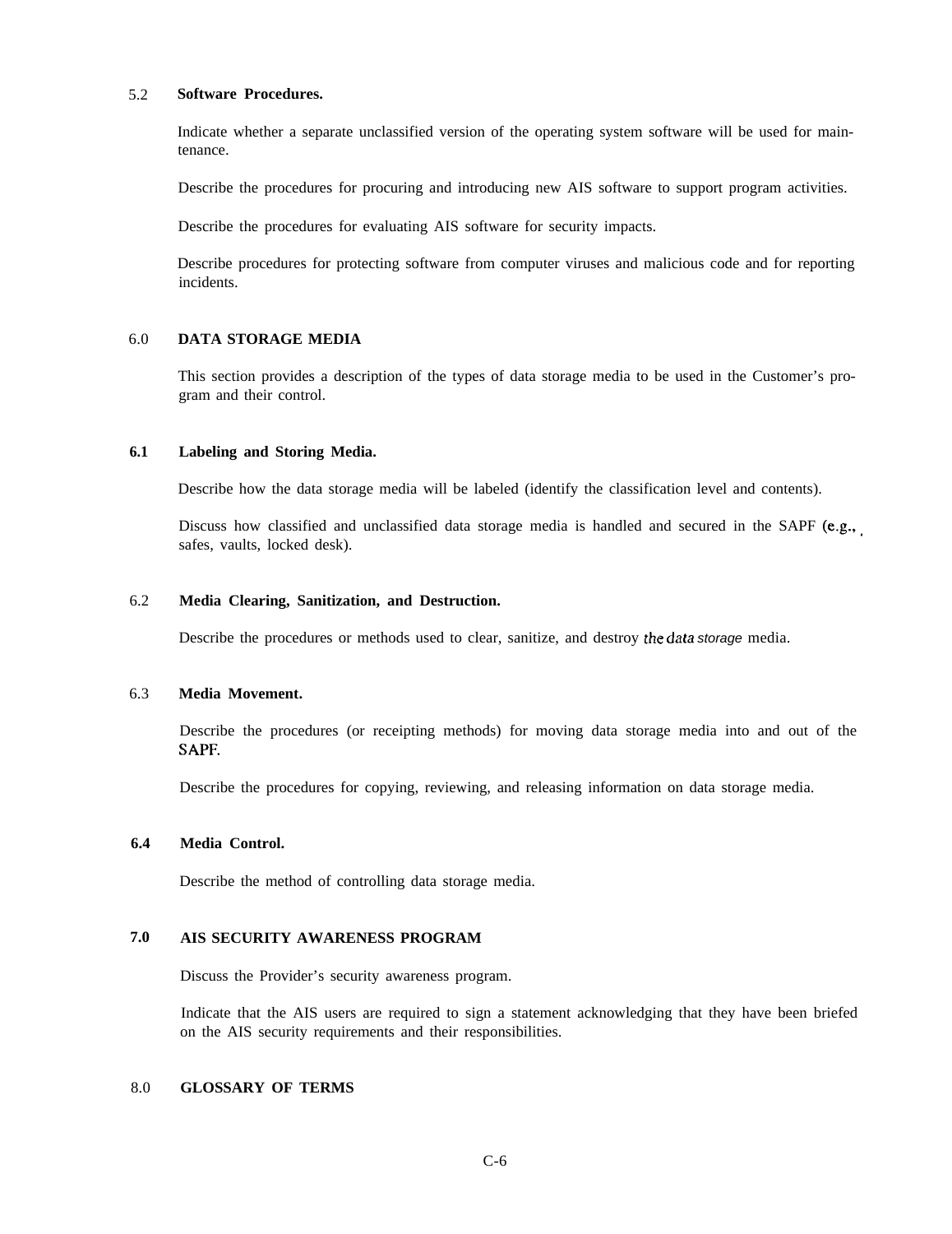### 5.2 Software Procedures.

Indicate whether a separate unclassified version of the operating system software will be used for maintenance.

Describe the procedures for procuring and introducing new AIS software to support program activities.

Describe the procedures for evaluating AIS software for security impacts.

Describe procedures for protecting software from computer viruses and malicious code and for reporting incidents.

## 6.0 DATA STORAGE MEDIA

This section provides a description of the types of data storage media to be used in the Customer's program and their control.

### 6.1 Labeling and Storing Media.

Describe how the data storage media will be labeled (identify the classification level and contents).

Discuss how classified and unclassified data storage media is handled and secured in the SAPF (e.g., safes, vaults, locked desk).

### 6.2 Media Clearing, Sanitization, and Destruction.

Describe the procedures or methods used to clear, sanitize, and destroy the data storage media.

### 6.3 Media Movement.

Describe the procedures (or receipting methods) for moving data storage media into and out of the SAPF.

Describe the procedures for copying, reviewing, and releasing information on data storage media.

### 6.4 Media Control.

Describe the method of controlling data storage media.

## 7.0 AIS SECURITY AWARENESS PROGRAM

Discuss the Provider's security awareness program.

Indicate that the AIS users are required to sign a statement acknowledging that they have been briefed on the AIS security requirements and their responsibilities.

## 8.0 GLOSSARY OF TERMS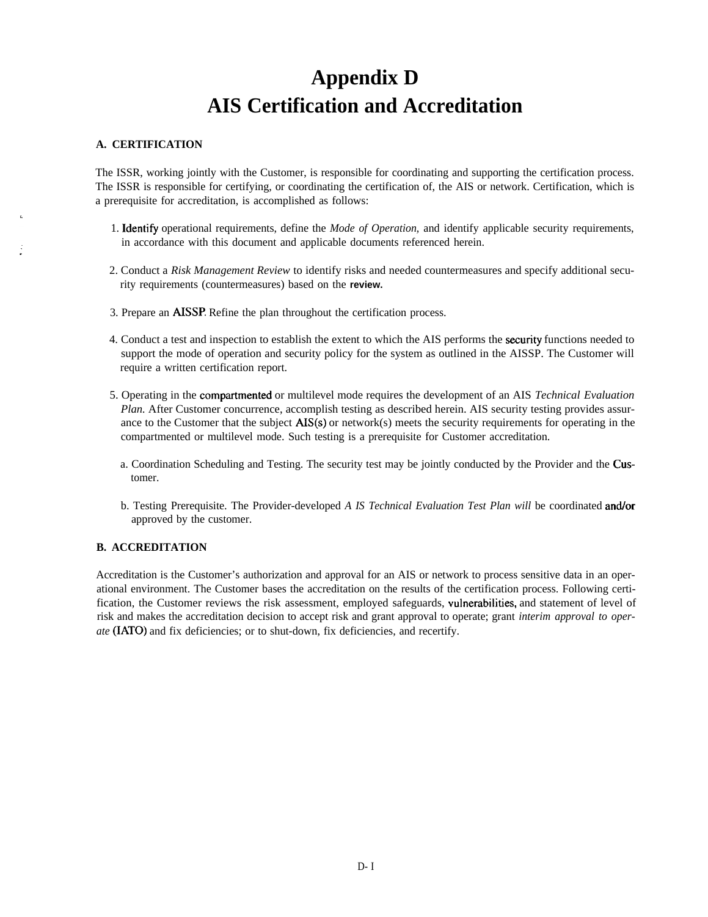# Appendix D
# AIS Certification and Accreditation

## A. CERTIFICATION

The ISSR, working jointly with the Customer, is responsible for coordinating and supporting the certification process. The ISSR is responsible for certifying, or coordinating the certification of, the AIS or network. Certification, which is a prerequisite for accreditation, is accomplished as follows:

1. Identify operational requirements, define the *Mode of Operation,* and identify applicable security requirements, in accordance with this document and applicable documents referenced herein.

2. Conduct a *Risk Management Review* to identify risks and needed countermeasures and specify additional security requirements (countermeasures) based on the review.

3. Prepare an AISSP. Refine the plan throughout the certification process.

4. Conduct a test and inspection to establish the extent to which the AIS performs the security functions needed to support the mode of operation and security policy for the system as outlined in the AISSP. The Customer will require a written certification report.

5. Operating in the compartmented or multilevel mode requires the development of an AIS *Technical Evaluation Plan.* After Customer concurrence, accomplish testing as described herein. AIS security testing provides assurance to the Customer that the subject AIS(s) or network(s) meets the security requirements for operating in the compartmented or multilevel mode. Such testing is a prerequisite for Customer accreditation.

   a. Coordination Scheduling and Testing. The security test may be jointly conducted by the Provider and the Customer.

   b. Testing Prerequisite. The Provider-developed *A IS Technical Evaluation Test Plan will* be coordinated and/or approved by the customer.

## B. ACCREDITATION

Accreditation is the Customer's authorization and approval for an AIS or network to process sensitive data in an operational environment. The Customer bases the accreditation on the results of the certification process. Following certification, the Customer reviews the risk assessment, employed safeguards, vulnerabilities, and statement of level of risk and makes the accreditation decision to accept risk and grant approval to operate; grant *interim approval to operate* (IATO) and fix deficiencies; or to shut-down, fix deficiencies, and recertify.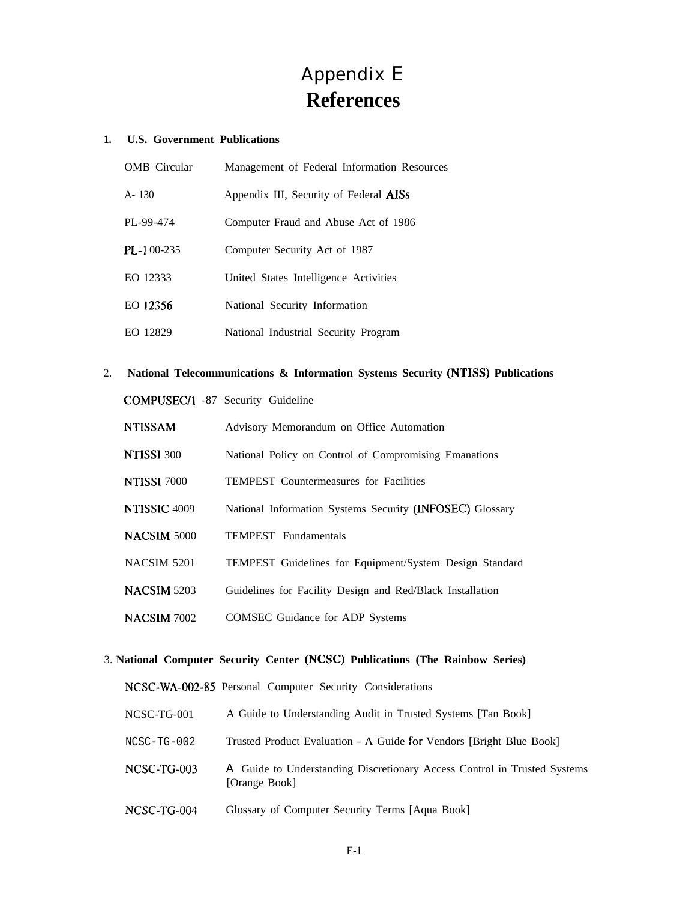# Appendix E
# References

**1. U.S. Government Publications**

| | |
|---|---|
| OMB Circular | Management of Federal Information Resources |
| A- 130 | Appendix III, Security of Federal AISs |
| PL-99-474 | Computer Fraud and Abuse Act of 1986 |
| PL-100-235 | Computer Security Act of 1987 |
| EO 12333 | United States Intelligence Activities |
| EO 12356 | National Security Information |
| EO 12829 | National Industrial Security Program |

**2. National Telecommunications & Information Systems Security (NTISS) Publications**

| | |
|---|---|
| COMPUSEC/1 -87 | Security Guideline |
| NTISSAM | Advisory Memorandum on Office Automation |
| NTISSI 300 | National Policy on Control of Compromising Emanations |
| NTISSI 7000 | TEMPEST Countermeasures for Facilities |
| NTISSIC 4009 | National Information Systems Security (INFOSEC) Glossary |
| NACSIM 5000 | TEMPEST Fundamentals |
| NACSIM 5201 | TEMPEST Guidelines for Equipment/System Design Standard |
| NACSIM 5203 | Guidelines for Facility Design and Red/Black Installation |
| NACSIM 7002 | COMSEC Guidance for ADP Systems |

**3. National Computer Security Center (NCSC) Publications (The Rainbow Series)**

| | |
|---|---|
| NCSC-WA-002-85 | Personal Computer Security Considerations |
| NCSC-TG-001 | A Guide to Understanding Audit in Trusted Systems [Tan Book] |
| NCSC-TG-002 | Trusted Product Evaluation - A Guide for Vendors [Bright Blue Book] |
| NCSC-TG-003 | A Guide to Understanding Discretionary Access Control in Trusted Systems [Orange Book] |
| NCSC-TG-004 | Glossary of Computer Security Terms [Aqua Book] |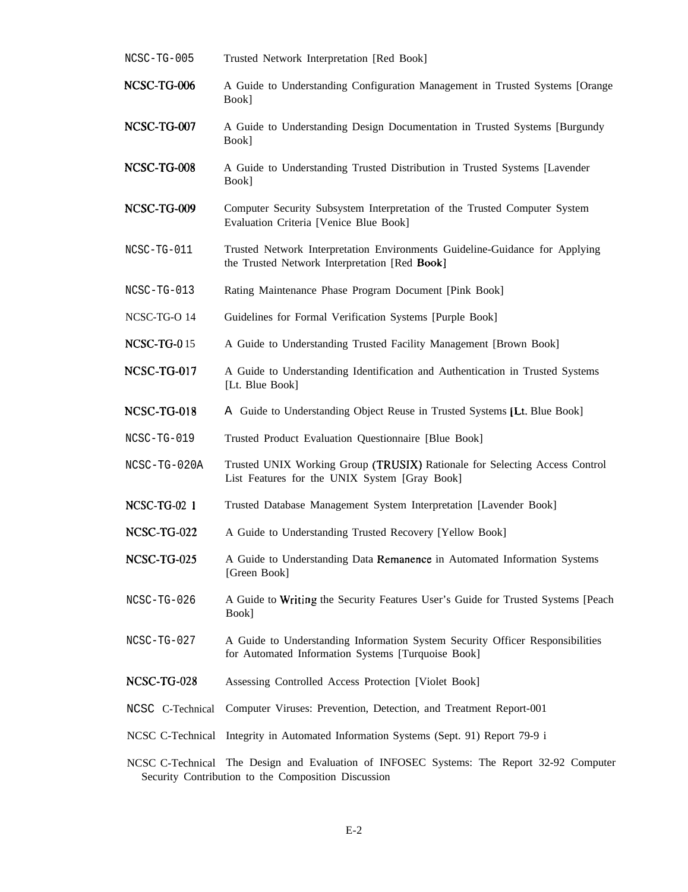NCSC-TG-005 Trusted Network Interpretation [Red Book]

NCSC-TG-006 A Guide to Understanding Configuration Management in Trusted Systems [Orange Book]

NCSC-TG-007 A Guide to Understanding Design Documentation in Trusted Systems [Burgundy Book]

NCSC-TG-008 A Guide to Understanding Trusted Distribution in Trusted Systems [Lavender Book]

NCSC-TG-009 Computer Security Subsystem Interpretation of the Trusted Computer System Evaluation Criteria [Venice Blue Book]

NCSC-TG-011 Trusted Network Interpretation Environments Guideline-Guidance for Applying the Trusted Network Interpretation [Red Book]

NCSC-TG-013 Rating Maintenance Phase Program Document [Pink Book]

NCSC-TG-O 14 Guidelines for Formal Verification Systems [Purple Book]

NCSC-TG-0 15 A Guide to Understanding Trusted Facility Management [Brown Book]

NCSC-TG-017 A Guide to Understanding Identification and Authentication in Trusted Systems [Lt. Blue Book]

NCSC-TG-018 A Guide to Understanding Object Reuse in Trusted Systems [Lt. Blue Book]

NCSC-TG-019 Trusted Product Evaluation Questionnaire [Blue Book]

NCSC-TG-020A Trusted UNIX Working Group (TRUSIX) Rationale for Selecting Access Control List Features for the UNIX System [Gray Book]

NCSC-TG-02 1 Trusted Database Management System Interpretation [Lavender Book]

NCSC-TG-022 A Guide to Understanding Trusted Recovery [Yellow Book]

NCSC-TG-025 A Guide to Understanding Data Remanence in Automated Information Systems [Green Book]

NCSC-TG-026 A Guide to Writing the Security Features User's Guide for Trusted Systems [Peach Book]

NCSC-TG-027 A Guide to Understanding Information System Security Officer Responsibilities for Automated Information Systems [Turquoise Book]

NCSC-TG-028 Assessing Controlled Access Protection [Violet Book]

NCSC C-Technical Computer Viruses: Prevention, Detection, and Treatment Report-001

NCSC C-Technical Integrity in Automated Information Systems (Sept. 91) Report 79-9 i

NCSC C-Technical The Design and Evaluation of INFOSEC Systems: The Report 32-92 Computer Security Contribution to the Composition Discussion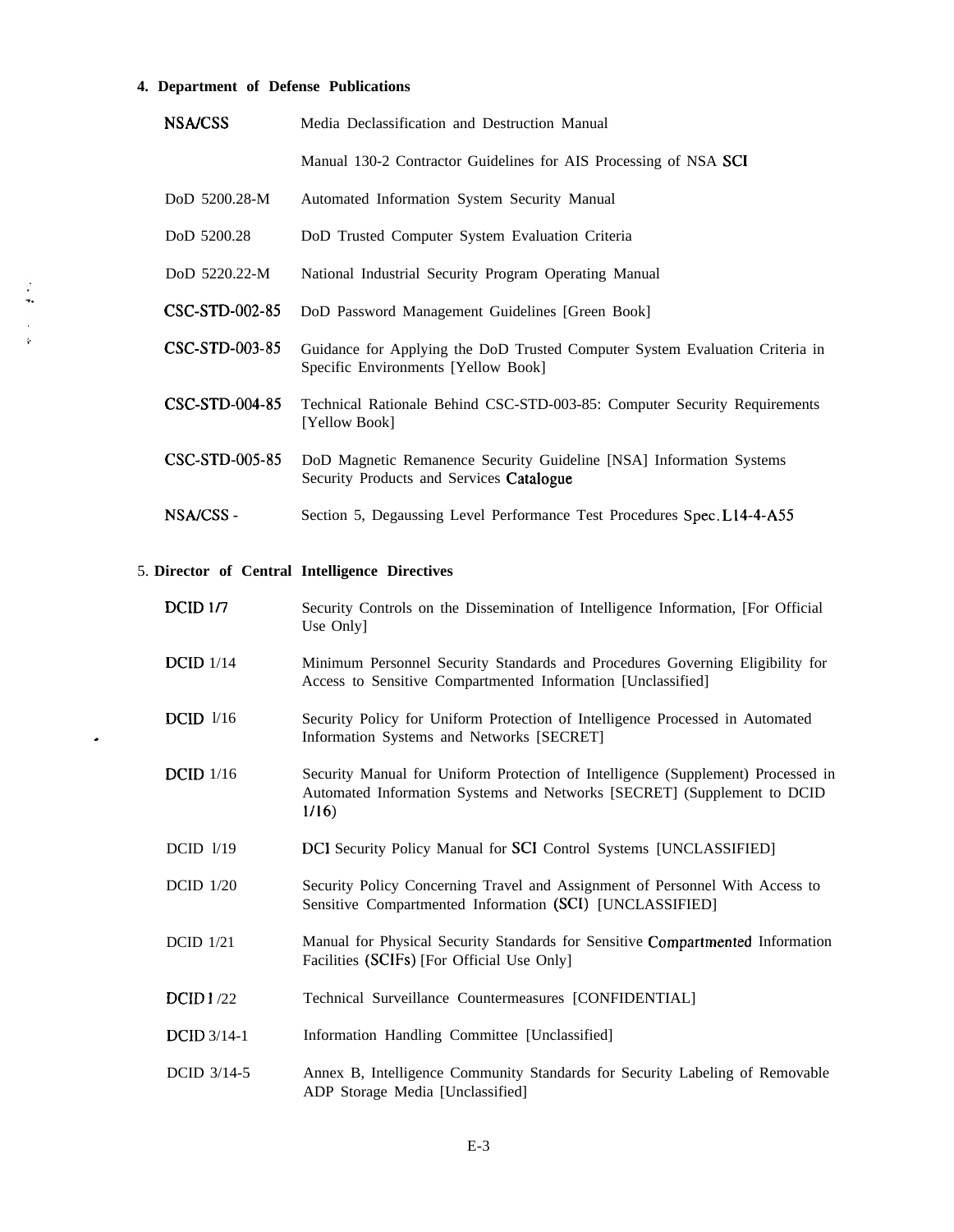**4. Department of Defense Publications**

| | |
|---|---|
| NSA/CSS | Media Declassification and Destruction Manual |
| | Manual 130-2 Contractor Guidelines for AIS Processing of NSA SCI |
| DoD 5200.28-M | Automated Information System Security Manual |
| DoD 5200.28 | DoD Trusted Computer System Evaluation Criteria |
| DoD 5220.22-M | National Industrial Security Program Operating Manual |
| CSC-STD-002-85 | DoD Password Management Guidelines [Green Book] |
| CSC-STD-003-85 | Guidance for Applying the DoD Trusted Computer System Evaluation Criteria in Specific Environments [Yellow Book] |
| CSC-STD-004-85 | Technical Rationale Behind CSC-STD-003-85: Computer Security Requirements [Yellow Book] |
| CSC-STD-005-85 | DoD Magnetic Remanence Security Guideline [NSA] Information Systems Security Products and Services Catalogue |
| NSA/CSS - | Section 5, Degaussing Level Performance Test Procedures Spec. L14-4-A55 |

5. **Director of Central Intelligence Directives**

| | |
|---|---|
| DCID 1/7 | Security Controls on the Dissemination of Intelligence Information, [For Official Use Only] |
| DCID 1/14 | Minimum Personnel Security Standards and Procedures Governing Eligibility for Access to Sensitive Compartmented Information [Unclassified] |
| DCID 1/16 | Security Policy for Uniform Protection of Intelligence Processed in Automated Information Systems and Networks [SECRET] |
| DCID 1/16 | Security Manual for Uniform Protection of Intelligence (Supplement) Processed in Automated Information Systems and Networks [SECRET] (Supplement to DCID 1/16) |
| DCID 1/19 | DCI Security Policy Manual for SCI Control Systems [UNCLASSIFIED] |
| DCID 1/20 | Security Policy Concerning Travel and Assignment of Personnel With Access to Sensitive Compartmented Information (SCI) [UNCLASSIFIED] |
| DCID 1/21 | Manual for Physical Security Standards for Sensitive Compartmented Information Facilities (SCIFs) [For Official Use Only] |
| DCID 1/22 | Technical Surveillance Countermeasures [CONFIDENTIAL] |
| DCID 3/14-1 | Information Handling Committee [Unclassified] |
| DCID 3/14-5 | Annex B, Intelligence Community Standards for Security Labeling of Removable ADP Storage Media [Unclassified] |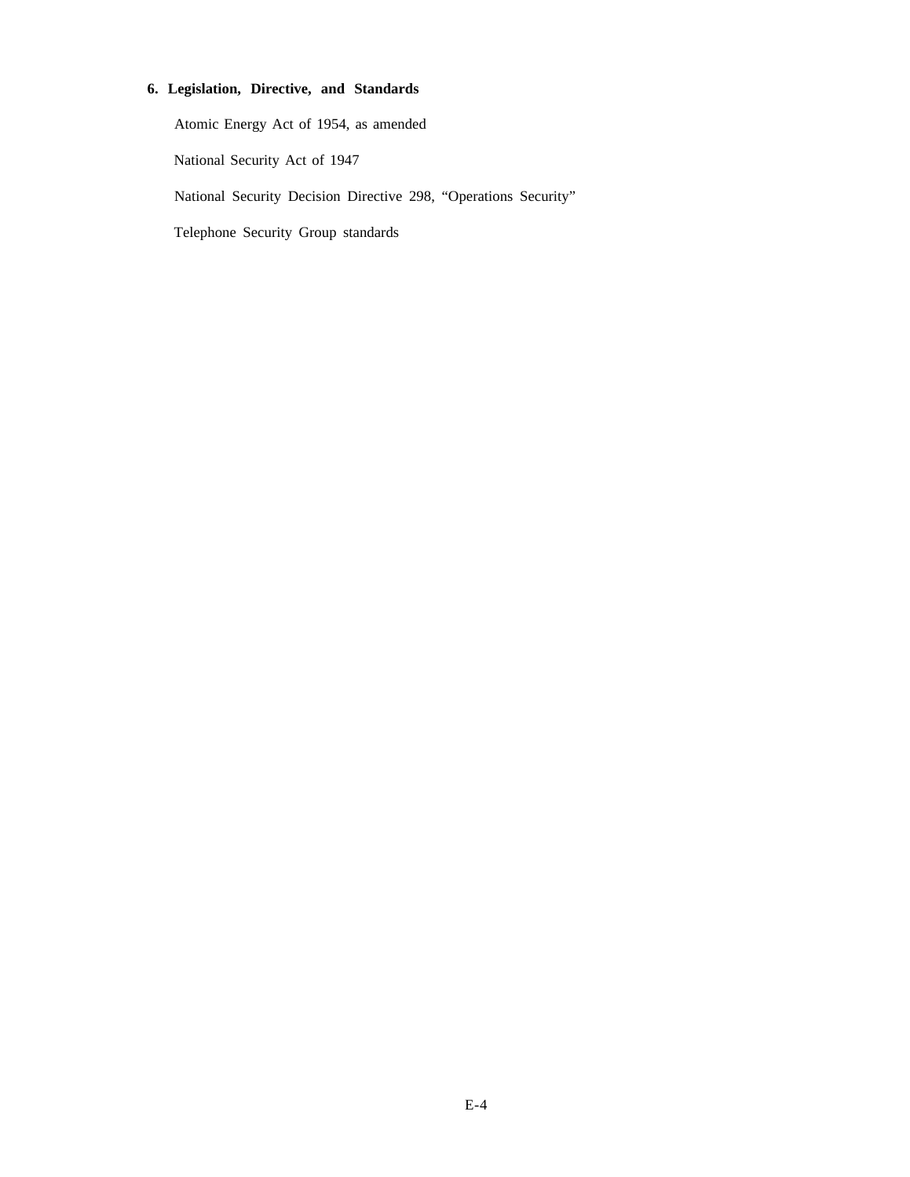## 6. Legislation, Directive, and Standards

Atomic Energy Act of 1954, as amended

National Security Act of 1947

National Security Decision Directive 298, "Operations Security"

Telephone Security Group standards